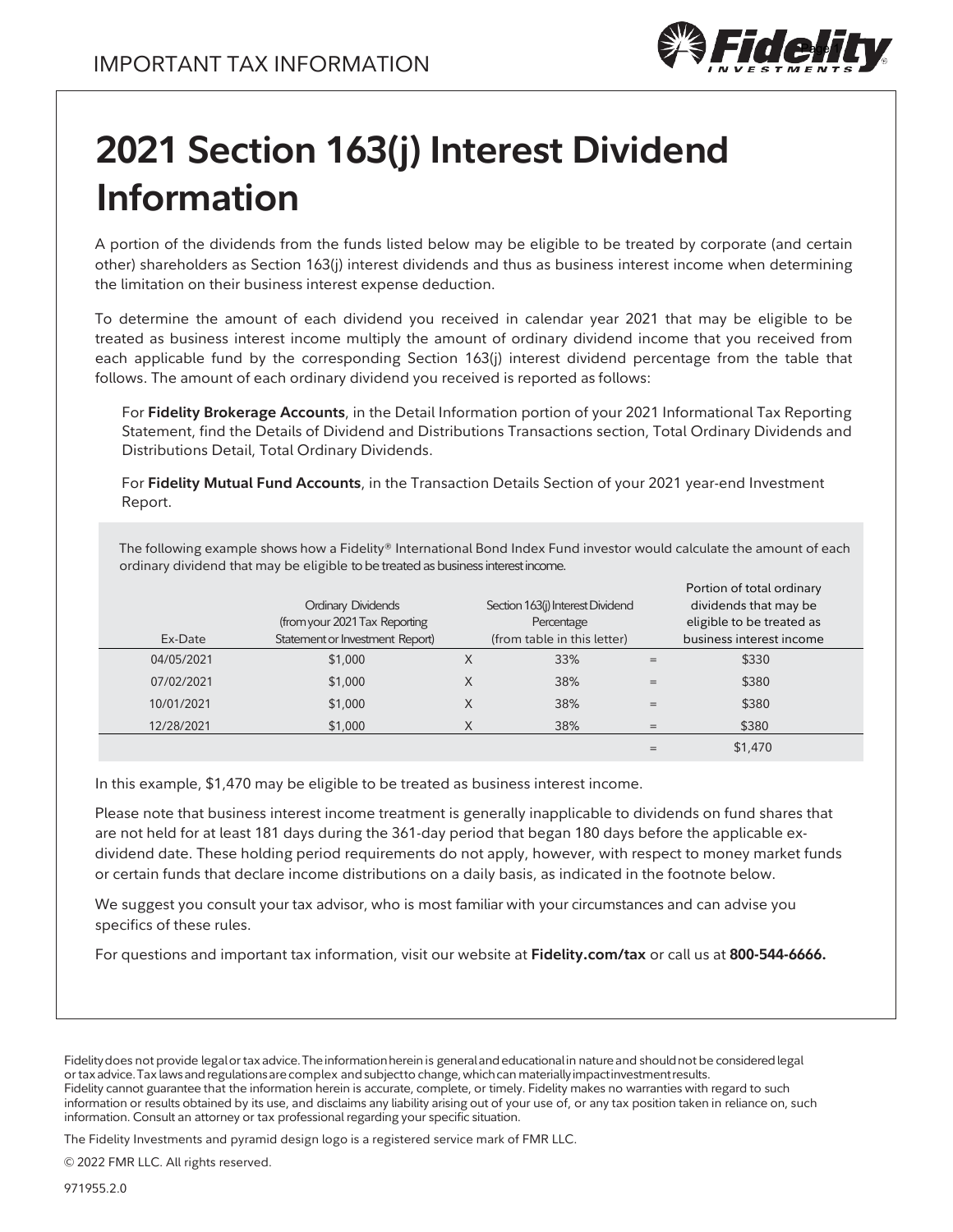IMPORTANT TAX INFORMATION

# 2021 Section 163(j) Interest Dividend Information

A portion of the dividends from the funds listed below may be eligible to be treated by corporate (and certain other) shareholders as Section 163(j) interest dividends and thus as business interest income when determining the limitation on their business interest expense deduction.

To determine the amount of each dividend you received in calendar year 2021 that may be eligible to be treated as business interest income multiply the amount of ordinary dividend income that you received from each applicable fund by the corresponding Section 163(j) interest dividend percentage from the table that follows. The amount of each ordinary dividend you received is reported as follows:

For **Fidelity Brokerage Accounts**, in the Detail Information portion of your 2021 Informational Tax Reporting Statement, find the Details of Dividend and Distributions Transactions section, Total Ordinary Dividends and Distributions Detail, Total Ordinary Dividends.

For **Fidelity Mutual Fund Accounts**, in the Transaction Details Section of your 2021 year-end Investment Report.

The following example shows how a Fidelity® International Bond Index Fund investor would calculate the amount of each ordinary dividend that may be eligible to be treated as business interest income.

| Ex-Date | Ordinary Dividends (from your 2021 Tax Reporting Statement or Investment Report) | | Section 163(j) Interest Dividend Percentage (from table in this letter) | | Portion of total ordinary dividends that may be eligible to be treated as business interest income |
|---|---|---|---|---|---|
| 04/05/2021 | $1,000 | X | 33% | = | $330 |
| 07/02/2021 | $1,000 | X | 38% | = | $380 |
| 10/01/2021 | $1,000 | X | 38% | = | $380 |
| 12/28/2021 | $1,000 | X | 38% | = | $380 |
| | | | | = | $1,470 |

In this example, $1,470 may be eligible to be treated as business interest income.

Please note that business interest income treatment is generally inapplicable to dividends on fund shares that are not held for at least 181 days during the 361-day period that began 180 days before the applicable ex-dividend date. These holding period requirements do not apply, however, with respect to money market funds or certain funds that declare income distributions on a daily basis, as indicated in the footnote below.

We suggest you consult your tax advisor, who is most familiar with your circumstances and can advise you specifics of these rules.

For questions and important tax information, visit our website at **Fidelity.com/tax** or call us at **800-544-6666.**

Fidelity does not provide legal or tax advice. The information herein is general and educational in nature and should not be considered legal or tax advice. Tax laws and regulations are complex and subject to change, which can materially impact investment results. Fidelity cannot guarantee that the information herein is accurate, complete, or timely. Fidelity makes no warranties with regard to such information or results obtained by its use, and disclaims any liability arising out of your use of, or any tax position taken in reliance on, such information. Consult an attorney or tax professional regarding your specific situation.

The Fidelity Investments and pyramid design logo is a registered service mark of FMR LLC.

© 2022 FMR LLC. All rights reserved.

971955.2.0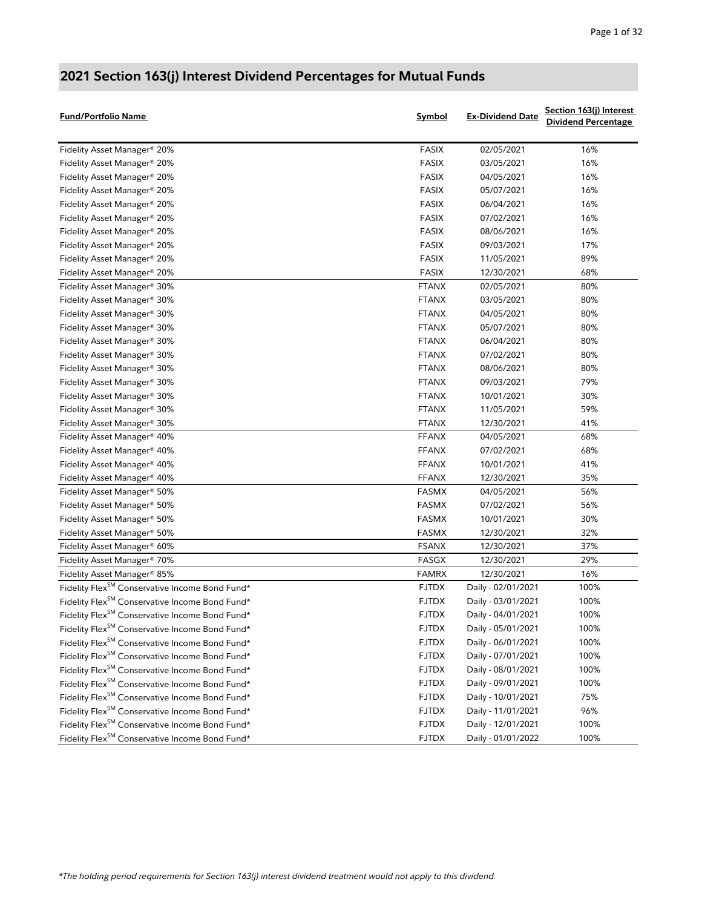# 2021 Section 163(j) Interest Dividend Percentages for Mutual Funds

| Fund/Portfolio Name | Symbol | Ex-Dividend Date | Section 163(j) Interest Dividend Percentage |
|---|---|---|---|
| Fidelity Asset Manager® 20% | FASIX | 02/05/2021 | 16% |
| Fidelity Asset Manager® 20% | FASIX | 03/05/2021 | 16% |
| Fidelity Asset Manager® 20% | FASIX | 04/05/2021 | 16% |
| Fidelity Asset Manager® 20% | FASIX | 05/07/2021 | 16% |
| Fidelity Asset Manager® 20% | FASIX | 06/04/2021 | 16% |
| Fidelity Asset Manager® 20% | FASIX | 07/02/2021 | 16% |
| Fidelity Asset Manager® 20% | FASIX | 08/06/2021 | 16% |
| Fidelity Asset Manager® 20% | FASIX | 09/03/2021 | 17% |
| Fidelity Asset Manager® 20% | FASIX | 11/05/2021 | 89% |
| Fidelity Asset Manager® 20% | FASIX | 12/30/2021 | 68% |
| Fidelity Asset Manager® 30% | FTANX | 02/05/2021 | 80% |
| Fidelity Asset Manager® 30% | FTANX | 03/05/2021 | 80% |
| Fidelity Asset Manager® 30% | FTANX | 04/05/2021 | 80% |
| Fidelity Asset Manager® 30% | FTANX | 05/07/2021 | 80% |
| Fidelity Asset Manager® 30% | FTANX | 06/04/2021 | 80% |
| Fidelity Asset Manager® 30% | FTANX | 07/02/2021 | 80% |
| Fidelity Asset Manager® 30% | FTANX | 08/06/2021 | 80% |
| Fidelity Asset Manager® 30% | FTANX | 09/03/2021 | 79% |
| Fidelity Asset Manager® 30% | FTANX | 10/01/2021 | 30% |
| Fidelity Asset Manager® 30% | FTANX | 11/05/2021 | 59% |
| Fidelity Asset Manager® 30% | FTANX | 12/30/2021 | 41% |
| Fidelity Asset Manager® 40% | FFANX | 04/05/2021 | 68% |
| Fidelity Asset Manager® 40% | FFANX | 07/02/2021 | 68% |
| Fidelity Asset Manager® 40% | FFANX | 10/01/2021 | 41% |
| Fidelity Asset Manager® 40% | FFANX | 12/30/2021 | 35% |
| Fidelity Asset Manager® 50% | FASMX | 04/05/2021 | 56% |
| Fidelity Asset Manager® 50% | FASMX | 07/02/2021 | 56% |
| Fidelity Asset Manager® 50% | FASMX | 10/01/2021 | 30% |
| Fidelity Asset Manager® 50% | FASMX | 12/30/2021 | 32% |
| Fidelity Asset Manager® 60% | FSANX | 12/30/2021 | 37% |
| Fidelity Asset Manager® 70% | FASGX | 12/30/2021 | 29% |
| Fidelity Asset Manager® 85% | FAMRX | 12/30/2021 | 16% |
| Fidelity Flex℠ Conservative Income Bond Fund* | FJTDX | Daily - 02/01/2021 | 100% |
| Fidelity Flex℠ Conservative Income Bond Fund* | FJTDX | Daily - 03/01/2021 | 100% |
| Fidelity Flex℠ Conservative Income Bond Fund* | FJTDX | Daily - 04/01/2021 | 100% |
| Fidelity Flex℠ Conservative Income Bond Fund* | FJTDX | Daily - 05/01/2021 | 100% |
| Fidelity Flex℠ Conservative Income Bond Fund* | FJTDX | Daily - 06/01/2021 | 100% |
| Fidelity Flex℠ Conservative Income Bond Fund* | FJTDX | Daily - 07/01/2021 | 100% |
| Fidelity Flex℠ Conservative Income Bond Fund* | FJTDX | Daily - 08/01/2021 | 100% |
| Fidelity Flex℠ Conservative Income Bond Fund* | FJTDX | Daily - 09/01/2021 | 100% |
| Fidelity Flex℠ Conservative Income Bond Fund* | FJTDX | Daily - 10/01/2021 | 75% |
| Fidelity Flex℠ Conservative Income Bond Fund* | FJTDX | Daily - 11/01/2021 | 96% |
| Fidelity Flex℠ Conservative Income Bond Fund* | FJTDX | Daily - 12/01/2021 | 100% |
| Fidelity Flex℠ Conservative Income Bond Fund* | FJTDX | Daily - 01/01/2022 | 100% |

*The holding period requirements for Section 163(j) interest dividend treatment would not apply to this dividend.*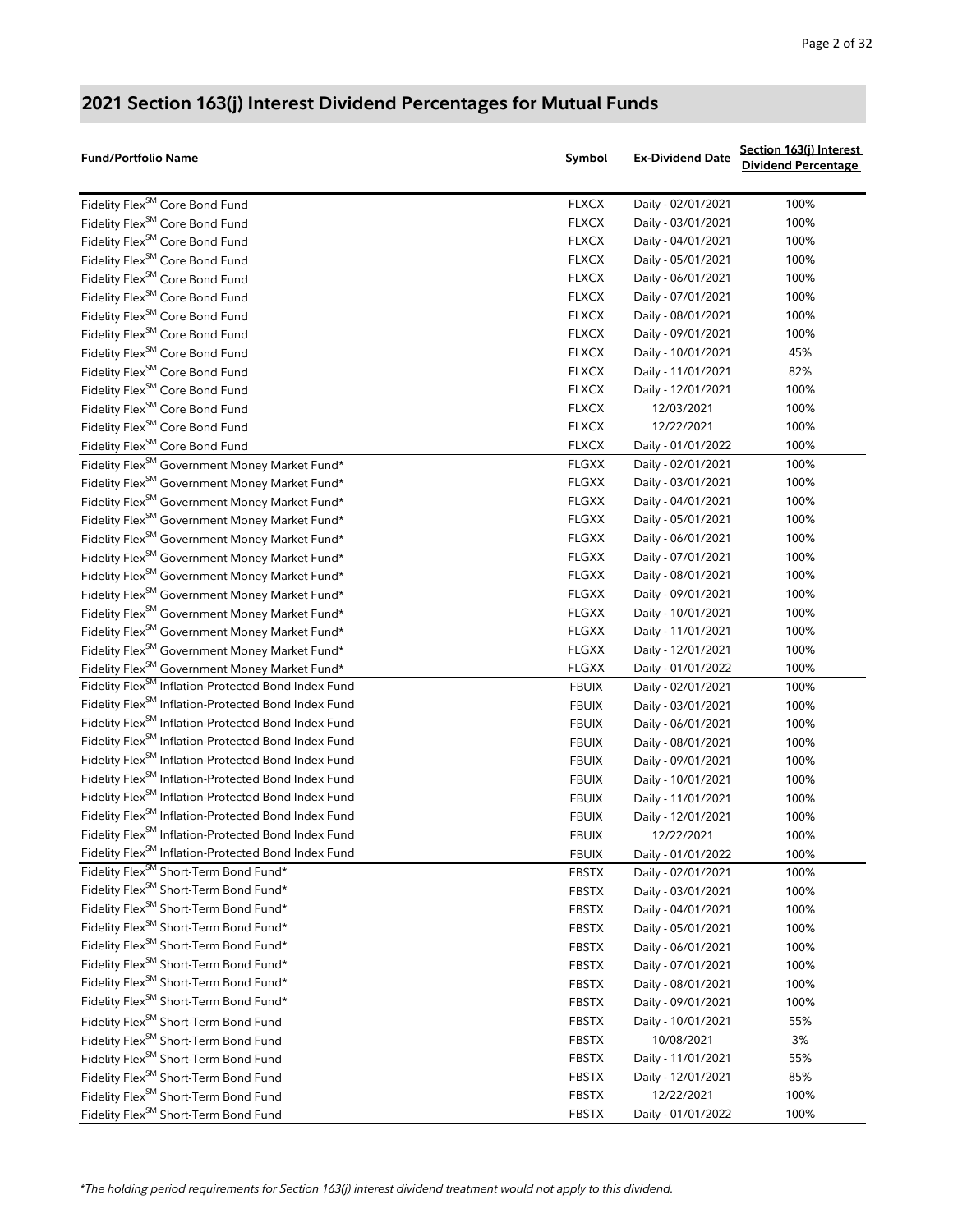## 2021 Section 163(j) Interest Dividend Percentages for Mutual Funds

| Fund/Portfolio Name | Symbol | Ex-Dividend Date | Section 163(j) Interest Dividend Percentage |
|---|---|---|---|
| Fidelity Flex℠ Core Bond Fund | FLXCX | Daily - 02/01/2021 | 100% |
| Fidelity Flex℠ Core Bond Fund | FLXCX | Daily - 03/01/2021 | 100% |
| Fidelity Flex℠ Core Bond Fund | FLXCX | Daily - 04/01/2021 | 100% |
| Fidelity Flex℠ Core Bond Fund | FLXCX | Daily - 05/01/2021 | 100% |
| Fidelity Flex℠ Core Bond Fund | FLXCX | Daily - 06/01/2021 | 100% |
| Fidelity Flex℠ Core Bond Fund | FLXCX | Daily - 07/01/2021 | 100% |
| Fidelity Flex℠ Core Bond Fund | FLXCX | Daily - 08/01/2021 | 100% |
| Fidelity Flex℠ Core Bond Fund | FLXCX | Daily - 09/01/2021 | 100% |
| Fidelity Flex℠ Core Bond Fund | FLXCX | Daily - 10/01/2021 | 45% |
| Fidelity Flex℠ Core Bond Fund | FLXCX | Daily - 11/01/2021 | 82% |
| Fidelity Flex℠ Core Bond Fund | FLXCX | Daily - 12/01/2021 | 100% |
| Fidelity Flex℠ Core Bond Fund | FLXCX | 12/03/2021 | 100% |
| Fidelity Flex℠ Core Bond Fund | FLXCX | 12/22/2021 | 100% |
| Fidelity Flex℠ Core Bond Fund | FLXCX | Daily - 01/01/2022 | 100% |
| Fidelity Flex℠ Government Money Market Fund* | FLGXX | Daily - 02/01/2021 | 100% |
| Fidelity Flex℠ Government Money Market Fund* | FLGXX | Daily - 03/01/2021 | 100% |
| Fidelity Flex℠ Government Money Market Fund* | FLGXX | Daily - 04/01/2021 | 100% |
| Fidelity Flex℠ Government Money Market Fund* | FLGXX | Daily - 05/01/2021 | 100% |
| Fidelity Flex℠ Government Money Market Fund* | FLGXX | Daily - 06/01/2021 | 100% |
| Fidelity Flex℠ Government Money Market Fund* | FLGXX | Daily - 07/01/2021 | 100% |
| Fidelity Flex℠ Government Money Market Fund* | FLGXX | Daily - 08/01/2021 | 100% |
| Fidelity Flex℠ Government Money Market Fund* | FLGXX | Daily - 09/01/2021 | 100% |
| Fidelity Flex℠ Government Money Market Fund* | FLGXX | Daily - 10/01/2021 | 100% |
| Fidelity Flex℠ Government Money Market Fund* | FLGXX | Daily - 11/01/2021 | 100% |
| Fidelity Flex℠ Government Money Market Fund* | FLGXX | Daily - 12/01/2021 | 100% |
| Fidelity Flex℠ Government Money Market Fund* | FLGXX | Daily - 01/01/2022 | 100% |
| Fidelity Flex℠ Inflation-Protected Bond Index Fund | FBUIX | Daily - 02/01/2021 | 100% |
| Fidelity Flex℠ Inflation-Protected Bond Index Fund | FBUIX | Daily - 03/01/2021 | 100% |
| Fidelity Flex℠ Inflation-Protected Bond Index Fund | FBUIX | Daily - 06/01/2021 | 100% |
| Fidelity Flex℠ Inflation-Protected Bond Index Fund | FBUIX | Daily - 08/01/2021 | 100% |
| Fidelity Flex℠ Inflation-Protected Bond Index Fund | FBUIX | Daily - 09/01/2021 | 100% |
| Fidelity Flex℠ Inflation-Protected Bond Index Fund | FBUIX | Daily - 10/01/2021 | 100% |
| Fidelity Flex℠ Inflation-Protected Bond Index Fund | FBUIX | Daily - 11/01/2021 | 100% |
| Fidelity Flex℠ Inflation-Protected Bond Index Fund | FBUIX | Daily - 12/01/2021 | 100% |
| Fidelity Flex℠ Inflation-Protected Bond Index Fund | FBUIX | 12/22/2021 | 100% |
| Fidelity Flex℠ Inflation-Protected Bond Index Fund | FBUIX | Daily - 01/01/2022 | 100% |
| Fidelity Flex℠ Short-Term Bond Fund* | FBSTX | Daily - 02/01/2021 | 100% |
| Fidelity Flex℠ Short-Term Bond Fund* | FBSTX | Daily - 03/01/2021 | 100% |
| Fidelity Flex℠ Short-Term Bond Fund* | FBSTX | Daily - 04/01/2021 | 100% |
| Fidelity Flex℠ Short-Term Bond Fund* | FBSTX | Daily - 05/01/2021 | 100% |
| Fidelity Flex℠ Short-Term Bond Fund* | FBSTX | Daily - 06/01/2021 | 100% |
| Fidelity Flex℠ Short-Term Bond Fund* | FBSTX | Daily - 07/01/2021 | 100% |
| Fidelity Flex℠ Short-Term Bond Fund* | FBSTX | Daily - 08/01/2021 | 100% |
| Fidelity Flex℠ Short-Term Bond Fund* | FBSTX | Daily - 09/01/2021 | 100% |
| Fidelity Flex℠ Short-Term Bond Fund | FBSTX | Daily - 10/01/2021 | 55% |
| Fidelity Flex℠ Short-Term Bond Fund | FBSTX | 10/08/2021 | 3% |
| Fidelity Flex℠ Short-Term Bond Fund | FBSTX | Daily - 11/01/2021 | 55% |
| Fidelity Flex℠ Short-Term Bond Fund | FBSTX | Daily - 12/01/2021 | 85% |
| Fidelity Flex℠ Short-Term Bond Fund | FBSTX | 12/22/2021 | 100% |
| Fidelity Flex℠ Short-Term Bond Fund | FBSTX | Daily - 01/01/2022 | 100% |

*\*The holding period requirements for Section 163(j) interest dividend treatment would not apply to this dividend.*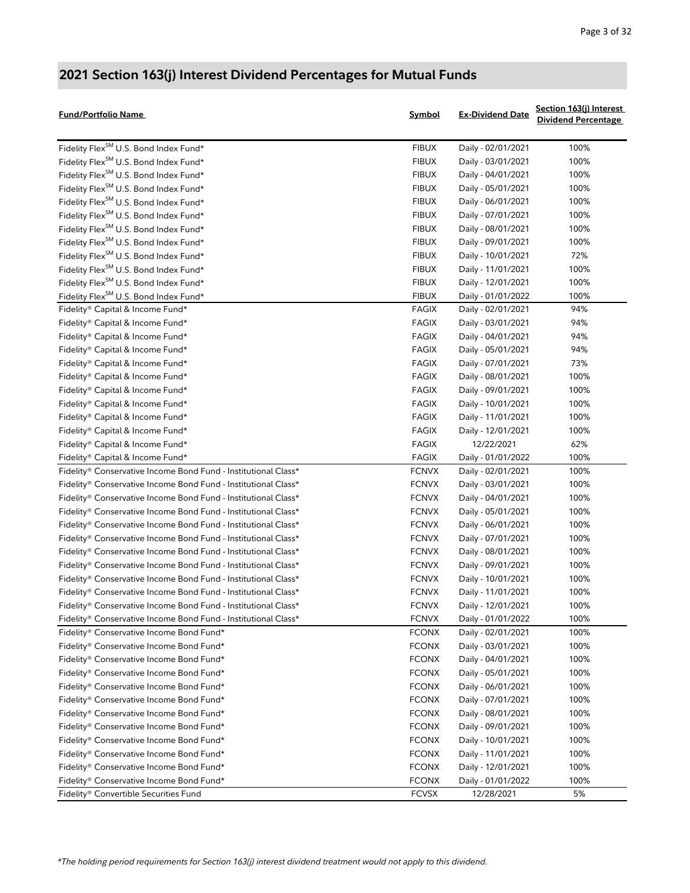## 2021 Section 163(j) Interest Dividend Percentages for Mutual Funds

| Fund/Portfolio Name | Symbol | Ex-Dividend Date | Section 163(j) Interest Dividend Percentage |
|---|---|---|---|
| Fidelity Flex℠ U.S. Bond Index Fund* | FIBUX | Daily - 02/01/2021 | 100% |
| Fidelity Flex℠ U.S. Bond Index Fund* | FIBUX | Daily - 03/01/2021 | 100% |
| Fidelity Flex℠ U.S. Bond Index Fund* | FIBUX | Daily - 04/01/2021 | 100% |
| Fidelity Flex℠ U.S. Bond Index Fund* | FIBUX | Daily - 05/01/2021 | 100% |
| Fidelity Flex℠ U.S. Bond Index Fund* | FIBUX | Daily - 06/01/2021 | 100% |
| Fidelity Flex℠ U.S. Bond Index Fund* | FIBUX | Daily - 07/01/2021 | 100% |
| Fidelity Flex℠ U.S. Bond Index Fund* | FIBUX | Daily - 08/01/2021 | 100% |
| Fidelity Flex℠ U.S. Bond Index Fund* | FIBUX | Daily - 09/01/2021 | 100% |
| Fidelity Flex℠ U.S. Bond Index Fund* | FIBUX | Daily - 10/01/2021 | 72% |
| Fidelity Flex℠ U.S. Bond Index Fund* | FIBUX | Daily - 11/01/2021 | 100% |
| Fidelity Flex℠ U.S. Bond Index Fund* | FIBUX | Daily - 12/01/2021 | 100% |
| Fidelity Flex℠ U.S. Bond Index Fund* | FIBUX | Daily - 01/01/2022 | 100% |
| Fidelity® Capital & Income Fund* | FAGIX | Daily - 02/01/2021 | 94% |
| Fidelity® Capital & Income Fund* | FAGIX | Daily - 03/01/2021 | 94% |
| Fidelity® Capital & Income Fund* | FAGIX | Daily - 04/01/2021 | 94% |
| Fidelity® Capital & Income Fund* | FAGIX | Daily - 05/01/2021 | 94% |
| Fidelity® Capital & Income Fund* | FAGIX | Daily - 07/01/2021 | 73% |
| Fidelity® Capital & Income Fund* | FAGIX | Daily - 08/01/2021 | 100% |
| Fidelity® Capital & Income Fund* | FAGIX | Daily - 09/01/2021 | 100% |
| Fidelity® Capital & Income Fund* | FAGIX | Daily - 10/01/2021 | 100% |
| Fidelity® Capital & Income Fund* | FAGIX | Daily - 11/01/2021 | 100% |
| Fidelity® Capital & Income Fund* | FAGIX | Daily - 12/01/2021 | 100% |
| Fidelity® Capital & Income Fund* | FAGIX | 12/22/2021 | 62% |
| Fidelity® Capital & Income Fund* | FAGIX | Daily - 01/01/2022 | 100% |
| Fidelity® Conservative Income Bond Fund - Institutional Class* | FCNVX | Daily - 02/01/2021 | 100% |
| Fidelity® Conservative Income Bond Fund - Institutional Class* | FCNVX | Daily - 03/01/2021 | 100% |
| Fidelity® Conservative Income Bond Fund - Institutional Class* | FCNVX | Daily - 04/01/2021 | 100% |
| Fidelity® Conservative Income Bond Fund - Institutional Class* | FCNVX | Daily - 05/01/2021 | 100% |
| Fidelity® Conservative Income Bond Fund - Institutional Class* | FCNVX | Daily - 06/01/2021 | 100% |
| Fidelity® Conservative Income Bond Fund - Institutional Class* | FCNVX | Daily - 07/01/2021 | 100% |
| Fidelity® Conservative Income Bond Fund - Institutional Class* | FCNVX | Daily - 08/01/2021 | 100% |
| Fidelity® Conservative Income Bond Fund - Institutional Class* | FCNVX | Daily - 09/01/2021 | 100% |
| Fidelity® Conservative Income Bond Fund - Institutional Class* | FCNVX | Daily - 10/01/2021 | 100% |
| Fidelity® Conservative Income Bond Fund - Institutional Class* | FCNVX | Daily - 11/01/2021 | 100% |
| Fidelity® Conservative Income Bond Fund - Institutional Class* | FCNVX | Daily - 12/01/2021 | 100% |
| Fidelity® Conservative Income Bond Fund - Institutional Class* | FCNVX | Daily - 01/01/2022 | 100% |
| Fidelity® Conservative Income Bond Fund* | FCONX | Daily - 02/01/2021 | 100% |
| Fidelity® Conservative Income Bond Fund* | FCONX | Daily - 03/01/2021 | 100% |
| Fidelity® Conservative Income Bond Fund* | FCONX | Daily - 04/01/2021 | 100% |
| Fidelity® Conservative Income Bond Fund* | FCONX | Daily - 05/01/2021 | 100% |
| Fidelity® Conservative Income Bond Fund* | FCONX | Daily - 06/01/2021 | 100% |
| Fidelity® Conservative Income Bond Fund* | FCONX | Daily - 07/01/2021 | 100% |
| Fidelity® Conservative Income Bond Fund* | FCONX | Daily - 08/01/2021 | 100% |
| Fidelity® Conservative Income Bond Fund* | FCONX | Daily - 09/01/2021 | 100% |
| Fidelity® Conservative Income Bond Fund* | FCONX | Daily - 10/01/2021 | 100% |
| Fidelity® Conservative Income Bond Fund* | FCONX | Daily - 11/01/2021 | 100% |
| Fidelity® Conservative Income Bond Fund* | FCONX | Daily - 12/01/2021 | 100% |
| Fidelity® Conservative Income Bond Fund* | FCONX | Daily - 01/01/2022 | 100% |
| Fidelity® Convertible Securities Fund | FCVSX | 12/28/2021 | 5% |

*The holding period requirements for Section 163(j) interest dividend treatment would not apply to this dividend.*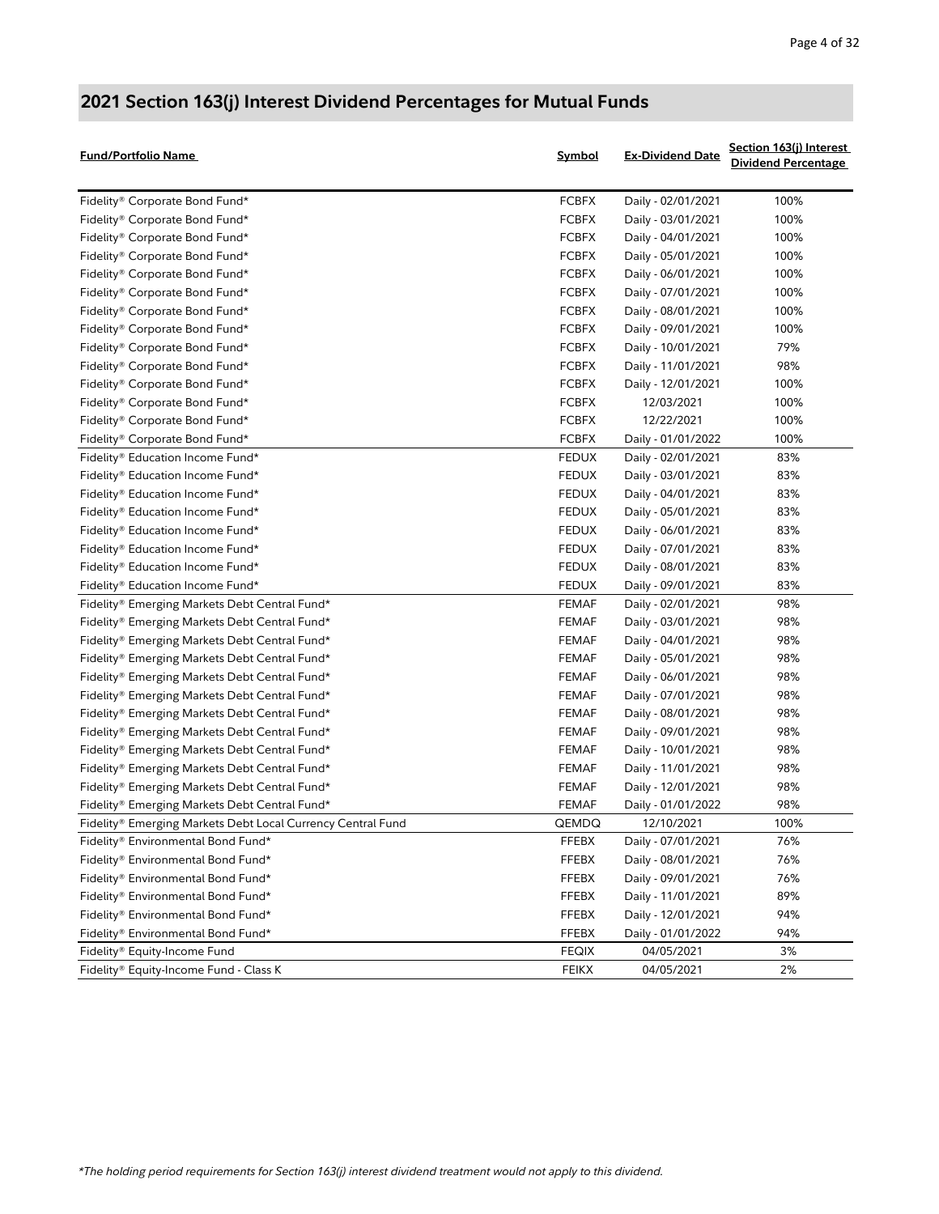## 2021 Section 163(j) Interest Dividend Percentages for Mutual Funds

| Fund/Portfolio Name | Symbol | Ex-Dividend Date | Section 163(j) Interest Dividend Percentage |
|---|---|---|---|
| Fidelity® Corporate Bond Fund* | FCBFX | Daily - 02/01/2021 | 100% |
| Fidelity® Corporate Bond Fund* | FCBFX | Daily - 03/01/2021 | 100% |
| Fidelity® Corporate Bond Fund* | FCBFX | Daily - 04/01/2021 | 100% |
| Fidelity® Corporate Bond Fund* | FCBFX | Daily - 05/01/2021 | 100% |
| Fidelity® Corporate Bond Fund* | FCBFX | Daily - 06/01/2021 | 100% |
| Fidelity® Corporate Bond Fund* | FCBFX | Daily - 07/01/2021 | 100% |
| Fidelity® Corporate Bond Fund* | FCBFX | Daily - 08/01/2021 | 100% |
| Fidelity® Corporate Bond Fund* | FCBFX | Daily - 09/01/2021 | 100% |
| Fidelity® Corporate Bond Fund* | FCBFX | Daily - 10/01/2021 | 79% |
| Fidelity® Corporate Bond Fund* | FCBFX | Daily - 11/01/2021 | 98% |
| Fidelity® Corporate Bond Fund* | FCBFX | Daily - 12/01/2021 | 100% |
| Fidelity® Corporate Bond Fund* | FCBFX | 12/03/2021 | 100% |
| Fidelity® Corporate Bond Fund* | FCBFX | 12/22/2021 | 100% |
| Fidelity® Corporate Bond Fund* | FCBFX | Daily - 01/01/2022 | 100% |
| Fidelity® Education Income Fund* | FEDUX | Daily - 02/01/2021 | 83% |
| Fidelity® Education Income Fund* | FEDUX | Daily - 03/01/2021 | 83% |
| Fidelity® Education Income Fund* | FEDUX | Daily - 04/01/2021 | 83% |
| Fidelity® Education Income Fund* | FEDUX | Daily - 05/01/2021 | 83% |
| Fidelity® Education Income Fund* | FEDUX | Daily - 06/01/2021 | 83% |
| Fidelity® Education Income Fund* | FEDUX | Daily - 07/01/2021 | 83% |
| Fidelity® Education Income Fund* | FEDUX | Daily - 08/01/2021 | 83% |
| Fidelity® Education Income Fund* | FEDUX | Daily - 09/01/2021 | 83% |
| Fidelity® Emerging Markets Debt Central Fund* | FEMAF | Daily - 02/01/2021 | 98% |
| Fidelity® Emerging Markets Debt Central Fund* | FEMAF | Daily - 03/01/2021 | 98% |
| Fidelity® Emerging Markets Debt Central Fund* | FEMAF | Daily - 04/01/2021 | 98% |
| Fidelity® Emerging Markets Debt Central Fund* | FEMAF | Daily - 05/01/2021 | 98% |
| Fidelity® Emerging Markets Debt Central Fund* | FEMAF | Daily - 06/01/2021 | 98% |
| Fidelity® Emerging Markets Debt Central Fund* | FEMAF | Daily - 07/01/2021 | 98% |
| Fidelity® Emerging Markets Debt Central Fund* | FEMAF | Daily - 08/01/2021 | 98% |
| Fidelity® Emerging Markets Debt Central Fund* | FEMAF | Daily - 09/01/2021 | 98% |
| Fidelity® Emerging Markets Debt Central Fund* | FEMAF | Daily - 10/01/2021 | 98% |
| Fidelity® Emerging Markets Debt Central Fund* | FEMAF | Daily - 11/01/2021 | 98% |
| Fidelity® Emerging Markets Debt Central Fund* | FEMAF | Daily - 12/01/2021 | 98% |
| Fidelity® Emerging Markets Debt Central Fund* | FEMAF | Daily - 01/01/2022 | 98% |
| Fidelity® Emerging Markets Debt Local Currency Central Fund | QEMDQ | 12/10/2021 | 100% |
| Fidelity® Environmental Bond Fund* | FFEBX | Daily - 07/01/2021 | 76% |
| Fidelity® Environmental Bond Fund* | FFEBX | Daily - 08/01/2021 | 76% |
| Fidelity® Environmental Bond Fund* | FFEBX | Daily - 09/01/2021 | 76% |
| Fidelity® Environmental Bond Fund* | FFEBX | Daily - 11/01/2021 | 89% |
| Fidelity® Environmental Bond Fund* | FFEBX | Daily - 12/01/2021 | 94% |
| Fidelity® Environmental Bond Fund* | FFEBX | Daily - 01/01/2022 | 94% |
| Fidelity® Equity-Income Fund | FEQIX | 04/05/2021 | 3% |
| Fidelity® Equity-Income Fund - Class K | FEIKX | 04/05/2021 | 2% |

*\*The holding period requirements for Section 163(j) interest dividend treatment would not apply to this dividend.*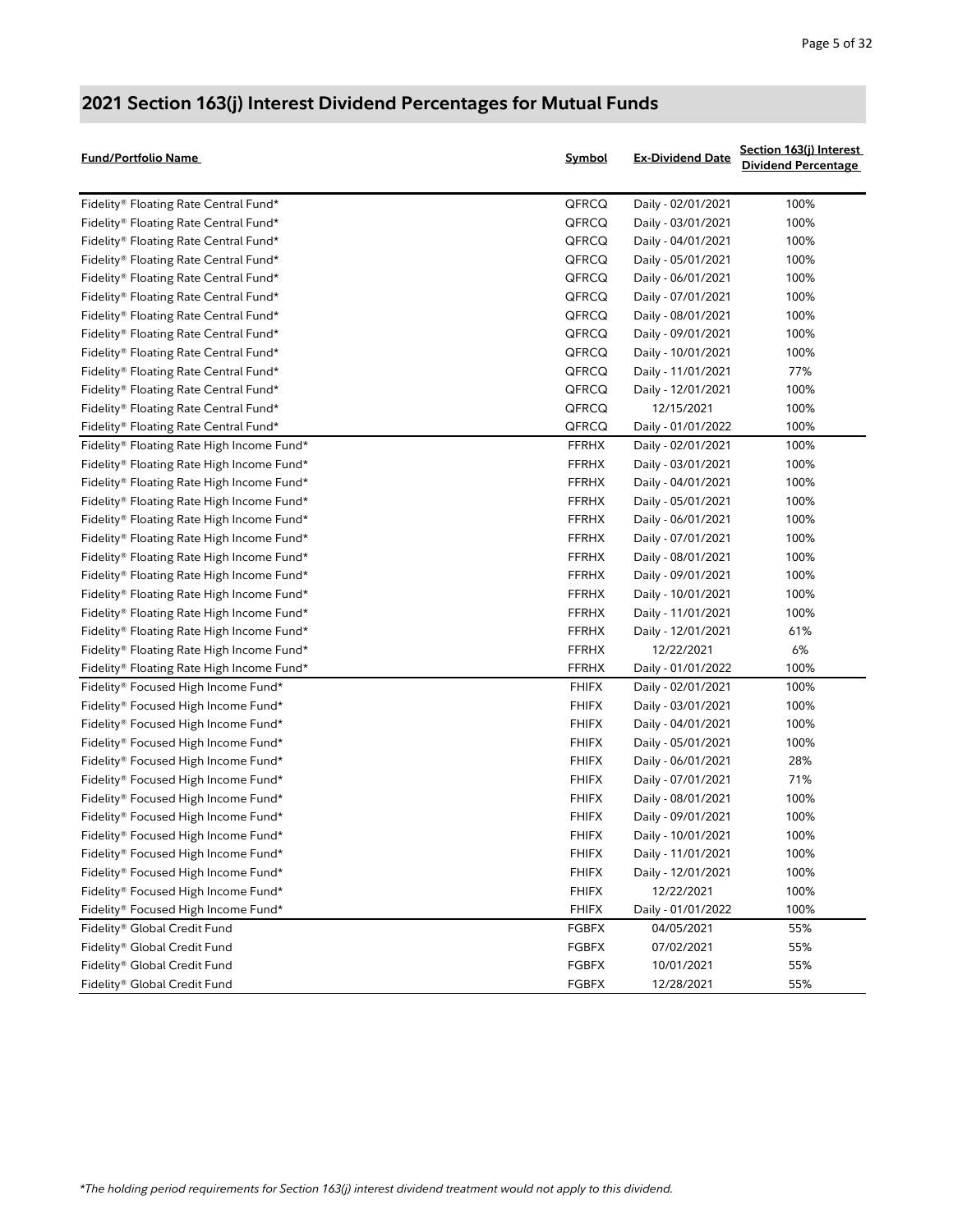## 2021 Section 163(j) Interest Dividend Percentages for Mutual Funds

| Fund/Portfolio Name | Symbol | Ex-Dividend Date | Section 163(j) Interest Dividend Percentage |
|---|---|---|---|
| Fidelity® Floating Rate Central Fund* | QFRCQ | Daily - 02/01/2021 | 100% |
| Fidelity® Floating Rate Central Fund* | QFRCQ | Daily - 03/01/2021 | 100% |
| Fidelity® Floating Rate Central Fund* | QFRCQ | Daily - 04/01/2021 | 100% |
| Fidelity® Floating Rate Central Fund* | QFRCQ | Daily - 05/01/2021 | 100% |
| Fidelity® Floating Rate Central Fund* | QFRCQ | Daily - 06/01/2021 | 100% |
| Fidelity® Floating Rate Central Fund* | QFRCQ | Daily - 07/01/2021 | 100% |
| Fidelity® Floating Rate Central Fund* | QFRCQ | Daily - 08/01/2021 | 100% |
| Fidelity® Floating Rate Central Fund* | QFRCQ | Daily - 09/01/2021 | 100% |
| Fidelity® Floating Rate Central Fund* | QFRCQ | Daily - 10/01/2021 | 100% |
| Fidelity® Floating Rate Central Fund* | QFRCQ | Daily - 11/01/2021 | 77% |
| Fidelity® Floating Rate Central Fund* | QFRCQ | Daily - 12/01/2021 | 100% |
| Fidelity® Floating Rate Central Fund* | QFRCQ | 12/15/2021 | 100% |
| Fidelity® Floating Rate Central Fund* | QFRCQ | Daily - 01/01/2022 | 100% |
| Fidelity® Floating Rate High Income Fund* | FFRHX | Daily - 02/01/2021 | 100% |
| Fidelity® Floating Rate High Income Fund* | FFRHX | Daily - 03/01/2021 | 100% |
| Fidelity® Floating Rate High Income Fund* | FFRHX | Daily - 04/01/2021 | 100% |
| Fidelity® Floating Rate High Income Fund* | FFRHX | Daily - 05/01/2021 | 100% |
| Fidelity® Floating Rate High Income Fund* | FFRHX | Daily - 06/01/2021 | 100% |
| Fidelity® Floating Rate High Income Fund* | FFRHX | Daily - 07/01/2021 | 100% |
| Fidelity® Floating Rate High Income Fund* | FFRHX | Daily - 08/01/2021 | 100% |
| Fidelity® Floating Rate High Income Fund* | FFRHX | Daily - 09/01/2021 | 100% |
| Fidelity® Floating Rate High Income Fund* | FFRHX | Daily - 10/01/2021 | 100% |
| Fidelity® Floating Rate High Income Fund* | FFRHX | Daily - 11/01/2021 | 100% |
| Fidelity® Floating Rate High Income Fund* | FFRHX | Daily - 12/01/2021 | 61% |
| Fidelity® Floating Rate High Income Fund* | FFRHX | 12/22/2021 | 6% |
| Fidelity® Floating Rate High Income Fund* | FFRHX | Daily - 01/01/2022 | 100% |
| Fidelity® Focused High Income Fund* | FHIFX | Daily - 02/01/2021 | 100% |
| Fidelity® Focused High Income Fund* | FHIFX | Daily - 03/01/2021 | 100% |
| Fidelity® Focused High Income Fund* | FHIFX | Daily - 04/01/2021 | 100% |
| Fidelity® Focused High Income Fund* | FHIFX | Daily - 05/01/2021 | 100% |
| Fidelity® Focused High Income Fund* | FHIFX | Daily - 06/01/2021 | 28% |
| Fidelity® Focused High Income Fund* | FHIFX | Daily - 07/01/2021 | 71% |
| Fidelity® Focused High Income Fund* | FHIFX | Daily - 08/01/2021 | 100% |
| Fidelity® Focused High Income Fund* | FHIFX | Daily - 09/01/2021 | 100% |
| Fidelity® Focused High Income Fund* | FHIFX | Daily - 10/01/2021 | 100% |
| Fidelity® Focused High Income Fund* | FHIFX | Daily - 11/01/2021 | 100% |
| Fidelity® Focused High Income Fund* | FHIFX | Daily - 12/01/2021 | 100% |
| Fidelity® Focused High Income Fund* | FHIFX | 12/22/2021 | 100% |
| Fidelity® Focused High Income Fund* | FHIFX | Daily - 01/01/2022 | 100% |
| Fidelity® Global Credit Fund | FGBFX | 04/05/2021 | 55% |
| Fidelity® Global Credit Fund | FGBFX | 07/02/2021 | 55% |
| Fidelity® Global Credit Fund | FGBFX | 10/01/2021 | 55% |
| Fidelity® Global Credit Fund | FGBFX | 12/28/2021 | 55% |

*\*The holding period requirements for Section 163(j) interest dividend treatment would not apply to this dividend.*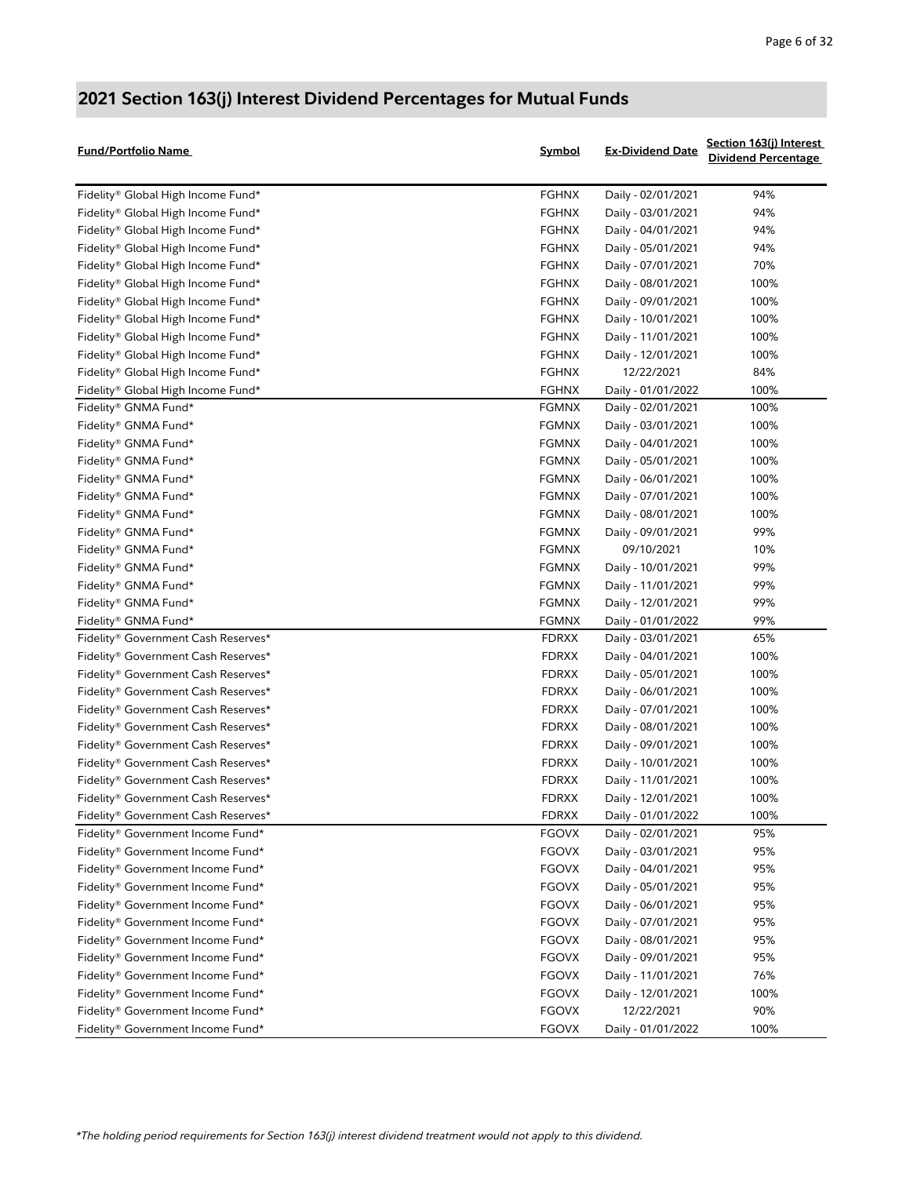## 2021 Section 163(j) Interest Dividend Percentages for Mutual Funds

| Fund/Portfolio Name | Symbol | Ex-Dividend Date | Section 163(j) Interest Dividend Percentage |
|---|---|---|---|
| Fidelity® Global High Income Fund* | FGHNX | Daily - 02/01/2021 | 94% |
| Fidelity® Global High Income Fund* | FGHNX | Daily - 03/01/2021 | 94% |
| Fidelity® Global High Income Fund* | FGHNX | Daily - 04/01/2021 | 94% |
| Fidelity® Global High Income Fund* | FGHNX | Daily - 05/01/2021 | 94% |
| Fidelity® Global High Income Fund* | FGHNX | Daily - 07/01/2021 | 70% |
| Fidelity® Global High Income Fund* | FGHNX | Daily - 08/01/2021 | 100% |
| Fidelity® Global High Income Fund* | FGHNX | Daily - 09/01/2021 | 100% |
| Fidelity® Global High Income Fund* | FGHNX | Daily - 10/01/2021 | 100% |
| Fidelity® Global High Income Fund* | FGHNX | Daily - 11/01/2021 | 100% |
| Fidelity® Global High Income Fund* | FGHNX | Daily - 12/01/2021 | 100% |
| Fidelity® Global High Income Fund* | FGHNX | 12/22/2021 | 84% |
| Fidelity® Global High Income Fund* | FGHNX | Daily - 01/01/2022 | 100% |
| Fidelity® GNMA Fund* | FGMNX | Daily - 02/01/2021 | 100% |
| Fidelity® GNMA Fund* | FGMNX | Daily - 03/01/2021 | 100% |
| Fidelity® GNMA Fund* | FGMNX | Daily - 04/01/2021 | 100% |
| Fidelity® GNMA Fund* | FGMNX | Daily - 05/01/2021 | 100% |
| Fidelity® GNMA Fund* | FGMNX | Daily - 06/01/2021 | 100% |
| Fidelity® GNMA Fund* | FGMNX | Daily - 07/01/2021 | 100% |
| Fidelity® GNMA Fund* | FGMNX | Daily - 08/01/2021 | 100% |
| Fidelity® GNMA Fund* | FGMNX | Daily - 09/01/2021 | 99% |
| Fidelity® GNMA Fund* | FGMNX | 09/10/2021 | 10% |
| Fidelity® GNMA Fund* | FGMNX | Daily - 10/01/2021 | 99% |
| Fidelity® GNMA Fund* | FGMNX | Daily - 11/01/2021 | 99% |
| Fidelity® GNMA Fund* | FGMNX | Daily - 12/01/2021 | 99% |
| Fidelity® GNMA Fund* | FGMNX | Daily - 01/01/2022 | 99% |
| Fidelity® Government Cash Reserves* | FDRXX | Daily - 03/01/2021 | 65% |
| Fidelity® Government Cash Reserves* | FDRXX | Daily - 04/01/2021 | 100% |
| Fidelity® Government Cash Reserves* | FDRXX | Daily - 05/01/2021 | 100% |
| Fidelity® Government Cash Reserves* | FDRXX | Daily - 06/01/2021 | 100% |
| Fidelity® Government Cash Reserves* | FDRXX | Daily - 07/01/2021 | 100% |
| Fidelity® Government Cash Reserves* | FDRXX | Daily - 08/01/2021 | 100% |
| Fidelity® Government Cash Reserves* | FDRXX | Daily - 09/01/2021 | 100% |
| Fidelity® Government Cash Reserves* | FDRXX | Daily - 10/01/2021 | 100% |
| Fidelity® Government Cash Reserves* | FDRXX | Daily - 11/01/2021 | 100% |
| Fidelity® Government Cash Reserves* | FDRXX | Daily - 12/01/2021 | 100% |
| Fidelity® Government Cash Reserves* | FDRXX | Daily - 01/01/2022 | 100% |
| Fidelity® Government Income Fund* | FGOVX | Daily - 02/01/2021 | 95% |
| Fidelity® Government Income Fund* | FGOVX | Daily - 03/01/2021 | 95% |
| Fidelity® Government Income Fund* | FGOVX | Daily - 04/01/2021 | 95% |
| Fidelity® Government Income Fund* | FGOVX | Daily - 05/01/2021 | 95% |
| Fidelity® Government Income Fund* | FGOVX | Daily - 06/01/2021 | 95% |
| Fidelity® Government Income Fund* | FGOVX | Daily - 07/01/2021 | 95% |
| Fidelity® Government Income Fund* | FGOVX | Daily - 08/01/2021 | 95% |
| Fidelity® Government Income Fund* | FGOVX | Daily - 09/01/2021 | 95% |
| Fidelity® Government Income Fund* | FGOVX | Daily - 11/01/2021 | 76% |
| Fidelity® Government Income Fund* | FGOVX | Daily - 12/01/2021 | 100% |
| Fidelity® Government Income Fund* | FGOVX | 12/22/2021 | 90% |
| Fidelity® Government Income Fund* | FGOVX | Daily - 01/01/2022 | 100% |

*\*The holding period requirements for Section 163(j) interest dividend treatment would not apply to this dividend.*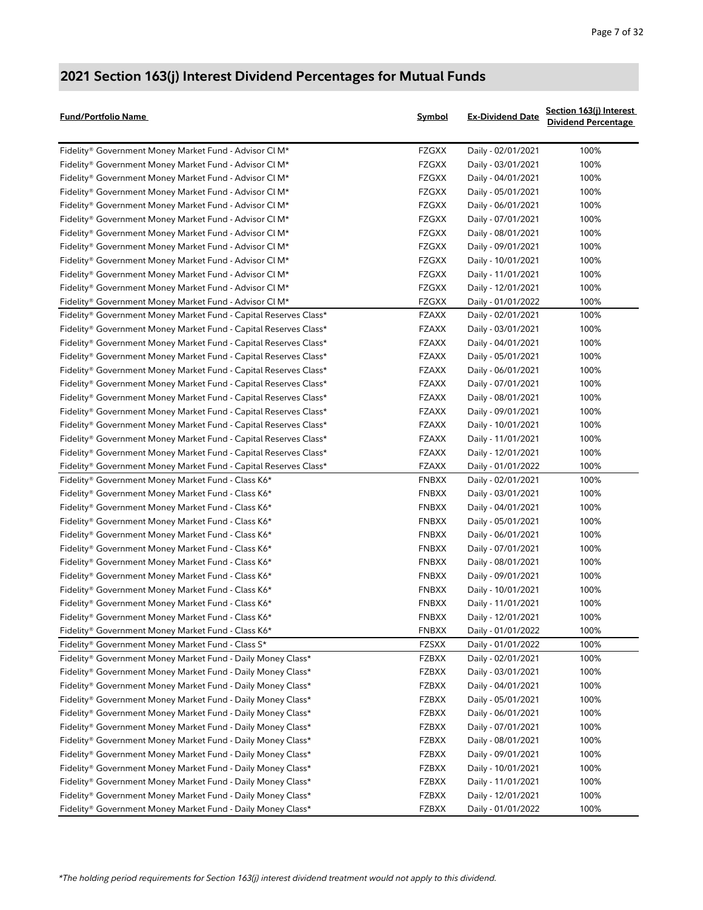## 2021 Section 163(j) Interest Dividend Percentages for Mutual Funds

| Fund/Portfolio Name | Symbol | Ex-Dividend Date | Section 163(j) Interest Dividend Percentage |
|---|---|---|---|
| Fidelity® Government Money Market Fund - Advisor Cl M* | FZGXX | Daily - 02/01/2021 | 100% |
| Fidelity® Government Money Market Fund - Advisor Cl M* | FZGXX | Daily - 03/01/2021 | 100% |
| Fidelity® Government Money Market Fund - Advisor Cl M* | FZGXX | Daily - 04/01/2021 | 100% |
| Fidelity® Government Money Market Fund - Advisor Cl M* | FZGXX | Daily - 05/01/2021 | 100% |
| Fidelity® Government Money Market Fund - Advisor Cl M* | FZGXX | Daily - 06/01/2021 | 100% |
| Fidelity® Government Money Market Fund - Advisor Cl M* | FZGXX | Daily - 07/01/2021 | 100% |
| Fidelity® Government Money Market Fund - Advisor Cl M* | FZGXX | Daily - 08/01/2021 | 100% |
| Fidelity® Government Money Market Fund - Advisor Cl M* | FZGXX | Daily - 09/01/2021 | 100% |
| Fidelity® Government Money Market Fund - Advisor Cl M* | FZGXX | Daily - 10/01/2021 | 100% |
| Fidelity® Government Money Market Fund - Advisor Cl M* | FZGXX | Daily - 11/01/2021 | 100% |
| Fidelity® Government Money Market Fund - Advisor Cl M* | FZGXX | Daily - 12/01/2021 | 100% |
| Fidelity® Government Money Market Fund - Advisor Cl M* | FZGXX | Daily - 01/01/2022 | 100% |
| Fidelity® Government Money Market Fund - Capital Reserves Class* | FZAXX | Daily - 02/01/2021 | 100% |
| Fidelity® Government Money Market Fund - Capital Reserves Class* | FZAXX | Daily - 03/01/2021 | 100% |
| Fidelity® Government Money Market Fund - Capital Reserves Class* | FZAXX | Daily - 04/01/2021 | 100% |
| Fidelity® Government Money Market Fund - Capital Reserves Class* | FZAXX | Daily - 05/01/2021 | 100% |
| Fidelity® Government Money Market Fund - Capital Reserves Class* | FZAXX | Daily - 06/01/2021 | 100% |
| Fidelity® Government Money Market Fund - Capital Reserves Class* | FZAXX | Daily - 07/01/2021 | 100% |
| Fidelity® Government Money Market Fund - Capital Reserves Class* | FZAXX | Daily - 08/01/2021 | 100% |
| Fidelity® Government Money Market Fund - Capital Reserves Class* | FZAXX | Daily - 09/01/2021 | 100% |
| Fidelity® Government Money Market Fund - Capital Reserves Class* | FZAXX | Daily - 10/01/2021 | 100% |
| Fidelity® Government Money Market Fund - Capital Reserves Class* | FZAXX | Daily - 11/01/2021 | 100% |
| Fidelity® Government Money Market Fund - Capital Reserves Class* | FZAXX | Daily - 12/01/2021 | 100% |
| Fidelity® Government Money Market Fund - Capital Reserves Class* | FZAXX | Daily - 01/01/2022 | 100% |
| Fidelity® Government Money Market Fund - Class K6* | FNBXX | Daily - 02/01/2021 | 100% |
| Fidelity® Government Money Market Fund - Class K6* | FNBXX | Daily - 03/01/2021 | 100% |
| Fidelity® Government Money Market Fund - Class K6* | FNBXX | Daily - 04/01/2021 | 100% |
| Fidelity® Government Money Market Fund - Class K6* | FNBXX | Daily - 05/01/2021 | 100% |
| Fidelity® Government Money Market Fund - Class K6* | FNBXX | Daily - 06/01/2021 | 100% |
| Fidelity® Government Money Market Fund - Class K6* | FNBXX | Daily - 07/01/2021 | 100% |
| Fidelity® Government Money Market Fund - Class K6* | FNBXX | Daily - 08/01/2021 | 100% |
| Fidelity® Government Money Market Fund - Class K6* | FNBXX | Daily - 09/01/2021 | 100% |
| Fidelity® Government Money Market Fund - Class K6* | FNBXX | Daily - 10/01/2021 | 100% |
| Fidelity® Government Money Market Fund - Class K6* | FNBXX | Daily - 11/01/2021 | 100% |
| Fidelity® Government Money Market Fund - Class K6* | FNBXX | Daily - 12/01/2021 | 100% |
| Fidelity® Government Money Market Fund - Class K6* | FNBXX | Daily - 01/01/2022 | 100% |
| Fidelity® Government Money Market Fund - Class S* | FZSXX | Daily - 01/01/2022 | 100% |
| Fidelity® Government Money Market Fund - Daily Money Class* | FZBXX | Daily - 02/01/2021 | 100% |
| Fidelity® Government Money Market Fund - Daily Money Class* | FZBXX | Daily - 03/01/2021 | 100% |
| Fidelity® Government Money Market Fund - Daily Money Class* | FZBXX | Daily - 04/01/2021 | 100% |
| Fidelity® Government Money Market Fund - Daily Money Class* | FZBXX | Daily - 05/01/2021 | 100% |
| Fidelity® Government Money Market Fund - Daily Money Class* | FZBXX | Daily - 06/01/2021 | 100% |
| Fidelity® Government Money Market Fund - Daily Money Class* | FZBXX | Daily - 07/01/2021 | 100% |
| Fidelity® Government Money Market Fund - Daily Money Class* | FZBXX | Daily - 08/01/2021 | 100% |
| Fidelity® Government Money Market Fund - Daily Money Class* | FZBXX | Daily - 09/01/2021 | 100% |
| Fidelity® Government Money Market Fund - Daily Money Class* | FZBXX | Daily - 10/01/2021 | 100% |
| Fidelity® Government Money Market Fund - Daily Money Class* | FZBXX | Daily - 11/01/2021 | 100% |
| Fidelity® Government Money Market Fund - Daily Money Class* | FZBXX | Daily - 12/01/2021 | 100% |
| Fidelity® Government Money Market Fund - Daily Money Class* | FZBXX | Daily - 01/01/2022 | 100% |

*The holding period requirements for Section 163(j) interest dividend treatment would not apply to this dividend.*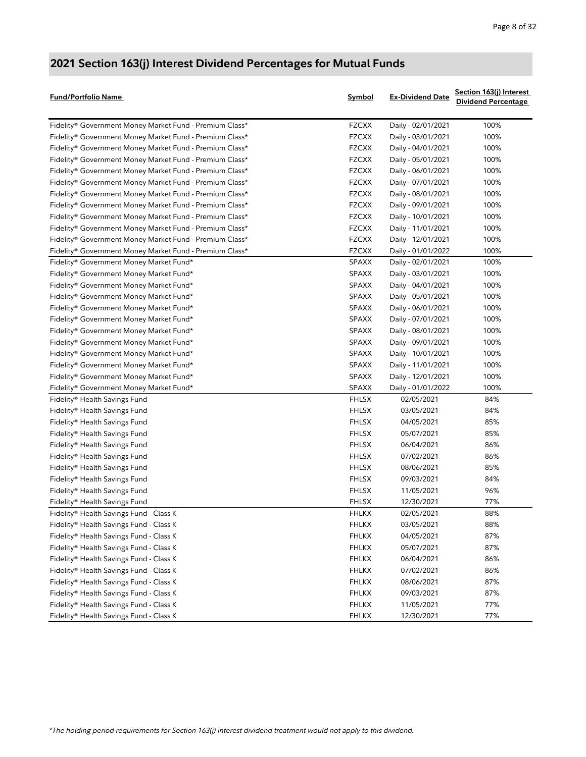## 2021 Section 163(j) Interest Dividend Percentages for Mutual Funds

| Fund/Portfolio Name | Symbol | Ex-Dividend Date | Section 163(j) Interest Dividend Percentage |
|---|---|---|---|
| Fidelity® Government Money Market Fund - Premium Class* | FZCXX | Daily - 02/01/2021 | 100% |
| Fidelity® Government Money Market Fund - Premium Class* | FZCXX | Daily - 03/01/2021 | 100% |
| Fidelity® Government Money Market Fund - Premium Class* | FZCXX | Daily - 04/01/2021 | 100% |
| Fidelity® Government Money Market Fund - Premium Class* | FZCXX | Daily - 05/01/2021 | 100% |
| Fidelity® Government Money Market Fund - Premium Class* | FZCXX | Daily - 06/01/2021 | 100% |
| Fidelity® Government Money Market Fund - Premium Class* | FZCXX | Daily - 07/01/2021 | 100% |
| Fidelity® Government Money Market Fund - Premium Class* | FZCXX | Daily - 08/01/2021 | 100% |
| Fidelity® Government Money Market Fund - Premium Class* | FZCXX | Daily - 09/01/2021 | 100% |
| Fidelity® Government Money Market Fund - Premium Class* | FZCXX | Daily - 10/01/2021 | 100% |
| Fidelity® Government Money Market Fund - Premium Class* | FZCXX | Daily - 11/01/2021 | 100% |
| Fidelity® Government Money Market Fund - Premium Class* | FZCXX | Daily - 12/01/2021 | 100% |
| Fidelity® Government Money Market Fund - Premium Class* | FZCXX | Daily - 01/01/2022 | 100% |
| Fidelity® Government Money Market Fund* | SPAXX | Daily - 02/01/2021 | 100% |
| Fidelity® Government Money Market Fund* | SPAXX | Daily - 03/01/2021 | 100% |
| Fidelity® Government Money Market Fund* | SPAXX | Daily - 04/01/2021 | 100% |
| Fidelity® Government Money Market Fund* | SPAXX | Daily - 05/01/2021 | 100% |
| Fidelity® Government Money Market Fund* | SPAXX | Daily - 06/01/2021 | 100% |
| Fidelity® Government Money Market Fund* | SPAXX | Daily - 07/01/2021 | 100% |
| Fidelity® Government Money Market Fund* | SPAXX | Daily - 08/01/2021 | 100% |
| Fidelity® Government Money Market Fund* | SPAXX | Daily - 09/01/2021 | 100% |
| Fidelity® Government Money Market Fund* | SPAXX | Daily - 10/01/2021 | 100% |
| Fidelity® Government Money Market Fund* | SPAXX | Daily - 11/01/2021 | 100% |
| Fidelity® Government Money Market Fund* | SPAXX | Daily - 12/01/2021 | 100% |
| Fidelity® Government Money Market Fund* | SPAXX | Daily - 01/01/2022 | 100% |
| Fidelity® Health Savings Fund | FHLSX | 02/05/2021 | 84% |
| Fidelity® Health Savings Fund | FHLSX | 03/05/2021 | 84% |
| Fidelity® Health Savings Fund | FHLSX | 04/05/2021 | 85% |
| Fidelity® Health Savings Fund | FHLSX | 05/07/2021 | 85% |
| Fidelity® Health Savings Fund | FHLSX | 06/04/2021 | 86% |
| Fidelity® Health Savings Fund | FHLSX | 07/02/2021 | 86% |
| Fidelity® Health Savings Fund | FHLSX | 08/06/2021 | 85% |
| Fidelity® Health Savings Fund | FHLSX | 09/03/2021 | 84% |
| Fidelity® Health Savings Fund | FHLSX | 11/05/2021 | 96% |
| Fidelity® Health Savings Fund | FHLSX | 12/30/2021 | 77% |
| Fidelity® Health Savings Fund - Class K | FHLKX | 02/05/2021 | 88% |
| Fidelity® Health Savings Fund - Class K | FHLKX | 03/05/2021 | 88% |
| Fidelity® Health Savings Fund - Class K | FHLKX | 04/05/2021 | 87% |
| Fidelity® Health Savings Fund - Class K | FHLKX | 05/07/2021 | 87% |
| Fidelity® Health Savings Fund - Class K | FHLKX | 06/04/2021 | 86% |
| Fidelity® Health Savings Fund - Class K | FHLKX | 07/02/2021 | 86% |
| Fidelity® Health Savings Fund - Class K | FHLKX | 08/06/2021 | 87% |
| Fidelity® Health Savings Fund - Class K | FHLKX | 09/03/2021 | 87% |
| Fidelity® Health Savings Fund - Class K | FHLKX | 11/05/2021 | 77% |
| Fidelity® Health Savings Fund - Class K | FHLKX | 12/30/2021 | 77% |

*The holding period requirements for Section 163(j) interest dividend treatment would not apply to this dividend.*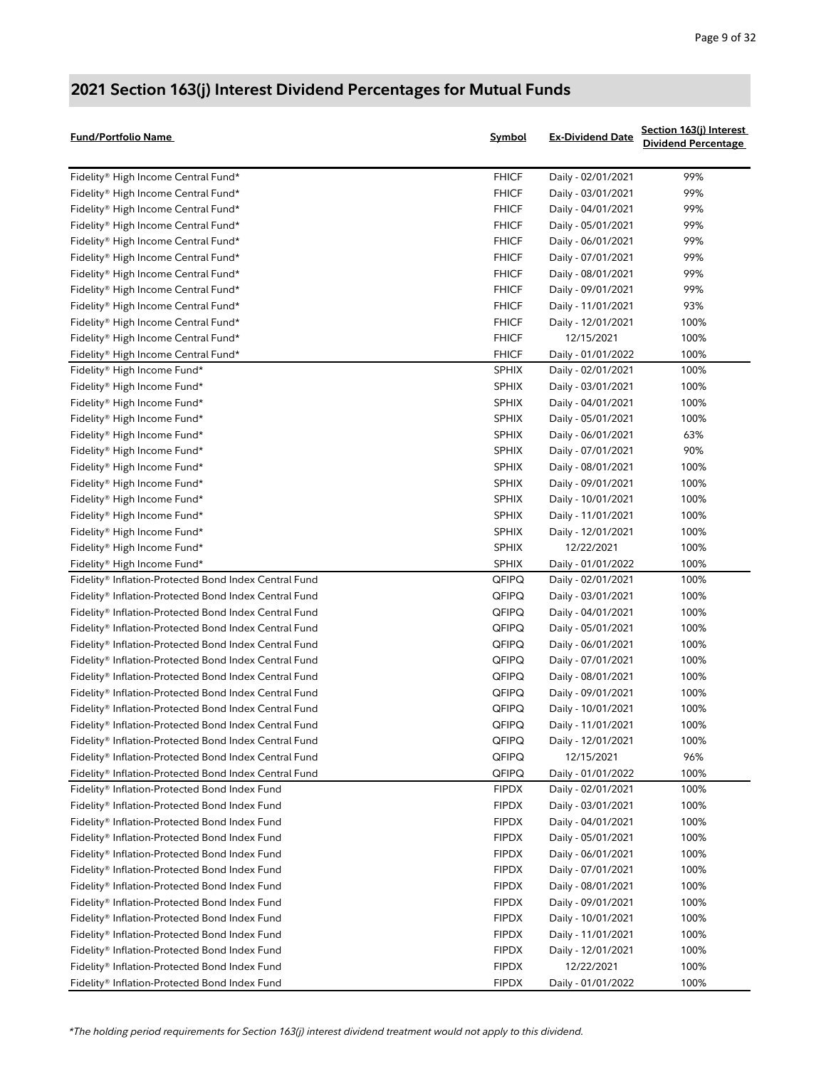## 2021 Section 163(j) Interest Dividend Percentages for Mutual Funds

| Fund/Portfolio Name | Symbol | Ex-Dividend Date | Section 163(j) Interest Dividend Percentage |
|---|---|---|---|
| Fidelity® High Income Central Fund* | FHICF | Daily - 02/01/2021 | 99% |
| Fidelity® High Income Central Fund* | FHICF | Daily - 03/01/2021 | 99% |
| Fidelity® High Income Central Fund* | FHICF | Daily - 04/01/2021 | 99% |
| Fidelity® High Income Central Fund* | FHICF | Daily - 05/01/2021 | 99% |
| Fidelity® High Income Central Fund* | FHICF | Daily - 06/01/2021 | 99% |
| Fidelity® High Income Central Fund* | FHICF | Daily - 07/01/2021 | 99% |
| Fidelity® High Income Central Fund* | FHICF | Daily - 08/01/2021 | 99% |
| Fidelity® High Income Central Fund* | FHICF | Daily - 09/01/2021 | 99% |
| Fidelity® High Income Central Fund* | FHICF | Daily - 11/01/2021 | 93% |
| Fidelity® High Income Central Fund* | FHICF | Daily - 12/01/2021 | 100% |
| Fidelity® High Income Central Fund* | FHICF | 12/15/2021 | 100% |
| Fidelity® High Income Central Fund* | FHICF | Daily - 01/01/2022 | 100% |
| Fidelity® High Income Fund* | SPHIX | Daily - 02/01/2021 | 100% |
| Fidelity® High Income Fund* | SPHIX | Daily - 03/01/2021 | 100% |
| Fidelity® High Income Fund* | SPHIX | Daily - 04/01/2021 | 100% |
| Fidelity® High Income Fund* | SPHIX | Daily - 05/01/2021 | 100% |
| Fidelity® High Income Fund* | SPHIX | Daily - 06/01/2021 | 63% |
| Fidelity® High Income Fund* | SPHIX | Daily - 07/01/2021 | 90% |
| Fidelity® High Income Fund* | SPHIX | Daily - 08/01/2021 | 100% |
| Fidelity® High Income Fund* | SPHIX | Daily - 09/01/2021 | 100% |
| Fidelity® High Income Fund* | SPHIX | Daily - 10/01/2021 | 100% |
| Fidelity® High Income Fund* | SPHIX | Daily - 11/01/2021 | 100% |
| Fidelity® High Income Fund* | SPHIX | Daily - 12/01/2021 | 100% |
| Fidelity® High Income Fund* | SPHIX | 12/22/2021 | 100% |
| Fidelity® High Income Fund* | SPHIX | Daily - 01/01/2022 | 100% |
| Fidelity® Inflation-Protected Bond Index Central Fund | QFIPQ | Daily - 02/01/2021 | 100% |
| Fidelity® Inflation-Protected Bond Index Central Fund | QFIPQ | Daily - 03/01/2021 | 100% |
| Fidelity® Inflation-Protected Bond Index Central Fund | QFIPQ | Daily - 04/01/2021 | 100% |
| Fidelity® Inflation-Protected Bond Index Central Fund | QFIPQ | Daily - 05/01/2021 | 100% |
| Fidelity® Inflation-Protected Bond Index Central Fund | QFIPQ | Daily - 06/01/2021 | 100% |
| Fidelity® Inflation-Protected Bond Index Central Fund | QFIPQ | Daily - 07/01/2021 | 100% |
| Fidelity® Inflation-Protected Bond Index Central Fund | QFIPQ | Daily - 08/01/2021 | 100% |
| Fidelity® Inflation-Protected Bond Index Central Fund | QFIPQ | Daily - 09/01/2021 | 100% |
| Fidelity® Inflation-Protected Bond Index Central Fund | QFIPQ | Daily - 10/01/2021 | 100% |
| Fidelity® Inflation-Protected Bond Index Central Fund | QFIPQ | Daily - 11/01/2021 | 100% |
| Fidelity® Inflation-Protected Bond Index Central Fund | QFIPQ | Daily - 12/01/2021 | 100% |
| Fidelity® Inflation-Protected Bond Index Central Fund | QFIPQ | 12/15/2021 | 96% |
| Fidelity® Inflation-Protected Bond Index Central Fund | QFIPQ | Daily - 01/01/2022 | 100% |
| Fidelity® Inflation-Protected Bond Index Fund | FIPDX | Daily - 02/01/2021 | 100% |
| Fidelity® Inflation-Protected Bond Index Fund | FIPDX | Daily - 03/01/2021 | 100% |
| Fidelity® Inflation-Protected Bond Index Fund | FIPDX | Daily - 04/01/2021 | 100% |
| Fidelity® Inflation-Protected Bond Index Fund | FIPDX | Daily - 05/01/2021 | 100% |
| Fidelity® Inflation-Protected Bond Index Fund | FIPDX | Daily - 06/01/2021 | 100% |
| Fidelity® Inflation-Protected Bond Index Fund | FIPDX | Daily - 07/01/2021 | 100% |
| Fidelity® Inflation-Protected Bond Index Fund | FIPDX | Daily - 08/01/2021 | 100% |
| Fidelity® Inflation-Protected Bond Index Fund | FIPDX | Daily - 09/01/2021 | 100% |
| Fidelity® Inflation-Protected Bond Index Fund | FIPDX | Daily - 10/01/2021 | 100% |
| Fidelity® Inflation-Protected Bond Index Fund | FIPDX | Daily - 11/01/2021 | 100% |
| Fidelity® Inflation-Protected Bond Index Fund | FIPDX | Daily - 12/01/2021 | 100% |
| Fidelity® Inflation-Protected Bond Index Fund | FIPDX | 12/22/2021 | 100% |
| Fidelity® Inflation-Protected Bond Index Fund | FIPDX | Daily - 01/01/2022 | 100% |

*The holding period requirements for Section 163(j) interest dividend treatment would not apply to this dividend.*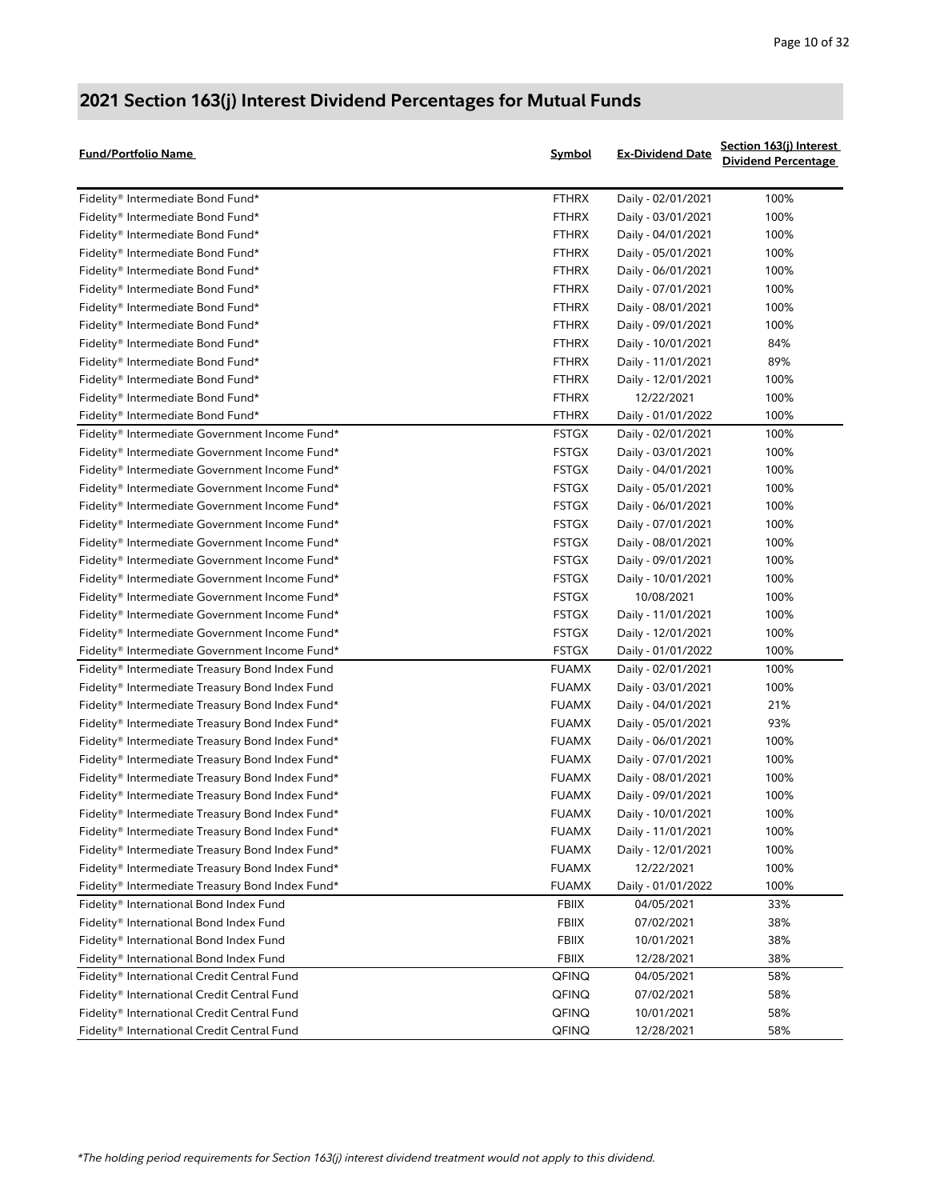## 2021 Section 163(j) Interest Dividend Percentages for Mutual Funds

| Fund/Portfolio Name | Symbol | Ex-Dividend Date | Section 163(j) Interest Dividend Percentage |
|---|---|---|---|
| Fidelity® Intermediate Bond Fund* | FTHRX | Daily - 02/01/2021 | 100% |
| Fidelity® Intermediate Bond Fund* | FTHRX | Daily - 03/01/2021 | 100% |
| Fidelity® Intermediate Bond Fund* | FTHRX | Daily - 04/01/2021 | 100% |
| Fidelity® Intermediate Bond Fund* | FTHRX | Daily - 05/01/2021 | 100% |
| Fidelity® Intermediate Bond Fund* | FTHRX | Daily - 06/01/2021 | 100% |
| Fidelity® Intermediate Bond Fund* | FTHRX | Daily - 07/01/2021 | 100% |
| Fidelity® Intermediate Bond Fund* | FTHRX | Daily - 08/01/2021 | 100% |
| Fidelity® Intermediate Bond Fund* | FTHRX | Daily - 09/01/2021 | 100% |
| Fidelity® Intermediate Bond Fund* | FTHRX | Daily - 10/01/2021 | 84% |
| Fidelity® Intermediate Bond Fund* | FTHRX | Daily - 11/01/2021 | 89% |
| Fidelity® Intermediate Bond Fund* | FTHRX | Daily - 12/01/2021 | 100% |
| Fidelity® Intermediate Bond Fund* | FTHRX | 12/22/2021 | 100% |
| Fidelity® Intermediate Bond Fund* | FTHRX | Daily - 01/01/2022 | 100% |
| Fidelity® Intermediate Government Income Fund* | FSTGX | Daily - 02/01/2021 | 100% |
| Fidelity® Intermediate Government Income Fund* | FSTGX | Daily - 03/01/2021 | 100% |
| Fidelity® Intermediate Government Income Fund* | FSTGX | Daily - 04/01/2021 | 100% |
| Fidelity® Intermediate Government Income Fund* | FSTGX | Daily - 05/01/2021 | 100% |
| Fidelity® Intermediate Government Income Fund* | FSTGX | Daily - 06/01/2021 | 100% |
| Fidelity® Intermediate Government Income Fund* | FSTGX | Daily - 07/01/2021 | 100% |
| Fidelity® Intermediate Government Income Fund* | FSTGX | Daily - 08/01/2021 | 100% |
| Fidelity® Intermediate Government Income Fund* | FSTGX | Daily - 09/01/2021 | 100% |
| Fidelity® Intermediate Government Income Fund* | FSTGX | Daily - 10/01/2021 | 100% |
| Fidelity® Intermediate Government Income Fund* | FSTGX | 10/08/2021 | 100% |
| Fidelity® Intermediate Government Income Fund* | FSTGX | Daily - 11/01/2021 | 100% |
| Fidelity® Intermediate Government Income Fund* | FSTGX | Daily - 12/01/2021 | 100% |
| Fidelity® Intermediate Government Income Fund* | FSTGX | Daily - 01/01/2022 | 100% |
| Fidelity® Intermediate Treasury Bond Index Fund | FUAMX | Daily - 02/01/2021 | 100% |
| Fidelity® Intermediate Treasury Bond Index Fund | FUAMX | Daily - 03/01/2021 | 100% |
| Fidelity® Intermediate Treasury Bond Index Fund* | FUAMX | Daily - 04/01/2021 | 21% |
| Fidelity® Intermediate Treasury Bond Index Fund* | FUAMX | Daily - 05/01/2021 | 93% |
| Fidelity® Intermediate Treasury Bond Index Fund* | FUAMX | Daily - 06/01/2021 | 100% |
| Fidelity® Intermediate Treasury Bond Index Fund* | FUAMX | Daily - 07/01/2021 | 100% |
| Fidelity® Intermediate Treasury Bond Index Fund* | FUAMX | Daily - 08/01/2021 | 100% |
| Fidelity® Intermediate Treasury Bond Index Fund* | FUAMX | Daily - 09/01/2021 | 100% |
| Fidelity® Intermediate Treasury Bond Index Fund* | FUAMX | Daily - 10/01/2021 | 100% |
| Fidelity® Intermediate Treasury Bond Index Fund* | FUAMX | Daily - 11/01/2021 | 100% |
| Fidelity® Intermediate Treasury Bond Index Fund* | FUAMX | Daily - 12/01/2021 | 100% |
| Fidelity® Intermediate Treasury Bond Index Fund* | FUAMX | 12/22/2021 | 100% |
| Fidelity® Intermediate Treasury Bond Index Fund* | FUAMX | Daily - 01/01/2022 | 100% |
| Fidelity® International Bond Index Fund | FBIIX | 04/05/2021 | 33% |
| Fidelity® International Bond Index Fund | FBIIX | 07/02/2021 | 38% |
| Fidelity® International Bond Index Fund | FBIIX | 10/01/2021 | 38% |
| Fidelity® International Bond Index Fund | FBIIX | 12/28/2021 | 38% |
| Fidelity® International Credit Central Fund | QFINQ | 04/05/2021 | 58% |
| Fidelity® International Credit Central Fund | QFINQ | 07/02/2021 | 58% |
| Fidelity® International Credit Central Fund | QFINQ | 10/01/2021 | 58% |
| Fidelity® International Credit Central Fund | QFINQ | 12/28/2021 | 58% |

*The holding period requirements for Section 163(j) interest dividend treatment would not apply to this dividend.*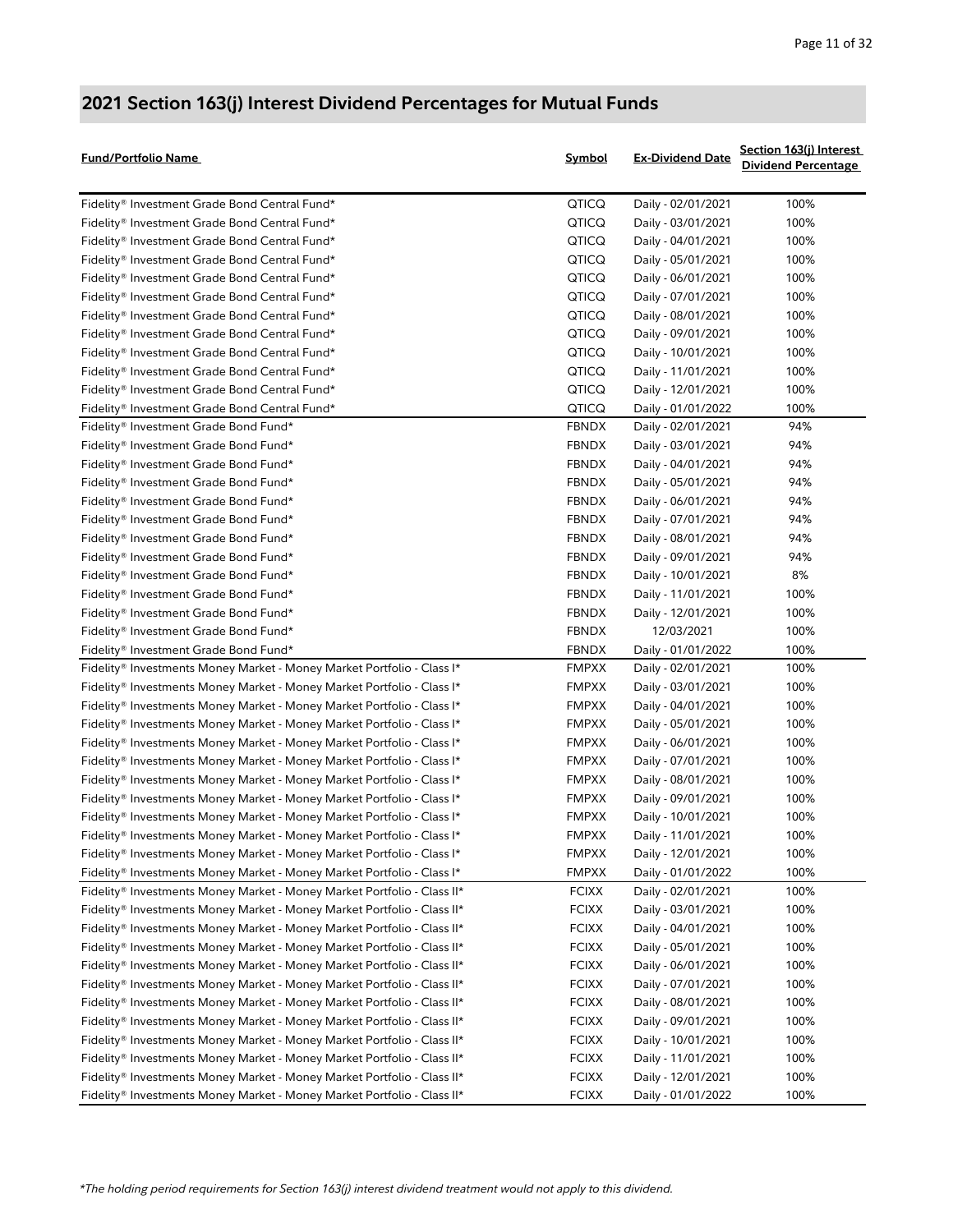## 2021 Section 163(j) Interest Dividend Percentages for Mutual Funds

| Fund/Portfolio Name | Symbol | Ex-Dividend Date | Section 163(j) Interest Dividend Percentage |
|---|---|---|---|
| Fidelity® Investment Grade Bond Central Fund* | QTICQ | Daily - 02/01/2021 | 100% |
| Fidelity® Investment Grade Bond Central Fund* | QTICQ | Daily - 03/01/2021 | 100% |
| Fidelity® Investment Grade Bond Central Fund* | QTICQ | Daily - 04/01/2021 | 100% |
| Fidelity® Investment Grade Bond Central Fund* | QTICQ | Daily - 05/01/2021 | 100% |
| Fidelity® Investment Grade Bond Central Fund* | QTICQ | Daily - 06/01/2021 | 100% |
| Fidelity® Investment Grade Bond Central Fund* | QTICQ | Daily - 07/01/2021 | 100% |
| Fidelity® Investment Grade Bond Central Fund* | QTICQ | Daily - 08/01/2021 | 100% |
| Fidelity® Investment Grade Bond Central Fund* | QTICQ | Daily - 09/01/2021 | 100% |
| Fidelity® Investment Grade Bond Central Fund* | QTICQ | Daily - 10/01/2021 | 100% |
| Fidelity® Investment Grade Bond Central Fund* | QTICQ | Daily - 11/01/2021 | 100% |
| Fidelity® Investment Grade Bond Central Fund* | QTICQ | Daily - 12/01/2021 | 100% |
| Fidelity® Investment Grade Bond Central Fund* | QTICQ | Daily - 01/01/2022 | 100% |
| Fidelity® Investment Grade Bond Fund* | FBNDX | Daily - 02/01/2021 | 94% |
| Fidelity® Investment Grade Bond Fund* | FBNDX | Daily - 03/01/2021 | 94% |
| Fidelity® Investment Grade Bond Fund* | FBNDX | Daily - 04/01/2021 | 94% |
| Fidelity® Investment Grade Bond Fund* | FBNDX | Daily - 05/01/2021 | 94% |
| Fidelity® Investment Grade Bond Fund* | FBNDX | Daily - 06/01/2021 | 94% |
| Fidelity® Investment Grade Bond Fund* | FBNDX | Daily - 07/01/2021 | 94% |
| Fidelity® Investment Grade Bond Fund* | FBNDX | Daily - 08/01/2021 | 94% |
| Fidelity® Investment Grade Bond Fund* | FBNDX | Daily - 09/01/2021 | 94% |
| Fidelity® Investment Grade Bond Fund* | FBNDX | Daily - 10/01/2021 | 8% |
| Fidelity® Investment Grade Bond Fund* | FBNDX | Daily - 11/01/2021 | 100% |
| Fidelity® Investment Grade Bond Fund* | FBNDX | Daily - 12/01/2021 | 100% |
| Fidelity® Investment Grade Bond Fund* | FBNDX | 12/03/2021 | 100% |
| Fidelity® Investment Grade Bond Fund* | FBNDX | Daily - 01/01/2022 | 100% |
| Fidelity® Investments Money Market - Money Market Portfolio - Class I* | FMPXX | Daily - 02/01/2021 | 100% |
| Fidelity® Investments Money Market - Money Market Portfolio - Class I* | FMPXX | Daily - 03/01/2021 | 100% |
| Fidelity® Investments Money Market - Money Market Portfolio - Class I* | FMPXX | Daily - 04/01/2021 | 100% |
| Fidelity® Investments Money Market - Money Market Portfolio - Class I* | FMPXX | Daily - 05/01/2021 | 100% |
| Fidelity® Investments Money Market - Money Market Portfolio - Class I* | FMPXX | Daily - 06/01/2021 | 100% |
| Fidelity® Investments Money Market - Money Market Portfolio - Class I* | FMPXX | Daily - 07/01/2021 | 100% |
| Fidelity® Investments Money Market - Money Market Portfolio - Class I* | FMPXX | Daily - 08/01/2021 | 100% |
| Fidelity® Investments Money Market - Money Market Portfolio - Class I* | FMPXX | Daily - 09/01/2021 | 100% |
| Fidelity® Investments Money Market - Money Market Portfolio - Class I* | FMPXX | Daily - 10/01/2021 | 100% |
| Fidelity® Investments Money Market - Money Market Portfolio - Class I* | FMPXX | Daily - 11/01/2021 | 100% |
| Fidelity® Investments Money Market - Money Market Portfolio - Class I* | FMPXX | Daily - 12/01/2021 | 100% |
| Fidelity® Investments Money Market - Money Market Portfolio - Class I* | FMPXX | Daily - 01/01/2022 | 100% |
| Fidelity® Investments Money Market - Money Market Portfolio - Class II* | FCIXX | Daily - 02/01/2021 | 100% |
| Fidelity® Investments Money Market - Money Market Portfolio - Class II* | FCIXX | Daily - 03/01/2021 | 100% |
| Fidelity® Investments Money Market - Money Market Portfolio - Class II* | FCIXX | Daily - 04/01/2021 | 100% |
| Fidelity® Investments Money Market - Money Market Portfolio - Class II* | FCIXX | Daily - 05/01/2021 | 100% |
| Fidelity® Investments Money Market - Money Market Portfolio - Class II* | FCIXX | Daily - 06/01/2021 | 100% |
| Fidelity® Investments Money Market - Money Market Portfolio - Class II* | FCIXX | Daily - 07/01/2021 | 100% |
| Fidelity® Investments Money Market - Money Market Portfolio - Class II* | FCIXX | Daily - 08/01/2021 | 100% |
| Fidelity® Investments Money Market - Money Market Portfolio - Class II* | FCIXX | Daily - 09/01/2021 | 100% |
| Fidelity® Investments Money Market - Money Market Portfolio - Class II* | FCIXX | Daily - 10/01/2021 | 100% |
| Fidelity® Investments Money Market - Money Market Portfolio - Class II* | FCIXX | Daily - 11/01/2021 | 100% |
| Fidelity® Investments Money Market - Money Market Portfolio - Class II* | FCIXX | Daily - 12/01/2021 | 100% |
| Fidelity® Investments Money Market - Money Market Portfolio - Class II* | FCIXX | Daily - 01/01/2022 | 100% |

*\*The holding period requirements for Section 163(j) interest dividend treatment would not apply to this dividend.*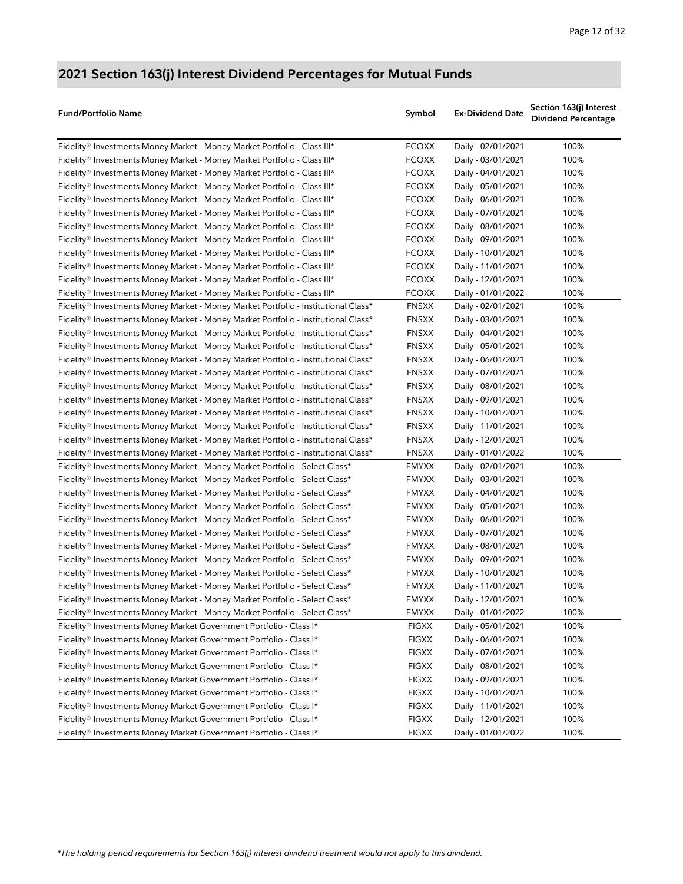## 2021 Section 163(j) Interest Dividend Percentages for Mutual Funds

| Fund/Portfolio Name | Symbol | Ex-Dividend Date | Section 163(j) Interest Dividend Percentage |
|---|---|---|---|
| Fidelity® Investments Money Market - Money Market Portfolio - Class III* | FCOXX | Daily - 02/01/2021 | 100% |
| Fidelity® Investments Money Market - Money Market Portfolio - Class III* | FCOXX | Daily - 03/01/2021 | 100% |
| Fidelity® Investments Money Market - Money Market Portfolio - Class III* | FCOXX | Daily - 04/01/2021 | 100% |
| Fidelity® Investments Money Market - Money Market Portfolio - Class III* | FCOXX | Daily - 05/01/2021 | 100% |
| Fidelity® Investments Money Market - Money Market Portfolio - Class III* | FCOXX | Daily - 06/01/2021 | 100% |
| Fidelity® Investments Money Market - Money Market Portfolio - Class III* | FCOXX | Daily - 07/01/2021 | 100% |
| Fidelity® Investments Money Market - Money Market Portfolio - Class III* | FCOXX | Daily - 08/01/2021 | 100% |
| Fidelity® Investments Money Market - Money Market Portfolio - Class III* | FCOXX | Daily - 09/01/2021 | 100% |
| Fidelity® Investments Money Market - Money Market Portfolio - Class III* | FCOXX | Daily - 10/01/2021 | 100% |
| Fidelity® Investments Money Market - Money Market Portfolio - Class III* | FCOXX | Daily - 11/01/2021 | 100% |
| Fidelity® Investments Money Market - Money Market Portfolio - Class III* | FCOXX | Daily - 12/01/2021 | 100% |
| Fidelity® Investments Money Market - Money Market Portfolio - Class III* | FCOXX | Daily - 01/01/2022 | 100% |
| Fidelity® Investments Money Market - Money Market Portfolio - Institutional Class* | FNSXX | Daily - 02/01/2021 | 100% |
| Fidelity® Investments Money Market - Money Market Portfolio - Institutional Class* | FNSXX | Daily - 03/01/2021 | 100% |
| Fidelity® Investments Money Market - Money Market Portfolio - Institutional Class* | FNSXX | Daily - 04/01/2021 | 100% |
| Fidelity® Investments Money Market - Money Market Portfolio - Institutional Class* | FNSXX | Daily - 05/01/2021 | 100% |
| Fidelity® Investments Money Market - Money Market Portfolio - Institutional Class* | FNSXX | Daily - 06/01/2021 | 100% |
| Fidelity® Investments Money Market - Money Market Portfolio - Institutional Class* | FNSXX | Daily - 07/01/2021 | 100% |
| Fidelity® Investments Money Market - Money Market Portfolio - Institutional Class* | FNSXX | Daily - 08/01/2021 | 100% |
| Fidelity® Investments Money Market - Money Market Portfolio - Institutional Class* | FNSXX | Daily - 09/01/2021 | 100% |
| Fidelity® Investments Money Market - Money Market Portfolio - Institutional Class* | FNSXX | Daily - 10/01/2021 | 100% |
| Fidelity® Investments Money Market - Money Market Portfolio - Institutional Class* | FNSXX | Daily - 11/01/2021 | 100% |
| Fidelity® Investments Money Market - Money Market Portfolio - Institutional Class* | FNSXX | Daily - 12/01/2021 | 100% |
| Fidelity® Investments Money Market - Money Market Portfolio - Institutional Class* | FNSXX | Daily - 01/01/2022 | 100% |
| Fidelity® Investments Money Market - Money Market Portfolio - Select Class* | FMYXX | Daily - 02/01/2021 | 100% |
| Fidelity® Investments Money Market - Money Market Portfolio - Select Class* | FMYXX | Daily - 03/01/2021 | 100% |
| Fidelity® Investments Money Market - Money Market Portfolio - Select Class* | FMYXX | Daily - 04/01/2021 | 100% |
| Fidelity® Investments Money Market - Money Market Portfolio - Select Class* | FMYXX | Daily - 05/01/2021 | 100% |
| Fidelity® Investments Money Market - Money Market Portfolio - Select Class* | FMYXX | Daily - 06/01/2021 | 100% |
| Fidelity® Investments Money Market - Money Market Portfolio - Select Class* | FMYXX | Daily - 07/01/2021 | 100% |
| Fidelity® Investments Money Market - Money Market Portfolio - Select Class* | FMYXX | Daily - 08/01/2021 | 100% |
| Fidelity® Investments Money Market - Money Market Portfolio - Select Class* | FMYXX | Daily - 09/01/2021 | 100% |
| Fidelity® Investments Money Market - Money Market Portfolio - Select Class* | FMYXX | Daily - 10/01/2021 | 100% |
| Fidelity® Investments Money Market - Money Market Portfolio - Select Class* | FMYXX | Daily - 11/01/2021 | 100% |
| Fidelity® Investments Money Market - Money Market Portfolio - Select Class* | FMYXX | Daily - 12/01/2021 | 100% |
| Fidelity® Investments Money Market - Money Market Portfolio - Select Class* | FMYXX | Daily - 01/01/2022 | 100% |
| Fidelity® Investments Money Market Government Portfolio - Class I* | FIGXX | Daily - 05/01/2021 | 100% |
| Fidelity® Investments Money Market Government Portfolio - Class I* | FIGXX | Daily - 06/01/2021 | 100% |
| Fidelity® Investments Money Market Government Portfolio - Class I* | FIGXX | Daily - 07/01/2021 | 100% |
| Fidelity® Investments Money Market Government Portfolio - Class I* | FIGXX | Daily - 08/01/2021 | 100% |
| Fidelity® Investments Money Market Government Portfolio - Class I* | FIGXX | Daily - 09/01/2021 | 100% |
| Fidelity® Investments Money Market Government Portfolio - Class I* | FIGXX | Daily - 10/01/2021 | 100% |
| Fidelity® Investments Money Market Government Portfolio - Class I* | FIGXX | Daily - 11/01/2021 | 100% |
| Fidelity® Investments Money Market Government Portfolio - Class I* | FIGXX | Daily - 12/01/2021 | 100% |
| Fidelity® Investments Money Market Government Portfolio - Class I* | FIGXX | Daily - 01/01/2022 | 100% |

*\*The holding period requirements for Section 163(j) interest dividend treatment would not apply to this dividend.*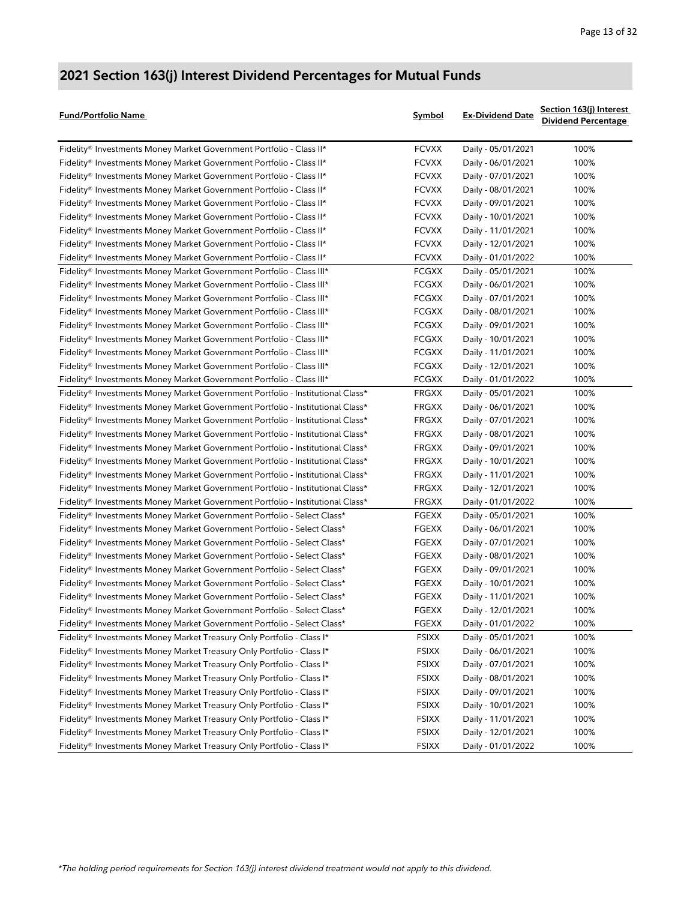## 2021 Section 163(j) Interest Dividend Percentages for Mutual Funds

| Fund/Portfolio Name | Symbol | Ex-Dividend Date | Section 163(j) Interest Dividend Percentage |
|---|---|---|---|
| Fidelity® Investments Money Market Government Portfolio - Class II* | FCVXX | Daily - 05/01/2021 | 100% |
| Fidelity® Investments Money Market Government Portfolio - Class II* | FCVXX | Daily - 06/01/2021 | 100% |
| Fidelity® Investments Money Market Government Portfolio - Class II* | FCVXX | Daily - 07/01/2021 | 100% |
| Fidelity® Investments Money Market Government Portfolio - Class II* | FCVXX | Daily - 08/01/2021 | 100% |
| Fidelity® Investments Money Market Government Portfolio - Class II* | FCVXX | Daily - 09/01/2021 | 100% |
| Fidelity® Investments Money Market Government Portfolio - Class II* | FCVXX | Daily - 10/01/2021 | 100% |
| Fidelity® Investments Money Market Government Portfolio - Class II* | FCVXX | Daily - 11/01/2021 | 100% |
| Fidelity® Investments Money Market Government Portfolio - Class II* | FCVXX | Daily - 12/01/2021 | 100% |
| Fidelity® Investments Money Market Government Portfolio - Class II* | FCVXX | Daily - 01/01/2022 | 100% |
| Fidelity® Investments Money Market Government Portfolio - Class III* | FCGXX | Daily - 05/01/2021 | 100% |
| Fidelity® Investments Money Market Government Portfolio - Class III* | FCGXX | Daily - 06/01/2021 | 100% |
| Fidelity® Investments Money Market Government Portfolio - Class III* | FCGXX | Daily - 07/01/2021 | 100% |
| Fidelity® Investments Money Market Government Portfolio - Class III* | FCGXX | Daily - 08/01/2021 | 100% |
| Fidelity® Investments Money Market Government Portfolio - Class III* | FCGXX | Daily - 09/01/2021 | 100% |
| Fidelity® Investments Money Market Government Portfolio - Class III* | FCGXX | Daily - 10/01/2021 | 100% |
| Fidelity® Investments Money Market Government Portfolio - Class III* | FCGXX | Daily - 11/01/2021 | 100% |
| Fidelity® Investments Money Market Government Portfolio - Class III* | FCGXX | Daily - 12/01/2021 | 100% |
| Fidelity® Investments Money Market Government Portfolio - Class III* | FCGXX | Daily - 01/01/2022 | 100% |
| Fidelity® Investments Money Market Government Portfolio - Institutional Class* | FRGXX | Daily - 05/01/2021 | 100% |
| Fidelity® Investments Money Market Government Portfolio - Institutional Class* | FRGXX | Daily - 06/01/2021 | 100% |
| Fidelity® Investments Money Market Government Portfolio - Institutional Class* | FRGXX | Daily - 07/01/2021 | 100% |
| Fidelity® Investments Money Market Government Portfolio - Institutional Class* | FRGXX | Daily - 08/01/2021 | 100% |
| Fidelity® Investments Money Market Government Portfolio - Institutional Class* | FRGXX | Daily - 09/01/2021 | 100% |
| Fidelity® Investments Money Market Government Portfolio - Institutional Class* | FRGXX | Daily - 10/01/2021 | 100% |
| Fidelity® Investments Money Market Government Portfolio - Institutional Class* | FRGXX | Daily - 11/01/2021 | 100% |
| Fidelity® Investments Money Market Government Portfolio - Institutional Class* | FRGXX | Daily - 12/01/2021 | 100% |
| Fidelity® Investments Money Market Government Portfolio - Institutional Class* | FRGXX | Daily - 01/01/2022 | 100% |
| Fidelity® Investments Money Market Government Portfolio - Select Class* | FGEXX | Daily - 05/01/2021 | 100% |
| Fidelity® Investments Money Market Government Portfolio - Select Class* | FGEXX | Daily - 06/01/2021 | 100% |
| Fidelity® Investments Money Market Government Portfolio - Select Class* | FGEXX | Daily - 07/01/2021 | 100% |
| Fidelity® Investments Money Market Government Portfolio - Select Class* | FGEXX | Daily - 08/01/2021 | 100% |
| Fidelity® Investments Money Market Government Portfolio - Select Class* | FGEXX | Daily - 09/01/2021 | 100% |
| Fidelity® Investments Money Market Government Portfolio - Select Class* | FGEXX | Daily - 10/01/2021 | 100% |
| Fidelity® Investments Money Market Government Portfolio - Select Class* | FGEXX | Daily - 11/01/2021 | 100% |
| Fidelity® Investments Money Market Government Portfolio - Select Class* | FGEXX | Daily - 12/01/2021 | 100% |
| Fidelity® Investments Money Market Government Portfolio - Select Class* | FGEXX | Daily - 01/01/2022 | 100% |
| Fidelity® Investments Money Market Treasury Only Portfolio - Class I* | FSIXX | Daily - 05/01/2021 | 100% |
| Fidelity® Investments Money Market Treasury Only Portfolio - Class I* | FSIXX | Daily - 06/01/2021 | 100% |
| Fidelity® Investments Money Market Treasury Only Portfolio - Class I* | FSIXX | Daily - 07/01/2021 | 100% |
| Fidelity® Investments Money Market Treasury Only Portfolio - Class I* | FSIXX | Daily - 08/01/2021 | 100% |
| Fidelity® Investments Money Market Treasury Only Portfolio - Class I* | FSIXX | Daily - 09/01/2021 | 100% |
| Fidelity® Investments Money Market Treasury Only Portfolio - Class I* | FSIXX | Daily - 10/01/2021 | 100% |
| Fidelity® Investments Money Market Treasury Only Portfolio - Class I* | FSIXX | Daily - 11/01/2021 | 100% |
| Fidelity® Investments Money Market Treasury Only Portfolio - Class I* | FSIXX | Daily - 12/01/2021 | 100% |
| Fidelity® Investments Money Market Treasury Only Portfolio - Class I* | FSIXX | Daily - 01/01/2022 | 100% |

*\*The holding period requirements for Section 163(j) interest dividend treatment would not apply to this dividend.*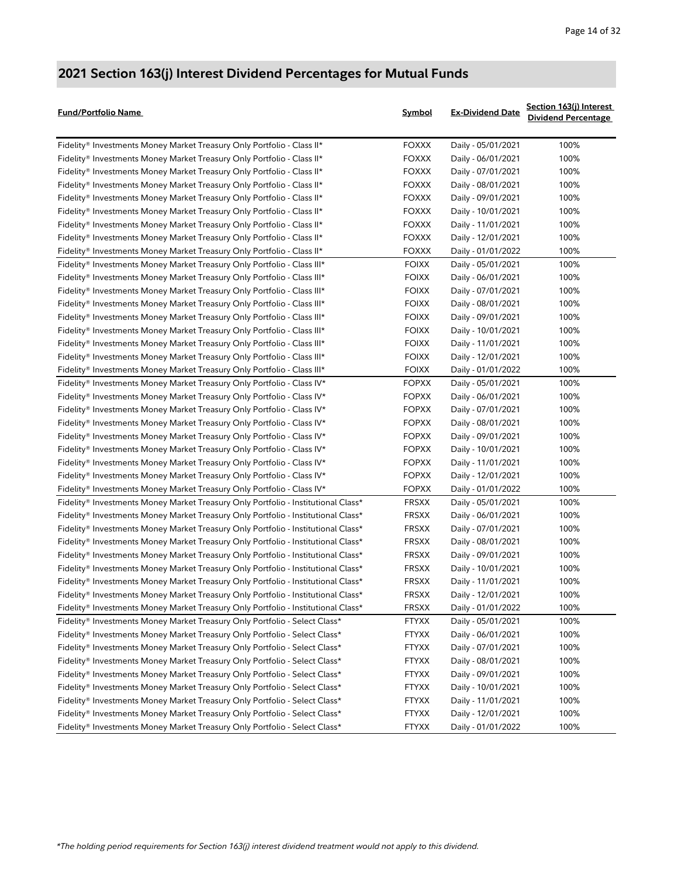## 2021 Section 163(j) Interest Dividend Percentages for Mutual Funds

| Fund/Portfolio Name | Symbol | Ex-Dividend Date | Section 163(j) Interest Dividend Percentage |
|---|---|---|---|
| Fidelity® Investments Money Market Treasury Only Portfolio - Class II* | FOXXX | Daily - 05/01/2021 | 100% |
| Fidelity® Investments Money Market Treasury Only Portfolio - Class II* | FOXXX | Daily - 06/01/2021 | 100% |
| Fidelity® Investments Money Market Treasury Only Portfolio - Class II* | FOXXX | Daily - 07/01/2021 | 100% |
| Fidelity® Investments Money Market Treasury Only Portfolio - Class II* | FOXXX | Daily - 08/01/2021 | 100% |
| Fidelity® Investments Money Market Treasury Only Portfolio - Class II* | FOXXX | Daily - 09/01/2021 | 100% |
| Fidelity® Investments Money Market Treasury Only Portfolio - Class II* | FOXXX | Daily - 10/01/2021 | 100% |
| Fidelity® Investments Money Market Treasury Only Portfolio - Class II* | FOXXX | Daily - 11/01/2021 | 100% |
| Fidelity® Investments Money Market Treasury Only Portfolio - Class II* | FOXXX | Daily - 12/01/2021 | 100% |
| Fidelity® Investments Money Market Treasury Only Portfolio - Class II* | FOXXX | Daily - 01/01/2022 | 100% |
| Fidelity® Investments Money Market Treasury Only Portfolio - Class III* | FOIXX | Daily - 05/01/2021 | 100% |
| Fidelity® Investments Money Market Treasury Only Portfolio - Class III* | FOIXX | Daily - 06/01/2021 | 100% |
| Fidelity® Investments Money Market Treasury Only Portfolio - Class III* | FOIXX | Daily - 07/01/2021 | 100% |
| Fidelity® Investments Money Market Treasury Only Portfolio - Class III* | FOIXX | Daily - 08/01/2021 | 100% |
| Fidelity® Investments Money Market Treasury Only Portfolio - Class III* | FOIXX | Daily - 09/01/2021 | 100% |
| Fidelity® Investments Money Market Treasury Only Portfolio - Class III* | FOIXX | Daily - 10/01/2021 | 100% |
| Fidelity® Investments Money Market Treasury Only Portfolio - Class III* | FOIXX | Daily - 11/01/2021 | 100% |
| Fidelity® Investments Money Market Treasury Only Portfolio - Class III* | FOIXX | Daily - 12/01/2021 | 100% |
| Fidelity® Investments Money Market Treasury Only Portfolio - Class III* | FOIXX | Daily - 01/01/2022 | 100% |
| Fidelity® Investments Money Market Treasury Only Portfolio - Class IV* | FOPXX | Daily - 05/01/2021 | 100% |
| Fidelity® Investments Money Market Treasury Only Portfolio - Class IV* | FOPXX | Daily - 06/01/2021 | 100% |
| Fidelity® Investments Money Market Treasury Only Portfolio - Class IV* | FOPXX | Daily - 07/01/2021 | 100% |
| Fidelity® Investments Money Market Treasury Only Portfolio - Class IV* | FOPXX | Daily - 08/01/2021 | 100% |
| Fidelity® Investments Money Market Treasury Only Portfolio - Class IV* | FOPXX | Daily - 09/01/2021 | 100% |
| Fidelity® Investments Money Market Treasury Only Portfolio - Class IV* | FOPXX | Daily - 10/01/2021 | 100% |
| Fidelity® Investments Money Market Treasury Only Portfolio - Class IV* | FOPXX | Daily - 11/01/2021 | 100% |
| Fidelity® Investments Money Market Treasury Only Portfolio - Class IV* | FOPXX | Daily - 12/01/2021 | 100% |
| Fidelity® Investments Money Market Treasury Only Portfolio - Class IV* | FOPXX | Daily - 01/01/2022 | 100% |
| Fidelity® Investments Money Market Treasury Only Portfolio - Institutional Class* | FRSXX | Daily - 05/01/2021 | 100% |
| Fidelity® Investments Money Market Treasury Only Portfolio - Institutional Class* | FRSXX | Daily - 06/01/2021 | 100% |
| Fidelity® Investments Money Market Treasury Only Portfolio - Institutional Class* | FRSXX | Daily - 07/01/2021 | 100% |
| Fidelity® Investments Money Market Treasury Only Portfolio - Institutional Class* | FRSXX | Daily - 08/01/2021 | 100% |
| Fidelity® Investments Money Market Treasury Only Portfolio - Institutional Class* | FRSXX | Daily - 09/01/2021 | 100% |
| Fidelity® Investments Money Market Treasury Only Portfolio - Institutional Class* | FRSXX | Daily - 10/01/2021 | 100% |
| Fidelity® Investments Money Market Treasury Only Portfolio - Institutional Class* | FRSXX | Daily - 11/01/2021 | 100% |
| Fidelity® Investments Money Market Treasury Only Portfolio - Institutional Class* | FRSXX | Daily - 12/01/2021 | 100% |
| Fidelity® Investments Money Market Treasury Only Portfolio - Institutional Class* | FRSXX | Daily - 01/01/2022 | 100% |
| Fidelity® Investments Money Market Treasury Only Portfolio - Select Class* | FTYXX | Daily - 05/01/2021 | 100% |
| Fidelity® Investments Money Market Treasury Only Portfolio - Select Class* | FTYXX | Daily - 06/01/2021 | 100% |
| Fidelity® Investments Money Market Treasury Only Portfolio - Select Class* | FTYXX | Daily - 07/01/2021 | 100% |
| Fidelity® Investments Money Market Treasury Only Portfolio - Select Class* | FTYXX | Daily - 08/01/2021 | 100% |
| Fidelity® Investments Money Market Treasury Only Portfolio - Select Class* | FTYXX | Daily - 09/01/2021 | 100% |
| Fidelity® Investments Money Market Treasury Only Portfolio - Select Class* | FTYXX | Daily - 10/01/2021 | 100% |
| Fidelity® Investments Money Market Treasury Only Portfolio - Select Class* | FTYXX | Daily - 11/01/2021 | 100% |
| Fidelity® Investments Money Market Treasury Only Portfolio - Select Class* | FTYXX | Daily - 12/01/2021 | 100% |
| Fidelity® Investments Money Market Treasury Only Portfolio - Select Class* | FTYXX | Daily - 01/01/2022 | 100% |

*The holding period requirements for Section 163(j) interest dividend treatment would not apply to this dividend.*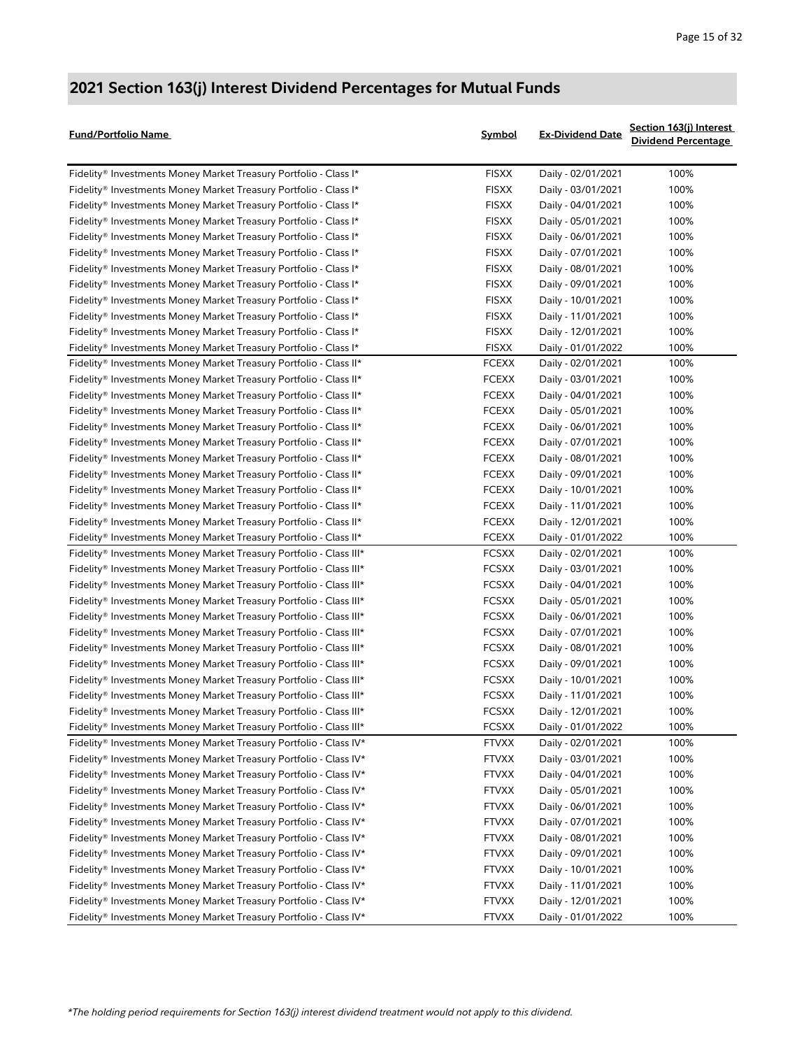## 2021 Section 163(j) Interest Dividend Percentages for Mutual Funds

| Fund/Portfolio Name | Symbol | Ex-Dividend Date | Section 163(j) Interest Dividend Percentage |
|---|---|---|---|
| Fidelity® Investments Money Market Treasury Portfolio - Class I* | FISXX | Daily - 02/01/2021 | 100% |
| Fidelity® Investments Money Market Treasury Portfolio - Class I* | FISXX | Daily - 03/01/2021 | 100% |
| Fidelity® Investments Money Market Treasury Portfolio - Class I* | FISXX | Daily - 04/01/2021 | 100% |
| Fidelity® Investments Money Market Treasury Portfolio - Class I* | FISXX | Daily - 05/01/2021 | 100% |
| Fidelity® Investments Money Market Treasury Portfolio - Class I* | FISXX | Daily - 06/01/2021 | 100% |
| Fidelity® Investments Money Market Treasury Portfolio - Class I* | FISXX | Daily - 07/01/2021 | 100% |
| Fidelity® Investments Money Market Treasury Portfolio - Class I* | FISXX | Daily - 08/01/2021 | 100% |
| Fidelity® Investments Money Market Treasury Portfolio - Class I* | FISXX | Daily - 09/01/2021 | 100% |
| Fidelity® Investments Money Market Treasury Portfolio - Class I* | FISXX | Daily - 10/01/2021 | 100% |
| Fidelity® Investments Money Market Treasury Portfolio - Class I* | FISXX | Daily - 11/01/2021 | 100% |
| Fidelity® Investments Money Market Treasury Portfolio - Class I* | FISXX | Daily - 12/01/2021 | 100% |
| Fidelity® Investments Money Market Treasury Portfolio - Class I* | FISXX | Daily - 01/01/2022 | 100% |
| Fidelity® Investments Money Market Treasury Portfolio - Class II* | FCEXX | Daily - 02/01/2021 | 100% |
| Fidelity® Investments Money Market Treasury Portfolio - Class II* | FCEXX | Daily - 03/01/2021 | 100% |
| Fidelity® Investments Money Market Treasury Portfolio - Class II* | FCEXX | Daily - 04/01/2021 | 100% |
| Fidelity® Investments Money Market Treasury Portfolio - Class II* | FCEXX | Daily - 05/01/2021 | 100% |
| Fidelity® Investments Money Market Treasury Portfolio - Class II* | FCEXX | Daily - 06/01/2021 | 100% |
| Fidelity® Investments Money Market Treasury Portfolio - Class II* | FCEXX | Daily - 07/01/2021 | 100% |
| Fidelity® Investments Money Market Treasury Portfolio - Class II* | FCEXX | Daily - 08/01/2021 | 100% |
| Fidelity® Investments Money Market Treasury Portfolio - Class II* | FCEXX | Daily - 09/01/2021 | 100% |
| Fidelity® Investments Money Market Treasury Portfolio - Class II* | FCEXX | Daily - 10/01/2021 | 100% |
| Fidelity® Investments Money Market Treasury Portfolio - Class II* | FCEXX | Daily - 11/01/2021 | 100% |
| Fidelity® Investments Money Market Treasury Portfolio - Class II* | FCEXX | Daily - 12/01/2021 | 100% |
| Fidelity® Investments Money Market Treasury Portfolio - Class II* | FCEXX | Daily - 01/01/2022 | 100% |
| Fidelity® Investments Money Market Treasury Portfolio - Class III* | FCSXX | Daily - 02/01/2021 | 100% |
| Fidelity® Investments Money Market Treasury Portfolio - Class III* | FCSXX | Daily - 03/01/2021 | 100% |
| Fidelity® Investments Money Market Treasury Portfolio - Class III* | FCSXX | Daily - 04/01/2021 | 100% |
| Fidelity® Investments Money Market Treasury Portfolio - Class III* | FCSXX | Daily - 05/01/2021 | 100% |
| Fidelity® Investments Money Market Treasury Portfolio - Class III* | FCSXX | Daily - 06/01/2021 | 100% |
| Fidelity® Investments Money Market Treasury Portfolio - Class III* | FCSXX | Daily - 07/01/2021 | 100% |
| Fidelity® Investments Money Market Treasury Portfolio - Class III* | FCSXX | Daily - 08/01/2021 | 100% |
| Fidelity® Investments Money Market Treasury Portfolio - Class III* | FCSXX | Daily - 09/01/2021 | 100% |
| Fidelity® Investments Money Market Treasury Portfolio - Class III* | FCSXX | Daily - 10/01/2021 | 100% |
| Fidelity® Investments Money Market Treasury Portfolio - Class III* | FCSXX | Daily - 11/01/2021 | 100% |
| Fidelity® Investments Money Market Treasury Portfolio - Class III* | FCSXX | Daily - 12/01/2021 | 100% |
| Fidelity® Investments Money Market Treasury Portfolio - Class III* | FCSXX | Daily - 01/01/2022 | 100% |
| Fidelity® Investments Money Market Treasury Portfolio - Class IV* | FTVXX | Daily - 02/01/2021 | 100% |
| Fidelity® Investments Money Market Treasury Portfolio - Class IV* | FTVXX | Daily - 03/01/2021 | 100% |
| Fidelity® Investments Money Market Treasury Portfolio - Class IV* | FTVXX | Daily - 04/01/2021 | 100% |
| Fidelity® Investments Money Market Treasury Portfolio - Class IV* | FTVXX | Daily - 05/01/2021 | 100% |
| Fidelity® Investments Money Market Treasury Portfolio - Class IV* | FTVXX | Daily - 06/01/2021 | 100% |
| Fidelity® Investments Money Market Treasury Portfolio - Class IV* | FTVXX | Daily - 07/01/2021 | 100% |
| Fidelity® Investments Money Market Treasury Portfolio - Class IV* | FTVXX | Daily - 08/01/2021 | 100% |
| Fidelity® Investments Money Market Treasury Portfolio - Class IV* | FTVXX | Daily - 09/01/2021 | 100% |
| Fidelity® Investments Money Market Treasury Portfolio - Class IV* | FTVXX | Daily - 10/01/2021 | 100% |
| Fidelity® Investments Money Market Treasury Portfolio - Class IV* | FTVXX | Daily - 11/01/2021 | 100% |
| Fidelity® Investments Money Market Treasury Portfolio - Class IV* | FTVXX | Daily - 12/01/2021 | 100% |
| Fidelity® Investments Money Market Treasury Portfolio - Class IV* | FTVXX | Daily - 01/01/2022 | 100% |

*\*The holding period requirements for Section 163(j) interest dividend treatment would not apply to this dividend.*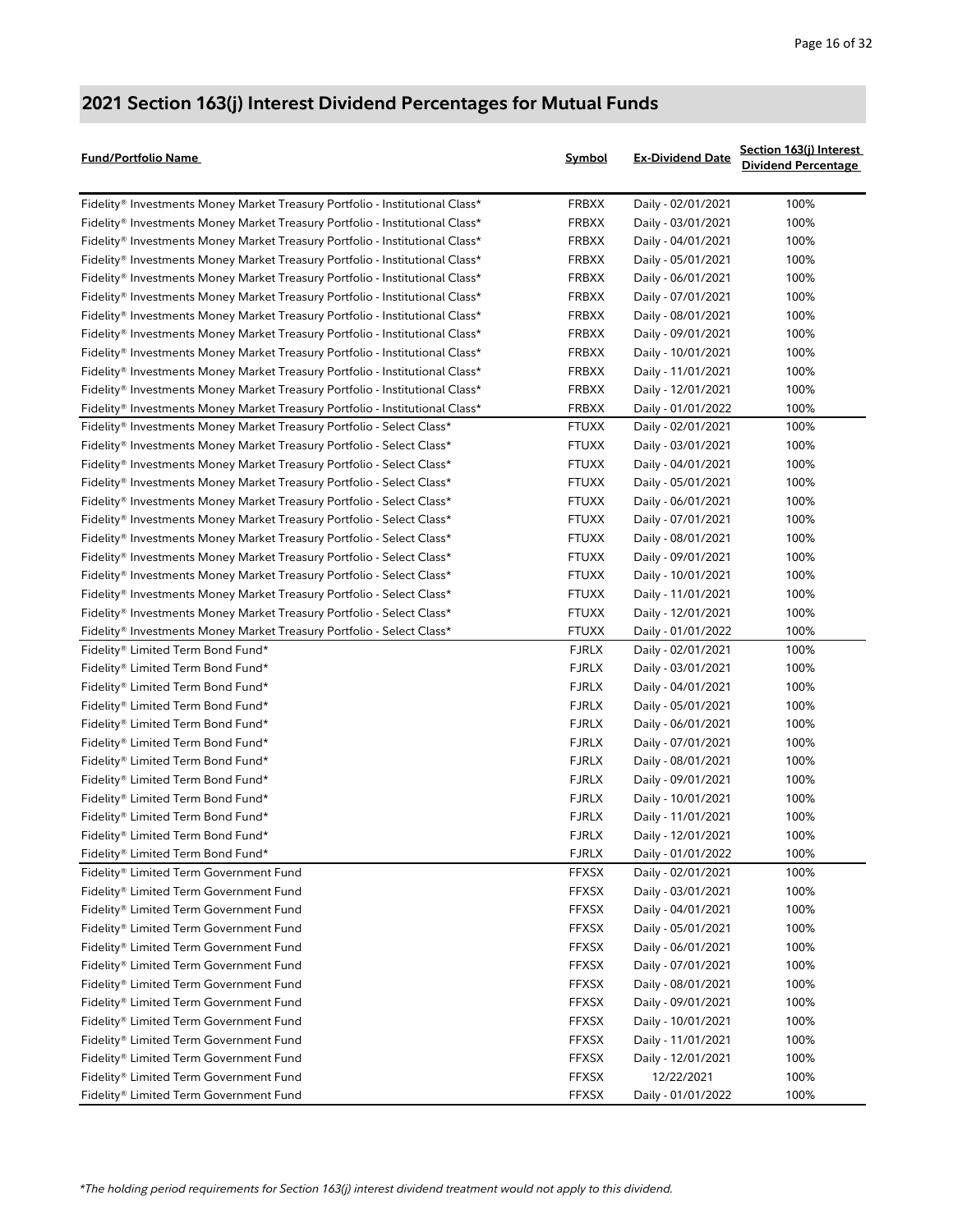## 2021 Section 163(j) Interest Dividend Percentages for Mutual Funds

| Fund/Portfolio Name | Symbol | Ex-Dividend Date | Section 163(j) Interest Dividend Percentage |
|---|---|---|---|
| Fidelity® Investments Money Market Treasury Portfolio - Institutional Class* | FRBXX | Daily - 02/01/2021 | 100% |
| Fidelity® Investments Money Market Treasury Portfolio - Institutional Class* | FRBXX | Daily - 03/01/2021 | 100% |
| Fidelity® Investments Money Market Treasury Portfolio - Institutional Class* | FRBXX | Daily - 04/01/2021 | 100% |
| Fidelity® Investments Money Market Treasury Portfolio - Institutional Class* | FRBXX | Daily - 05/01/2021 | 100% |
| Fidelity® Investments Money Market Treasury Portfolio - Institutional Class* | FRBXX | Daily - 06/01/2021 | 100% |
| Fidelity® Investments Money Market Treasury Portfolio - Institutional Class* | FRBXX | Daily - 07/01/2021 | 100% |
| Fidelity® Investments Money Market Treasury Portfolio - Institutional Class* | FRBXX | Daily - 08/01/2021 | 100% |
| Fidelity® Investments Money Market Treasury Portfolio - Institutional Class* | FRBXX | Daily - 09/01/2021 | 100% |
| Fidelity® Investments Money Market Treasury Portfolio - Institutional Class* | FRBXX | Daily - 10/01/2021 | 100% |
| Fidelity® Investments Money Market Treasury Portfolio - Institutional Class* | FRBXX | Daily - 11/01/2021 | 100% |
| Fidelity® Investments Money Market Treasury Portfolio - Institutional Class* | FRBXX | Daily - 12/01/2021 | 100% |
| Fidelity® Investments Money Market Treasury Portfolio - Institutional Class* | FRBXX | Daily - 01/01/2022 | 100% |
| Fidelity® Investments Money Market Treasury Portfolio - Select Class* | FTUXX | Daily - 02/01/2021 | 100% |
| Fidelity® Investments Money Market Treasury Portfolio - Select Class* | FTUXX | Daily - 03/01/2021 | 100% |
| Fidelity® Investments Money Market Treasury Portfolio - Select Class* | FTUXX | Daily - 04/01/2021 | 100% |
| Fidelity® Investments Money Market Treasury Portfolio - Select Class* | FTUXX | Daily - 05/01/2021 | 100% |
| Fidelity® Investments Money Market Treasury Portfolio - Select Class* | FTUXX | Daily - 06/01/2021 | 100% |
| Fidelity® Investments Money Market Treasury Portfolio - Select Class* | FTUXX | Daily - 07/01/2021 | 100% |
| Fidelity® Investments Money Market Treasury Portfolio - Select Class* | FTUXX | Daily - 08/01/2021 | 100% |
| Fidelity® Investments Money Market Treasury Portfolio - Select Class* | FTUXX | Daily - 09/01/2021 | 100% |
| Fidelity® Investments Money Market Treasury Portfolio - Select Class* | FTUXX | Daily - 10/01/2021 | 100% |
| Fidelity® Investments Money Market Treasury Portfolio - Select Class* | FTUXX | Daily - 11/01/2021 | 100% |
| Fidelity® Investments Money Market Treasury Portfolio - Select Class* | FTUXX | Daily - 12/01/2021 | 100% |
| Fidelity® Investments Money Market Treasury Portfolio - Select Class* | FTUXX | Daily - 01/01/2022 | 100% |
| Fidelity® Limited Term Bond Fund* | FJRLX | Daily - 02/01/2021 | 100% |
| Fidelity® Limited Term Bond Fund* | FJRLX | Daily - 03/01/2021 | 100% |
| Fidelity® Limited Term Bond Fund* | FJRLX | Daily - 04/01/2021 | 100% |
| Fidelity® Limited Term Bond Fund* | FJRLX | Daily - 05/01/2021 | 100% |
| Fidelity® Limited Term Bond Fund* | FJRLX | Daily - 06/01/2021 | 100% |
| Fidelity® Limited Term Bond Fund* | FJRLX | Daily - 07/01/2021 | 100% |
| Fidelity® Limited Term Bond Fund* | FJRLX | Daily - 08/01/2021 | 100% |
| Fidelity® Limited Term Bond Fund* | FJRLX | Daily - 09/01/2021 | 100% |
| Fidelity® Limited Term Bond Fund* | FJRLX | Daily - 10/01/2021 | 100% |
| Fidelity® Limited Term Bond Fund* | FJRLX | Daily - 11/01/2021 | 100% |
| Fidelity® Limited Term Bond Fund* | FJRLX | Daily - 12/01/2021 | 100% |
| Fidelity® Limited Term Bond Fund* | FJRLX | Daily - 01/01/2022 | 100% |
| Fidelity® Limited Term Government Fund | FFXSX | Daily - 02/01/2021 | 100% |
| Fidelity® Limited Term Government Fund | FFXSX | Daily - 03/01/2021 | 100% |
| Fidelity® Limited Term Government Fund | FFXSX | Daily - 04/01/2021 | 100% |
| Fidelity® Limited Term Government Fund | FFXSX | Daily - 05/01/2021 | 100% |
| Fidelity® Limited Term Government Fund | FFXSX | Daily - 06/01/2021 | 100% |
| Fidelity® Limited Term Government Fund | FFXSX | Daily - 07/01/2021 | 100% |
| Fidelity® Limited Term Government Fund | FFXSX | Daily - 08/01/2021 | 100% |
| Fidelity® Limited Term Government Fund | FFXSX | Daily - 09/01/2021 | 100% |
| Fidelity® Limited Term Government Fund | FFXSX | Daily - 10/01/2021 | 100% |
| Fidelity® Limited Term Government Fund | FFXSX | Daily - 11/01/2021 | 100% |
| Fidelity® Limited Term Government Fund | FFXSX | Daily - 12/01/2021 | 100% |
| Fidelity® Limited Term Government Fund | FFXSX | 12/22/2021 | 100% |
| Fidelity® Limited Term Government Fund | FFXSX | Daily - 01/01/2022 | 100% |

*The holding period requirements for Section 163(j) interest dividend treatment would not apply to this dividend.*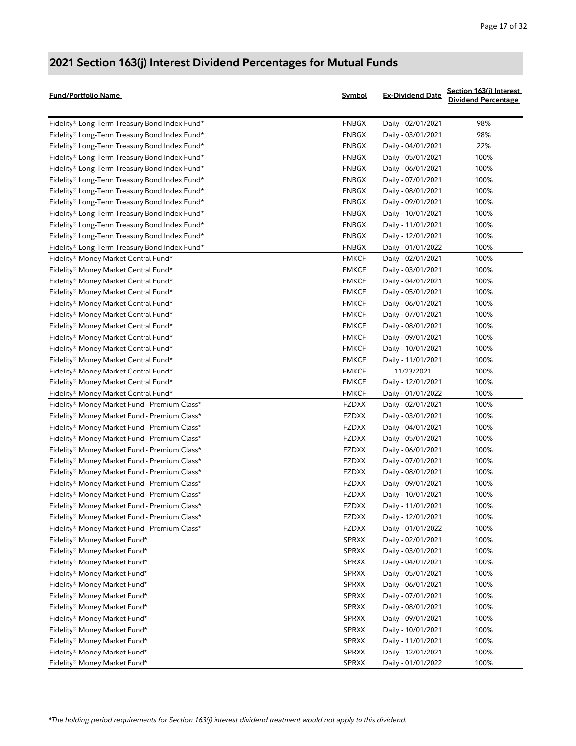## 2021 Section 163(j) Interest Dividend Percentages for Mutual Funds

| Fund/Portfolio Name | Symbol | Ex-Dividend Date | Section 163(j) Interest Dividend Percentage |
|---|---|---|---|
| Fidelity® Long-Term Treasury Bond Index Fund* | FNBGX | Daily - 02/01/2021 | 98% |
| Fidelity® Long-Term Treasury Bond Index Fund* | FNBGX | Daily - 03/01/2021 | 98% |
| Fidelity® Long-Term Treasury Bond Index Fund* | FNBGX | Daily - 04/01/2021 | 22% |
| Fidelity® Long-Term Treasury Bond Index Fund* | FNBGX | Daily - 05/01/2021 | 100% |
| Fidelity® Long-Term Treasury Bond Index Fund* | FNBGX | Daily - 06/01/2021 | 100% |
| Fidelity® Long-Term Treasury Bond Index Fund* | FNBGX | Daily - 07/01/2021 | 100% |
| Fidelity® Long-Term Treasury Bond Index Fund* | FNBGX | Daily - 08/01/2021 | 100% |
| Fidelity® Long-Term Treasury Bond Index Fund* | FNBGX | Daily - 09/01/2021 | 100% |
| Fidelity® Long-Term Treasury Bond Index Fund* | FNBGX | Daily - 10/01/2021 | 100% |
| Fidelity® Long-Term Treasury Bond Index Fund* | FNBGX | Daily - 11/01/2021 | 100% |
| Fidelity® Long-Term Treasury Bond Index Fund* | FNBGX | Daily - 12/01/2021 | 100% |
| Fidelity® Long-Term Treasury Bond Index Fund* | FNBGX | Daily - 01/01/2022 | 100% |
| Fidelity® Money Market Central Fund* | FMKCF | Daily - 02/01/2021 | 100% |
| Fidelity® Money Market Central Fund* | FMKCF | Daily - 03/01/2021 | 100% |
| Fidelity® Money Market Central Fund* | FMKCF | Daily - 04/01/2021 | 100% |
| Fidelity® Money Market Central Fund* | FMKCF | Daily - 05/01/2021 | 100% |
| Fidelity® Money Market Central Fund* | FMKCF | Daily - 06/01/2021 | 100% |
| Fidelity® Money Market Central Fund* | FMKCF | Daily - 07/01/2021 | 100% |
| Fidelity® Money Market Central Fund* | FMKCF | Daily - 08/01/2021 | 100% |
| Fidelity® Money Market Central Fund* | FMKCF | Daily - 09/01/2021 | 100% |
| Fidelity® Money Market Central Fund* | FMKCF | Daily - 10/01/2021 | 100% |
| Fidelity® Money Market Central Fund* | FMKCF | Daily - 11/01/2021 | 100% |
| Fidelity® Money Market Central Fund* | FMKCF | 11/23/2021 | 100% |
| Fidelity® Money Market Central Fund* | FMKCF | Daily - 12/01/2021 | 100% |
| Fidelity® Money Market Central Fund* | FMKCF | Daily - 01/01/2022 | 100% |
| Fidelity® Money Market Fund - Premium Class* | FZDXX | Daily - 02/01/2021 | 100% |
| Fidelity® Money Market Fund - Premium Class* | FZDXX | Daily - 03/01/2021 | 100% |
| Fidelity® Money Market Fund - Premium Class* | FZDXX | Daily - 04/01/2021 | 100% |
| Fidelity® Money Market Fund - Premium Class* | FZDXX | Daily - 05/01/2021 | 100% |
| Fidelity® Money Market Fund - Premium Class* | FZDXX | Daily - 06/01/2021 | 100% |
| Fidelity® Money Market Fund - Premium Class* | FZDXX | Daily - 07/01/2021 | 100% |
| Fidelity® Money Market Fund - Premium Class* | FZDXX | Daily - 08/01/2021 | 100% |
| Fidelity® Money Market Fund - Premium Class* | FZDXX | Daily - 09/01/2021 | 100% |
| Fidelity® Money Market Fund - Premium Class* | FZDXX | Daily - 10/01/2021 | 100% |
| Fidelity® Money Market Fund - Premium Class* | FZDXX | Daily - 11/01/2021 | 100% |
| Fidelity® Money Market Fund - Premium Class* | FZDXX | Daily - 12/01/2021 | 100% |
| Fidelity® Money Market Fund - Premium Class* | FZDXX | Daily - 01/01/2022 | 100% |
| Fidelity® Money Market Fund* | SPRXX | Daily - 02/01/2021 | 100% |
| Fidelity® Money Market Fund* | SPRXX | Daily - 03/01/2021 | 100% |
| Fidelity® Money Market Fund* | SPRXX | Daily - 04/01/2021 | 100% |
| Fidelity® Money Market Fund* | SPRXX | Daily - 05/01/2021 | 100% |
| Fidelity® Money Market Fund* | SPRXX | Daily - 06/01/2021 | 100% |
| Fidelity® Money Market Fund* | SPRXX | Daily - 07/01/2021 | 100% |
| Fidelity® Money Market Fund* | SPRXX | Daily - 08/01/2021 | 100% |
| Fidelity® Money Market Fund* | SPRXX | Daily - 09/01/2021 | 100% |
| Fidelity® Money Market Fund* | SPRXX | Daily - 10/01/2021 | 100% |
| Fidelity® Money Market Fund* | SPRXX | Daily - 11/01/2021 | 100% |
| Fidelity® Money Market Fund* | SPRXX | Daily - 12/01/2021 | 100% |
| Fidelity® Money Market Fund* | SPRXX | Daily - 01/01/2022 | 100% |

*\*The holding period requirements for Section 163(j) interest dividend treatment would not apply to this dividend.*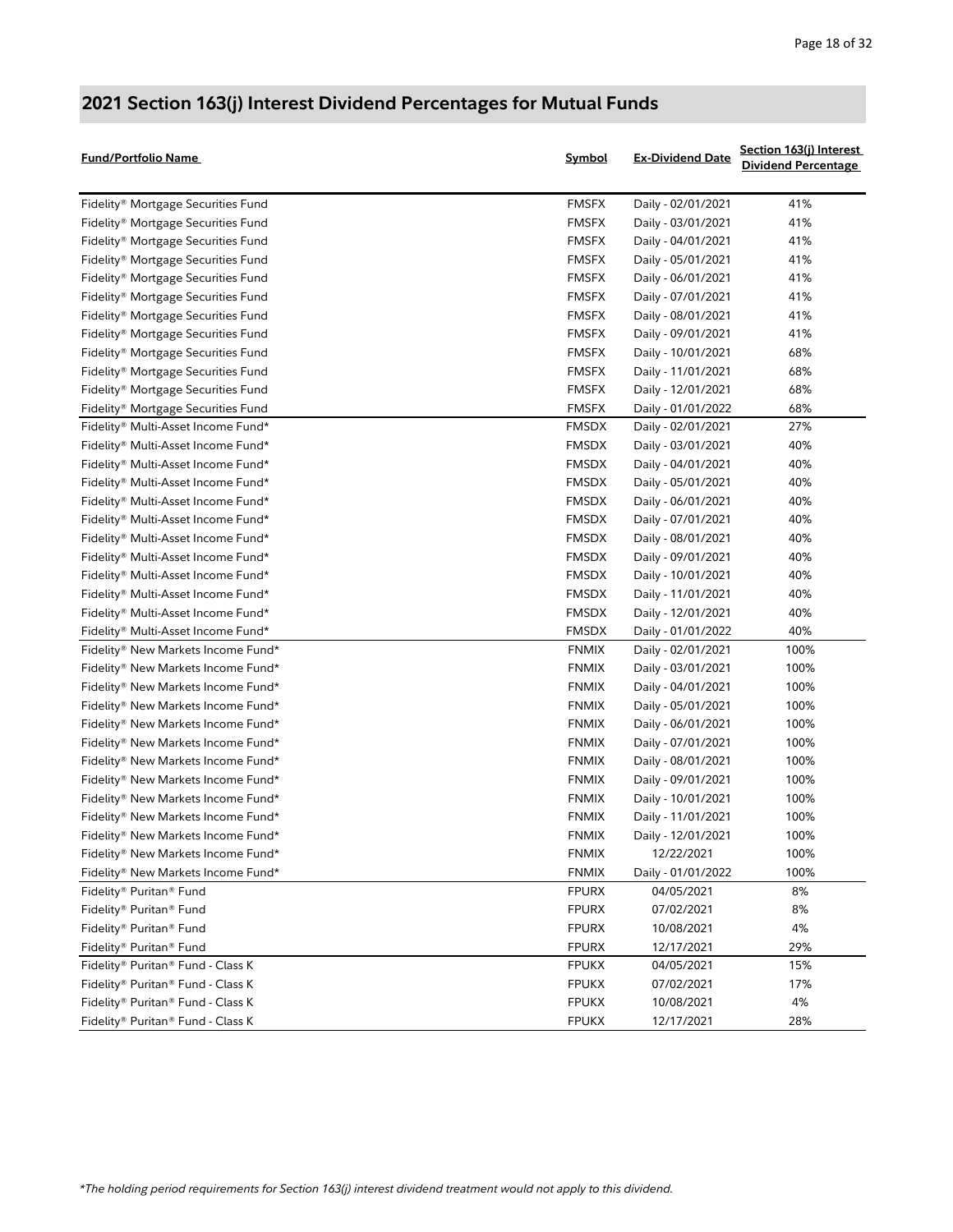## 2021 Section 163(j) Interest Dividend Percentages for Mutual Funds

| Fund/Portfolio Name | Symbol | Ex-Dividend Date | Section 163(j) Interest Dividend Percentage |
|---|---|---|---|
| Fidelity® Mortgage Securities Fund | FMSFX | Daily - 02/01/2021 | 41% |
| Fidelity® Mortgage Securities Fund | FMSFX | Daily - 03/01/2021 | 41% |
| Fidelity® Mortgage Securities Fund | FMSFX | Daily - 04/01/2021 | 41% |
| Fidelity® Mortgage Securities Fund | FMSFX | Daily - 05/01/2021 | 41% |
| Fidelity® Mortgage Securities Fund | FMSFX | Daily - 06/01/2021 | 41% |
| Fidelity® Mortgage Securities Fund | FMSFX | Daily - 07/01/2021 | 41% |
| Fidelity® Mortgage Securities Fund | FMSFX | Daily - 08/01/2021 | 41% |
| Fidelity® Mortgage Securities Fund | FMSFX | Daily - 09/01/2021 | 41% |
| Fidelity® Mortgage Securities Fund | FMSFX | Daily - 10/01/2021 | 68% |
| Fidelity® Mortgage Securities Fund | FMSFX | Daily - 11/01/2021 | 68% |
| Fidelity® Mortgage Securities Fund | FMSFX | Daily - 12/01/2021 | 68% |
| Fidelity® Mortgage Securities Fund | FMSFX | Daily - 01/01/2022 | 68% |
| Fidelity® Multi-Asset Income Fund* | FMSDX | Daily - 02/01/2021 | 27% |
| Fidelity® Multi-Asset Income Fund* | FMSDX | Daily - 03/01/2021 | 40% |
| Fidelity® Multi-Asset Income Fund* | FMSDX | Daily - 04/01/2021 | 40% |
| Fidelity® Multi-Asset Income Fund* | FMSDX | Daily - 05/01/2021 | 40% |
| Fidelity® Multi-Asset Income Fund* | FMSDX | Daily - 06/01/2021 | 40% |
| Fidelity® Multi-Asset Income Fund* | FMSDX | Daily - 07/01/2021 | 40% |
| Fidelity® Multi-Asset Income Fund* | FMSDX | Daily - 08/01/2021 | 40% |
| Fidelity® Multi-Asset Income Fund* | FMSDX | Daily - 09/01/2021 | 40% |
| Fidelity® Multi-Asset Income Fund* | FMSDX | Daily - 10/01/2021 | 40% |
| Fidelity® Multi-Asset Income Fund* | FMSDX | Daily - 11/01/2021 | 40% |
| Fidelity® Multi-Asset Income Fund* | FMSDX | Daily - 12/01/2021 | 40% |
| Fidelity® Multi-Asset Income Fund* | FMSDX | Daily - 01/01/2022 | 40% |
| Fidelity® New Markets Income Fund* | FNMIX | Daily - 02/01/2021 | 100% |
| Fidelity® New Markets Income Fund* | FNMIX | Daily - 03/01/2021 | 100% |
| Fidelity® New Markets Income Fund* | FNMIX | Daily - 04/01/2021 | 100% |
| Fidelity® New Markets Income Fund* | FNMIX | Daily - 05/01/2021 | 100% |
| Fidelity® New Markets Income Fund* | FNMIX | Daily - 06/01/2021 | 100% |
| Fidelity® New Markets Income Fund* | FNMIX | Daily - 07/01/2021 | 100% |
| Fidelity® New Markets Income Fund* | FNMIX | Daily - 08/01/2021 | 100% |
| Fidelity® New Markets Income Fund* | FNMIX | Daily - 09/01/2021 | 100% |
| Fidelity® New Markets Income Fund* | FNMIX | Daily - 10/01/2021 | 100% |
| Fidelity® New Markets Income Fund* | FNMIX | Daily - 11/01/2021 | 100% |
| Fidelity® New Markets Income Fund* | FNMIX | Daily - 12/01/2021 | 100% |
| Fidelity® New Markets Income Fund* | FNMIX | 12/22/2021 | 100% |
| Fidelity® New Markets Income Fund* | FNMIX | Daily - 01/01/2022 | 100% |
| Fidelity® Puritan® Fund | FPURX | 04/05/2021 | 8% |
| Fidelity® Puritan® Fund | FPURX | 07/02/2021 | 8% |
| Fidelity® Puritan® Fund | FPURX | 10/08/2021 | 4% |
| Fidelity® Puritan® Fund | FPURX | 12/17/2021 | 29% |
| Fidelity® Puritan® Fund - Class K | FPUKX | 04/05/2021 | 15% |
| Fidelity® Puritan® Fund - Class K | FPUKX | 07/02/2021 | 17% |
| Fidelity® Puritan® Fund - Class K | FPUKX | 10/08/2021 | 4% |
| Fidelity® Puritan® Fund - Class K | FPUKX | 12/17/2021 | 28% |

*\*The holding period requirements for Section 163(j) interest dividend treatment would not apply to this dividend.*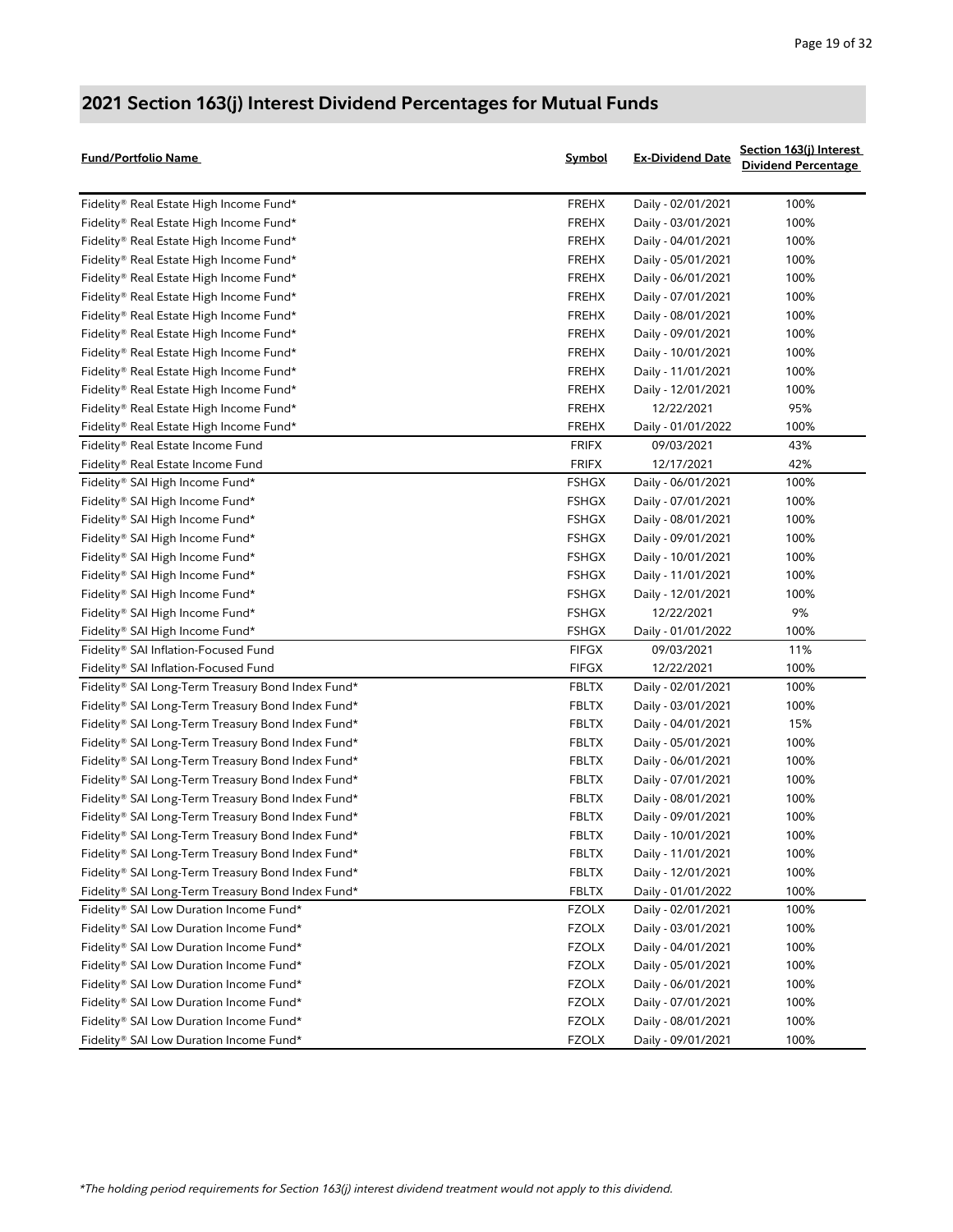## 2021 Section 163(j) Interest Dividend Percentages for Mutual Funds

| Fund/Portfolio Name | Symbol | Ex-Dividend Date | Section 163(j) Interest Dividend Percentage |
|---|---|---|---|
| Fidelity® Real Estate High Income Fund* | FREHX | Daily - 02/01/2021 | 100% |
| Fidelity® Real Estate High Income Fund* | FREHX | Daily - 03/01/2021 | 100% |
| Fidelity® Real Estate High Income Fund* | FREHX | Daily - 04/01/2021 | 100% |
| Fidelity® Real Estate High Income Fund* | FREHX | Daily - 05/01/2021 | 100% |
| Fidelity® Real Estate High Income Fund* | FREHX | Daily - 06/01/2021 | 100% |
| Fidelity® Real Estate High Income Fund* | FREHX | Daily - 07/01/2021 | 100% |
| Fidelity® Real Estate High Income Fund* | FREHX | Daily - 08/01/2021 | 100% |
| Fidelity® Real Estate High Income Fund* | FREHX | Daily - 09/01/2021 | 100% |
| Fidelity® Real Estate High Income Fund* | FREHX | Daily - 10/01/2021 | 100% |
| Fidelity® Real Estate High Income Fund* | FREHX | Daily - 11/01/2021 | 100% |
| Fidelity® Real Estate High Income Fund* | FREHX | Daily - 12/01/2021 | 100% |
| Fidelity® Real Estate High Income Fund* | FREHX | 12/22/2021 | 95% |
| Fidelity® Real Estate High Income Fund* | FREHX | Daily - 01/01/2022 | 100% |
| Fidelity® Real Estate Income Fund | FRIFX | 09/03/2021 | 43% |
| Fidelity® Real Estate Income Fund | FRIFX | 12/17/2021 | 42% |
| Fidelity® SAI High Income Fund* | FSHGX | Daily - 06/01/2021 | 100% |
| Fidelity® SAI High Income Fund* | FSHGX | Daily - 07/01/2021 | 100% |
| Fidelity® SAI High Income Fund* | FSHGX | Daily - 08/01/2021 | 100% |
| Fidelity® SAI High Income Fund* | FSHGX | Daily - 09/01/2021 | 100% |
| Fidelity® SAI High Income Fund* | FSHGX | Daily - 10/01/2021 | 100% |
| Fidelity® SAI High Income Fund* | FSHGX | Daily - 11/01/2021 | 100% |
| Fidelity® SAI High Income Fund* | FSHGX | Daily - 12/01/2021 | 100% |
| Fidelity® SAI High Income Fund* | FSHGX | 12/22/2021 | 9% |
| Fidelity® SAI High Income Fund* | FSHGX | Daily - 01/01/2022 | 100% |
| Fidelity® SAI Inflation-Focused Fund | FIFGX | 09/03/2021 | 11% |
| Fidelity® SAI Inflation-Focused Fund | FIFGX | 12/22/2021 | 100% |
| Fidelity® SAI Long-Term Treasury Bond Index Fund* | FBLTX | Daily - 02/01/2021 | 100% |
| Fidelity® SAI Long-Term Treasury Bond Index Fund* | FBLTX | Daily - 03/01/2021 | 100% |
| Fidelity® SAI Long-Term Treasury Bond Index Fund* | FBLTX | Daily - 04/01/2021 | 15% |
| Fidelity® SAI Long-Term Treasury Bond Index Fund* | FBLTX | Daily - 05/01/2021 | 100% |
| Fidelity® SAI Long-Term Treasury Bond Index Fund* | FBLTX | Daily - 06/01/2021 | 100% |
| Fidelity® SAI Long-Term Treasury Bond Index Fund* | FBLTX | Daily - 07/01/2021 | 100% |
| Fidelity® SAI Long-Term Treasury Bond Index Fund* | FBLTX | Daily - 08/01/2021 | 100% |
| Fidelity® SAI Long-Term Treasury Bond Index Fund* | FBLTX | Daily - 09/01/2021 | 100% |
| Fidelity® SAI Long-Term Treasury Bond Index Fund* | FBLTX | Daily - 10/01/2021 | 100% |
| Fidelity® SAI Long-Term Treasury Bond Index Fund* | FBLTX | Daily - 11/01/2021 | 100% |
| Fidelity® SAI Long-Term Treasury Bond Index Fund* | FBLTX | Daily - 12/01/2021 | 100% |
| Fidelity® SAI Long-Term Treasury Bond Index Fund* | FBLTX | Daily - 01/01/2022 | 100% |
| Fidelity® SAI Low Duration Income Fund* | FZOLX | Daily - 02/01/2021 | 100% |
| Fidelity® SAI Low Duration Income Fund* | FZOLX | Daily - 03/01/2021 | 100% |
| Fidelity® SAI Low Duration Income Fund* | FZOLX | Daily - 04/01/2021 | 100% |
| Fidelity® SAI Low Duration Income Fund* | FZOLX | Daily - 05/01/2021 | 100% |
| Fidelity® SAI Low Duration Income Fund* | FZOLX | Daily - 06/01/2021 | 100% |
| Fidelity® SAI Low Duration Income Fund* | FZOLX | Daily - 07/01/2021 | 100% |
| Fidelity® SAI Low Duration Income Fund* | FZOLX | Daily - 08/01/2021 | 100% |
| Fidelity® SAI Low Duration Income Fund* | FZOLX | Daily - 09/01/2021 | 100% |

*\*The holding period requirements for Section 163(j) interest dividend treatment would not apply to this dividend.*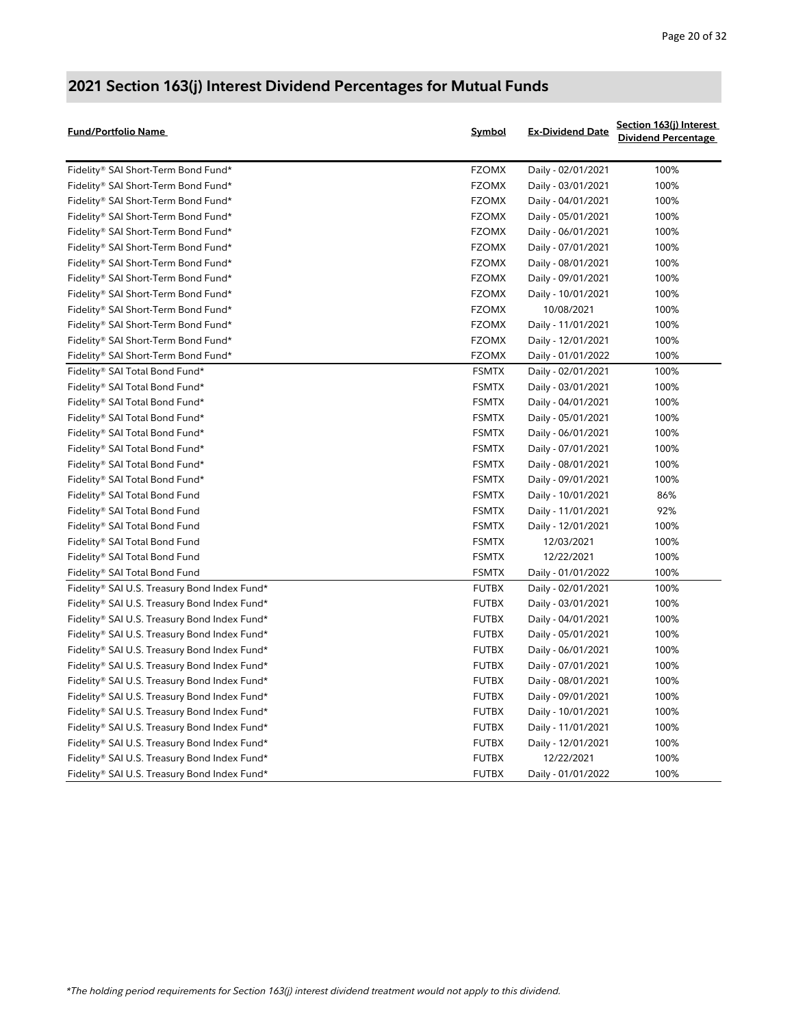## 2021 Section 163(j) Interest Dividend Percentages for Mutual Funds

| Fund/Portfolio Name | Symbol | Ex-Dividend Date | Section 163(j) Interest Dividend Percentage |
|---|---|---|---|
| Fidelity® SAI Short-Term Bond Fund* | FZOMX | Daily - 02/01/2021 | 100% |
| Fidelity® SAI Short-Term Bond Fund* | FZOMX | Daily - 03/01/2021 | 100% |
| Fidelity® SAI Short-Term Bond Fund* | FZOMX | Daily - 04/01/2021 | 100% |
| Fidelity® SAI Short-Term Bond Fund* | FZOMX | Daily - 05/01/2021 | 100% |
| Fidelity® SAI Short-Term Bond Fund* | FZOMX | Daily - 06/01/2021 | 100% |
| Fidelity® SAI Short-Term Bond Fund* | FZOMX | Daily - 07/01/2021 | 100% |
| Fidelity® SAI Short-Term Bond Fund* | FZOMX | Daily - 08/01/2021 | 100% |
| Fidelity® SAI Short-Term Bond Fund* | FZOMX | Daily - 09/01/2021 | 100% |
| Fidelity® SAI Short-Term Bond Fund* | FZOMX | Daily - 10/01/2021 | 100% |
| Fidelity® SAI Short-Term Bond Fund* | FZOMX | 10/08/2021 | 100% |
| Fidelity® SAI Short-Term Bond Fund* | FZOMX | Daily - 11/01/2021 | 100% |
| Fidelity® SAI Short-Term Bond Fund* | FZOMX | Daily - 12/01/2021 | 100% |
| Fidelity® SAI Short-Term Bond Fund* | FZOMX | Daily - 01/01/2022 | 100% |
| Fidelity® SAI Total Bond Fund* | FSMTX | Daily - 02/01/2021 | 100% |
| Fidelity® SAI Total Bond Fund* | FSMTX | Daily - 03/01/2021 | 100% |
| Fidelity® SAI Total Bond Fund* | FSMTX | Daily - 04/01/2021 | 100% |
| Fidelity® SAI Total Bond Fund* | FSMTX | Daily - 05/01/2021 | 100% |
| Fidelity® SAI Total Bond Fund* | FSMTX | Daily - 06/01/2021 | 100% |
| Fidelity® SAI Total Bond Fund* | FSMTX | Daily - 07/01/2021 | 100% |
| Fidelity® SAI Total Bond Fund* | FSMTX | Daily - 08/01/2021 | 100% |
| Fidelity® SAI Total Bond Fund* | FSMTX | Daily - 09/01/2021 | 100% |
| Fidelity® SAI Total Bond Fund | FSMTX | Daily - 10/01/2021 | 86% |
| Fidelity® SAI Total Bond Fund | FSMTX | Daily - 11/01/2021 | 92% |
| Fidelity® SAI Total Bond Fund | FSMTX | Daily - 12/01/2021 | 100% |
| Fidelity® SAI Total Bond Fund | FSMTX | 12/03/2021 | 100% |
| Fidelity® SAI Total Bond Fund | FSMTX | 12/22/2021 | 100% |
| Fidelity® SAI Total Bond Fund | FSMTX | Daily - 01/01/2022 | 100% |
| Fidelity® SAI U.S. Treasury Bond Index Fund* | FUTBX | Daily - 02/01/2021 | 100% |
| Fidelity® SAI U.S. Treasury Bond Index Fund* | FUTBX | Daily - 03/01/2021 | 100% |
| Fidelity® SAI U.S. Treasury Bond Index Fund* | FUTBX | Daily - 04/01/2021 | 100% |
| Fidelity® SAI U.S. Treasury Bond Index Fund* | FUTBX | Daily - 05/01/2021 | 100% |
| Fidelity® SAI U.S. Treasury Bond Index Fund* | FUTBX | Daily - 06/01/2021 | 100% |
| Fidelity® SAI U.S. Treasury Bond Index Fund* | FUTBX | Daily - 07/01/2021 | 100% |
| Fidelity® SAI U.S. Treasury Bond Index Fund* | FUTBX | Daily - 08/01/2021 | 100% |
| Fidelity® SAI U.S. Treasury Bond Index Fund* | FUTBX | Daily - 09/01/2021 | 100% |
| Fidelity® SAI U.S. Treasury Bond Index Fund* | FUTBX | Daily - 10/01/2021 | 100% |
| Fidelity® SAI U.S. Treasury Bond Index Fund* | FUTBX | Daily - 11/01/2021 | 100% |
| Fidelity® SAI U.S. Treasury Bond Index Fund* | FUTBX | Daily - 12/01/2021 | 100% |
| Fidelity® SAI U.S. Treasury Bond Index Fund* | FUTBX | 12/22/2021 | 100% |
| Fidelity® SAI U.S. Treasury Bond Index Fund* | FUTBX | Daily - 01/01/2022 | 100% |

*The holding period requirements for Section 163(j) interest dividend treatment would not apply to this dividend.*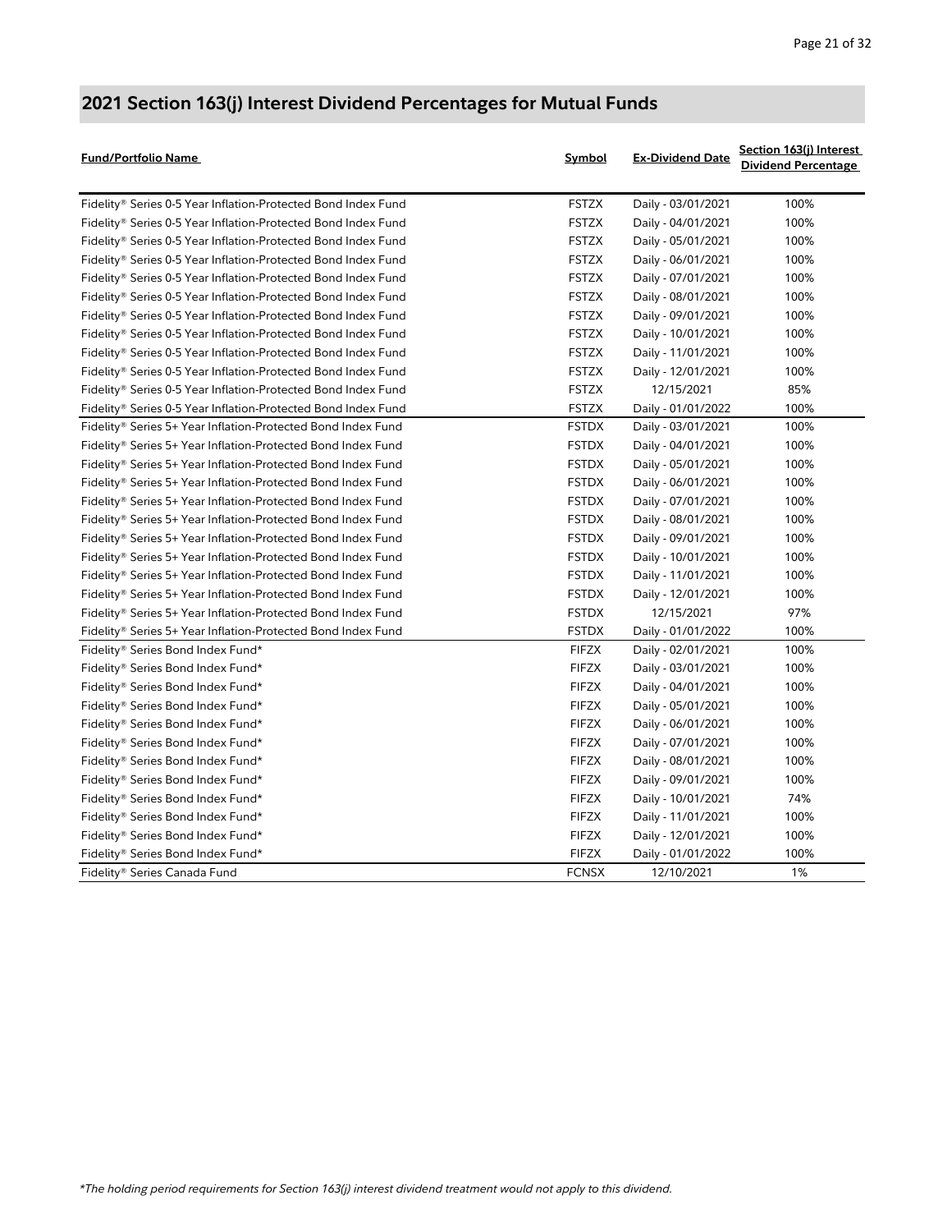## 2021 Section 163(j) Interest Dividend Percentages for Mutual Funds

| Fund/Portfolio Name | Symbol | Ex-Dividend Date | Section 163(j) Interest Dividend Percentage |
|---|---|---|---|
| Fidelity® Series 0-5 Year Inflation-Protected Bond Index Fund | FSTZX | Daily - 03/01/2021 | 100% |
| Fidelity® Series 0-5 Year Inflation-Protected Bond Index Fund | FSTZX | Daily - 04/01/2021 | 100% |
| Fidelity® Series 0-5 Year Inflation-Protected Bond Index Fund | FSTZX | Daily - 05/01/2021 | 100% |
| Fidelity® Series 0-5 Year Inflation-Protected Bond Index Fund | FSTZX | Daily - 06/01/2021 | 100% |
| Fidelity® Series 0-5 Year Inflation-Protected Bond Index Fund | FSTZX | Daily - 07/01/2021 | 100% |
| Fidelity® Series 0-5 Year Inflation-Protected Bond Index Fund | FSTZX | Daily - 08/01/2021 | 100% |
| Fidelity® Series 0-5 Year Inflation-Protected Bond Index Fund | FSTZX | Daily - 09/01/2021 | 100% |
| Fidelity® Series 0-5 Year Inflation-Protected Bond Index Fund | FSTZX | Daily - 10/01/2021 | 100% |
| Fidelity® Series 0-5 Year Inflation-Protected Bond Index Fund | FSTZX | Daily - 11/01/2021 | 100% |
| Fidelity® Series 0-5 Year Inflation-Protected Bond Index Fund | FSTZX | Daily - 12/01/2021 | 100% |
| Fidelity® Series 0-5 Year Inflation-Protected Bond Index Fund | FSTZX | 12/15/2021 | 85% |
| Fidelity® Series 0-5 Year Inflation-Protected Bond Index Fund | FSTZX | Daily - 01/01/2022 | 100% |
| Fidelity® Series 5+ Year Inflation-Protected Bond Index Fund | FSTDX | Daily - 03/01/2021 | 100% |
| Fidelity® Series 5+ Year Inflation-Protected Bond Index Fund | FSTDX | Daily - 04/01/2021 | 100% |
| Fidelity® Series 5+ Year Inflation-Protected Bond Index Fund | FSTDX | Daily - 05/01/2021 | 100% |
| Fidelity® Series 5+ Year Inflation-Protected Bond Index Fund | FSTDX | Daily - 06/01/2021 | 100% |
| Fidelity® Series 5+ Year Inflation-Protected Bond Index Fund | FSTDX | Daily - 07/01/2021 | 100% |
| Fidelity® Series 5+ Year Inflation-Protected Bond Index Fund | FSTDX | Daily - 08/01/2021 | 100% |
| Fidelity® Series 5+ Year Inflation-Protected Bond Index Fund | FSTDX | Daily - 09/01/2021 | 100% |
| Fidelity® Series 5+ Year Inflation-Protected Bond Index Fund | FSTDX | Daily - 10/01/2021 | 100% |
| Fidelity® Series 5+ Year Inflation-Protected Bond Index Fund | FSTDX | Daily - 11/01/2021 | 100% |
| Fidelity® Series 5+ Year Inflation-Protected Bond Index Fund | FSTDX | Daily - 12/01/2021 | 100% |
| Fidelity® Series 5+ Year Inflation-Protected Bond Index Fund | FSTDX | 12/15/2021 | 97% |
| Fidelity® Series 5+ Year Inflation-Protected Bond Index Fund | FSTDX | Daily - 01/01/2022 | 100% |
| Fidelity® Series Bond Index Fund* | FIFZX | Daily - 02/01/2021 | 100% |
| Fidelity® Series Bond Index Fund* | FIFZX | Daily - 03/01/2021 | 100% |
| Fidelity® Series Bond Index Fund* | FIFZX | Daily - 04/01/2021 | 100% |
| Fidelity® Series Bond Index Fund* | FIFZX | Daily - 05/01/2021 | 100% |
| Fidelity® Series Bond Index Fund* | FIFZX | Daily - 06/01/2021 | 100% |
| Fidelity® Series Bond Index Fund* | FIFZX | Daily - 07/01/2021 | 100% |
| Fidelity® Series Bond Index Fund* | FIFZX | Daily - 08/01/2021 | 100% |
| Fidelity® Series Bond Index Fund* | FIFZX | Daily - 09/01/2021 | 100% |
| Fidelity® Series Bond Index Fund* | FIFZX | Daily - 10/01/2021 | 74% |
| Fidelity® Series Bond Index Fund* | FIFZX | Daily - 11/01/2021 | 100% |
| Fidelity® Series Bond Index Fund* | FIFZX | Daily - 12/01/2021 | 100% |
| Fidelity® Series Bond Index Fund* | FIFZX | Daily - 01/01/2022 | 100% |
| Fidelity® Series Canada Fund | FCNSX | 12/10/2021 | 1% |

*The holding period requirements for Section 163(j) interest dividend treatment would not apply to this dividend.*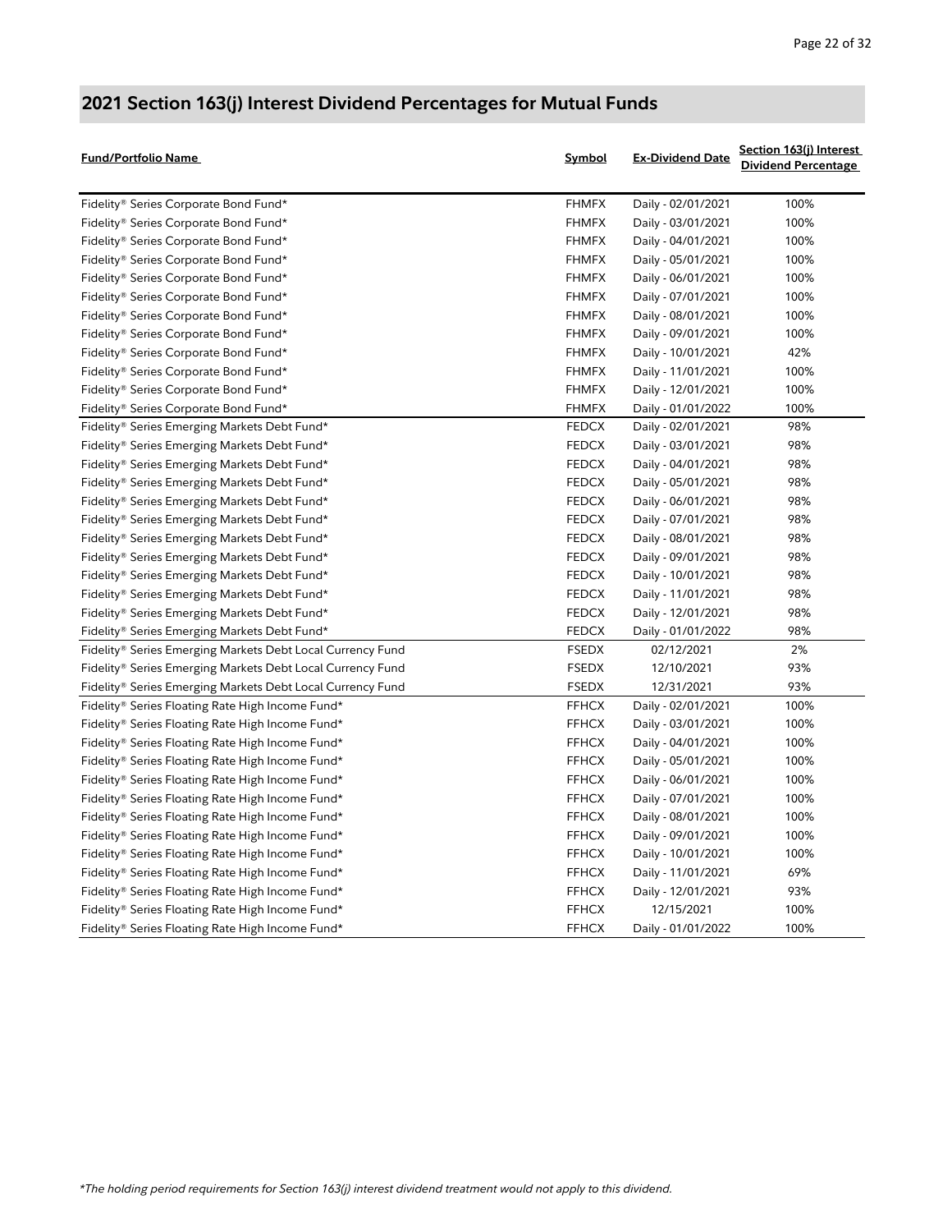## 2021 Section 163(j) Interest Dividend Percentages for Mutual Funds

| Fund/Portfolio Name | Symbol | Ex-Dividend Date | Section 163(j) Interest Dividend Percentage |
|---|---|---|---|
| Fidelity® Series Corporate Bond Fund* | FHMFX | Daily - 02/01/2021 | 100% |
| Fidelity® Series Corporate Bond Fund* | FHMFX | Daily - 03/01/2021 | 100% |
| Fidelity® Series Corporate Bond Fund* | FHMFX | Daily - 04/01/2021 | 100% |
| Fidelity® Series Corporate Bond Fund* | FHMFX | Daily - 05/01/2021 | 100% |
| Fidelity® Series Corporate Bond Fund* | FHMFX | Daily - 06/01/2021 | 100% |
| Fidelity® Series Corporate Bond Fund* | FHMFX | Daily - 07/01/2021 | 100% |
| Fidelity® Series Corporate Bond Fund* | FHMFX | Daily - 08/01/2021 | 100% |
| Fidelity® Series Corporate Bond Fund* | FHMFX | Daily - 09/01/2021 | 100% |
| Fidelity® Series Corporate Bond Fund* | FHMFX | Daily - 10/01/2021 | 42% |
| Fidelity® Series Corporate Bond Fund* | FHMFX | Daily - 11/01/2021 | 100% |
| Fidelity® Series Corporate Bond Fund* | FHMFX | Daily - 12/01/2021 | 100% |
| Fidelity® Series Corporate Bond Fund* | FHMFX | Daily - 01/01/2022 | 100% |
| Fidelity® Series Emerging Markets Debt Fund* | FEDCX | Daily - 02/01/2021 | 98% |
| Fidelity® Series Emerging Markets Debt Fund* | FEDCX | Daily - 03/01/2021 | 98% |
| Fidelity® Series Emerging Markets Debt Fund* | FEDCX | Daily - 04/01/2021 | 98% |
| Fidelity® Series Emerging Markets Debt Fund* | FEDCX | Daily - 05/01/2021 | 98% |
| Fidelity® Series Emerging Markets Debt Fund* | FEDCX | Daily - 06/01/2021 | 98% |
| Fidelity® Series Emerging Markets Debt Fund* | FEDCX | Daily - 07/01/2021 | 98% |
| Fidelity® Series Emerging Markets Debt Fund* | FEDCX | Daily - 08/01/2021 | 98% |
| Fidelity® Series Emerging Markets Debt Fund* | FEDCX | Daily - 09/01/2021 | 98% |
| Fidelity® Series Emerging Markets Debt Fund* | FEDCX | Daily - 10/01/2021 | 98% |
| Fidelity® Series Emerging Markets Debt Fund* | FEDCX | Daily - 11/01/2021 | 98% |
| Fidelity® Series Emerging Markets Debt Fund* | FEDCX | Daily - 12/01/2021 | 98% |
| Fidelity® Series Emerging Markets Debt Fund* | FEDCX | Daily - 01/01/2022 | 98% |
| Fidelity® Series Emerging Markets Debt Local Currency Fund | FSEDX | 02/12/2021 | 2% |
| Fidelity® Series Emerging Markets Debt Local Currency Fund | FSEDX | 12/10/2021 | 93% |
| Fidelity® Series Emerging Markets Debt Local Currency Fund | FSEDX | 12/31/2021 | 93% |
| Fidelity® Series Floating Rate High Income Fund* | FFHCX | Daily - 02/01/2021 | 100% |
| Fidelity® Series Floating Rate High Income Fund* | FFHCX | Daily - 03/01/2021 | 100% |
| Fidelity® Series Floating Rate High Income Fund* | FFHCX | Daily - 04/01/2021 | 100% |
| Fidelity® Series Floating Rate High Income Fund* | FFHCX | Daily - 05/01/2021 | 100% |
| Fidelity® Series Floating Rate High Income Fund* | FFHCX | Daily - 06/01/2021 | 100% |
| Fidelity® Series Floating Rate High Income Fund* | FFHCX | Daily - 07/01/2021 | 100% |
| Fidelity® Series Floating Rate High Income Fund* | FFHCX | Daily - 08/01/2021 | 100% |
| Fidelity® Series Floating Rate High Income Fund* | FFHCX | Daily - 09/01/2021 | 100% |
| Fidelity® Series Floating Rate High Income Fund* | FFHCX | Daily - 10/01/2021 | 100% |
| Fidelity® Series Floating Rate High Income Fund* | FFHCX | Daily - 11/01/2021 | 69% |
| Fidelity® Series Floating Rate High Income Fund* | FFHCX | Daily - 12/01/2021 | 93% |
| Fidelity® Series Floating Rate High Income Fund* | FFHCX | 12/15/2021 | 100% |
| Fidelity® Series Floating Rate High Income Fund* | FFHCX | Daily - 01/01/2022 | 100% |

*\*The holding period requirements for Section 163(j) interest dividend treatment would not apply to this dividend.*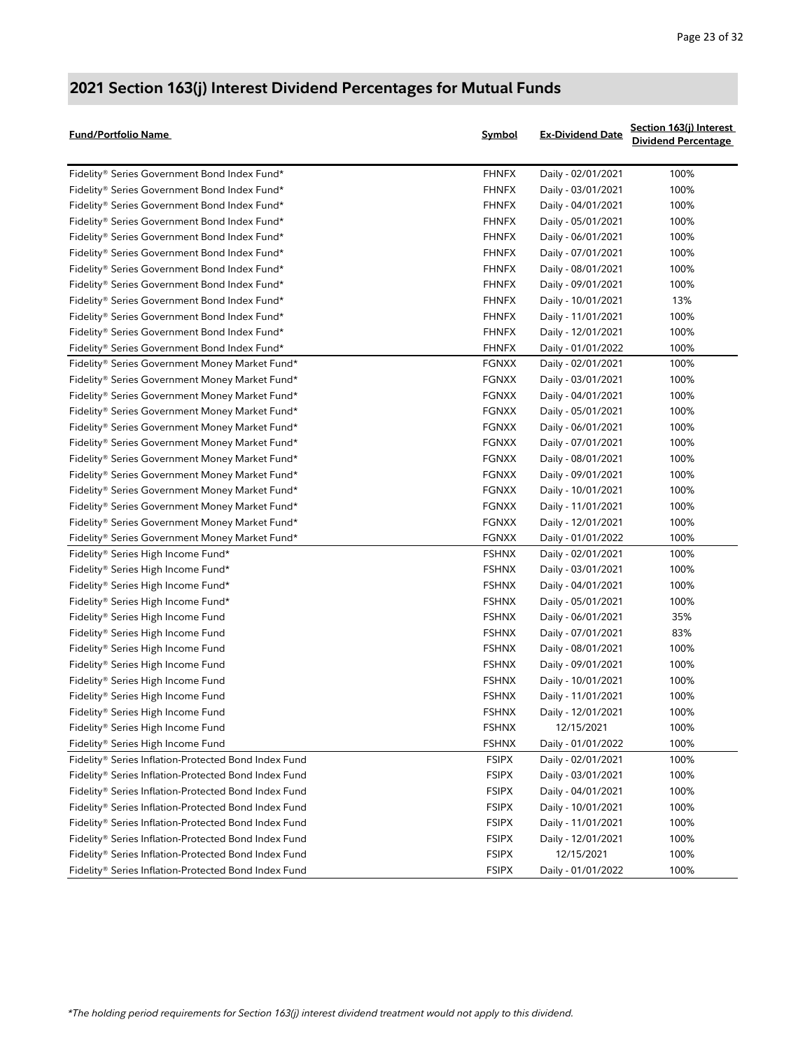## 2021 Section 163(j) Interest Dividend Percentages for Mutual Funds

| Fund/Portfolio Name | Symbol | Ex-Dividend Date | Section 163(j) Interest Dividend Percentage |
|---|---|---|---|
| Fidelity® Series Government Bond Index Fund* | FHNFX | Daily - 02/01/2021 | 100% |
| Fidelity® Series Government Bond Index Fund* | FHNFX | Daily - 03/01/2021 | 100% |
| Fidelity® Series Government Bond Index Fund* | FHNFX | Daily - 04/01/2021 | 100% |
| Fidelity® Series Government Bond Index Fund* | FHNFX | Daily - 05/01/2021 | 100% |
| Fidelity® Series Government Bond Index Fund* | FHNFX | Daily - 06/01/2021 | 100% |
| Fidelity® Series Government Bond Index Fund* | FHNFX | Daily - 07/01/2021 | 100% |
| Fidelity® Series Government Bond Index Fund* | FHNFX | Daily - 08/01/2021 | 100% |
| Fidelity® Series Government Bond Index Fund* | FHNFX | Daily - 09/01/2021 | 100% |
| Fidelity® Series Government Bond Index Fund* | FHNFX | Daily - 10/01/2021 | 13% |
| Fidelity® Series Government Bond Index Fund* | FHNFX | Daily - 11/01/2021 | 100% |
| Fidelity® Series Government Bond Index Fund* | FHNFX | Daily - 12/01/2021 | 100% |
| Fidelity® Series Government Bond Index Fund* | FHNFX | Daily - 01/01/2022 | 100% |
| Fidelity® Series Government Money Market Fund* | FGNXX | Daily - 02/01/2021 | 100% |
| Fidelity® Series Government Money Market Fund* | FGNXX | Daily - 03/01/2021 | 100% |
| Fidelity® Series Government Money Market Fund* | FGNXX | Daily - 04/01/2021 | 100% |
| Fidelity® Series Government Money Market Fund* | FGNXX | Daily - 05/01/2021 | 100% |
| Fidelity® Series Government Money Market Fund* | FGNXX | Daily - 06/01/2021 | 100% |
| Fidelity® Series Government Money Market Fund* | FGNXX | Daily - 07/01/2021 | 100% |
| Fidelity® Series Government Money Market Fund* | FGNXX | Daily - 08/01/2021 | 100% |
| Fidelity® Series Government Money Market Fund* | FGNXX | Daily - 09/01/2021 | 100% |
| Fidelity® Series Government Money Market Fund* | FGNXX | Daily - 10/01/2021 | 100% |
| Fidelity® Series Government Money Market Fund* | FGNXX | Daily - 11/01/2021 | 100% |
| Fidelity® Series Government Money Market Fund* | FGNXX | Daily - 12/01/2021 | 100% |
| Fidelity® Series Government Money Market Fund* | FGNXX | Daily - 01/01/2022 | 100% |
| Fidelity® Series High Income Fund* | FSHNX | Daily - 02/01/2021 | 100% |
| Fidelity® Series High Income Fund* | FSHNX | Daily - 03/01/2021 | 100% |
| Fidelity® Series High Income Fund* | FSHNX | Daily - 04/01/2021 | 100% |
| Fidelity® Series High Income Fund* | FSHNX | Daily - 05/01/2021 | 100% |
| Fidelity® Series High Income Fund | FSHNX | Daily - 06/01/2021 | 35% |
| Fidelity® Series High Income Fund | FSHNX | Daily - 07/01/2021 | 83% |
| Fidelity® Series High Income Fund | FSHNX | Daily - 08/01/2021 | 100% |
| Fidelity® Series High Income Fund | FSHNX | Daily - 09/01/2021 | 100% |
| Fidelity® Series High Income Fund | FSHNX | Daily - 10/01/2021 | 100% |
| Fidelity® Series High Income Fund | FSHNX | Daily - 11/01/2021 | 100% |
| Fidelity® Series High Income Fund | FSHNX | Daily - 12/01/2021 | 100% |
| Fidelity® Series High Income Fund | FSHNX | 12/15/2021 | 100% |
| Fidelity® Series High Income Fund | FSHNX | Daily - 01/01/2022 | 100% |
| Fidelity® Series Inflation-Protected Bond Index Fund | FSIPX | Daily - 02/01/2021 | 100% |
| Fidelity® Series Inflation-Protected Bond Index Fund | FSIPX | Daily - 03/01/2021 | 100% |
| Fidelity® Series Inflation-Protected Bond Index Fund | FSIPX | Daily - 04/01/2021 | 100% |
| Fidelity® Series Inflation-Protected Bond Index Fund | FSIPX | Daily - 10/01/2021 | 100% |
| Fidelity® Series Inflation-Protected Bond Index Fund | FSIPX | Daily - 11/01/2021 | 100% |
| Fidelity® Series Inflation-Protected Bond Index Fund | FSIPX | Daily - 12/01/2021 | 100% |
| Fidelity® Series Inflation-Protected Bond Index Fund | FSIPX | 12/15/2021 | 100% |
| Fidelity® Series Inflation-Protected Bond Index Fund | FSIPX | Daily - 01/01/2022 | 100% |

*The holding period requirements for Section 163(j) interest dividend treatment would not apply to this dividend.*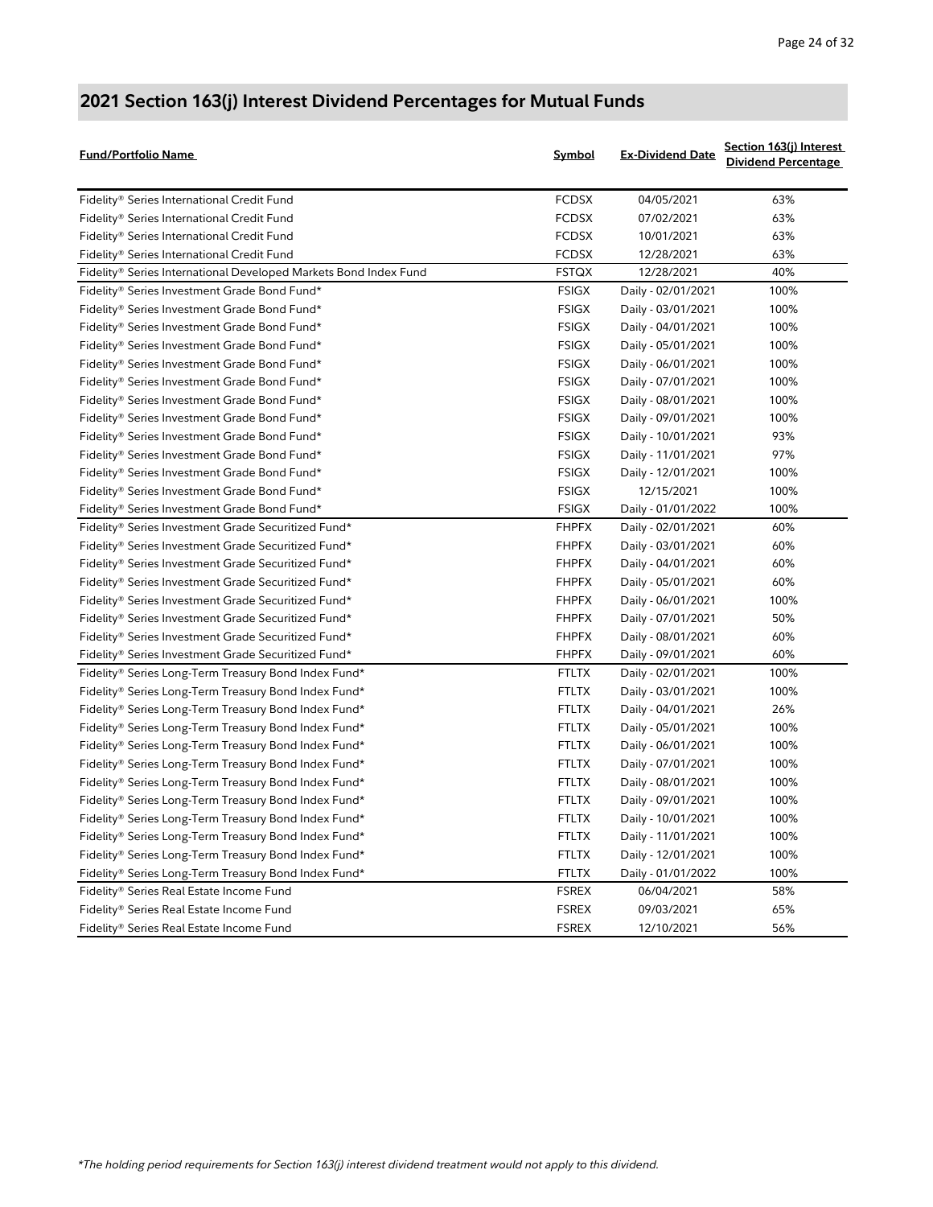## 2021 Section 163(j) Interest Dividend Percentages for Mutual Funds

| Fund/Portfolio Name | Symbol | Ex-Dividend Date | Section 163(j) Interest Dividend Percentage |
|---|---|---|---|
| Fidelity® Series International Credit Fund | FCDSX | 04/05/2021 | 63% |
| Fidelity® Series International Credit Fund | FCDSX | 07/02/2021 | 63% |
| Fidelity® Series International Credit Fund | FCDSX | 10/01/2021 | 63% |
| Fidelity® Series International Credit Fund | FCDSX | 12/28/2021 | 63% |
| Fidelity® Series International Developed Markets Bond Index Fund | FSTQX | 12/28/2021 | 40% |
| Fidelity® Series Investment Grade Bond Fund* | FSIGX | Daily - 02/01/2021 | 100% |
| Fidelity® Series Investment Grade Bond Fund* | FSIGX | Daily - 03/01/2021 | 100% |
| Fidelity® Series Investment Grade Bond Fund* | FSIGX | Daily - 04/01/2021 | 100% |
| Fidelity® Series Investment Grade Bond Fund* | FSIGX | Daily - 05/01/2021 | 100% |
| Fidelity® Series Investment Grade Bond Fund* | FSIGX | Daily - 06/01/2021 | 100% |
| Fidelity® Series Investment Grade Bond Fund* | FSIGX | Daily - 07/01/2021 | 100% |
| Fidelity® Series Investment Grade Bond Fund* | FSIGX | Daily - 08/01/2021 | 100% |
| Fidelity® Series Investment Grade Bond Fund* | FSIGX | Daily - 09/01/2021 | 100% |
| Fidelity® Series Investment Grade Bond Fund* | FSIGX | Daily - 10/01/2021 | 93% |
| Fidelity® Series Investment Grade Bond Fund* | FSIGX | Daily - 11/01/2021 | 97% |
| Fidelity® Series Investment Grade Bond Fund* | FSIGX | Daily - 12/01/2021 | 100% |
| Fidelity® Series Investment Grade Bond Fund* | FSIGX | 12/15/2021 | 100% |
| Fidelity® Series Investment Grade Bond Fund* | FSIGX | Daily - 01/01/2022 | 100% |
| Fidelity® Series Investment Grade Securitized Fund* | FHPFX | Daily - 02/01/2021 | 60% |
| Fidelity® Series Investment Grade Securitized Fund* | FHPFX | Daily - 03/01/2021 | 60% |
| Fidelity® Series Investment Grade Securitized Fund* | FHPFX | Daily - 04/01/2021 | 60% |
| Fidelity® Series Investment Grade Securitized Fund* | FHPFX | Daily - 05/01/2021 | 60% |
| Fidelity® Series Investment Grade Securitized Fund* | FHPFX | Daily - 06/01/2021 | 100% |
| Fidelity® Series Investment Grade Securitized Fund* | FHPFX | Daily - 07/01/2021 | 50% |
| Fidelity® Series Investment Grade Securitized Fund* | FHPFX | Daily - 08/01/2021 | 60% |
| Fidelity® Series Investment Grade Securitized Fund* | FHPFX | Daily - 09/01/2021 | 60% |
| Fidelity® Series Long-Term Treasury Bond Index Fund* | FTLTX | Daily - 02/01/2021 | 100% |
| Fidelity® Series Long-Term Treasury Bond Index Fund* | FTLTX | Daily - 03/01/2021 | 100% |
| Fidelity® Series Long-Term Treasury Bond Index Fund* | FTLTX | Daily - 04/01/2021 | 26% |
| Fidelity® Series Long-Term Treasury Bond Index Fund* | FTLTX | Daily - 05/01/2021 | 100% |
| Fidelity® Series Long-Term Treasury Bond Index Fund* | FTLTX | Daily - 06/01/2021 | 100% |
| Fidelity® Series Long-Term Treasury Bond Index Fund* | FTLTX | Daily - 07/01/2021 | 100% |
| Fidelity® Series Long-Term Treasury Bond Index Fund* | FTLTX | Daily - 08/01/2021 | 100% |
| Fidelity® Series Long-Term Treasury Bond Index Fund* | FTLTX | Daily - 09/01/2021 | 100% |
| Fidelity® Series Long-Term Treasury Bond Index Fund* | FTLTX | Daily - 10/01/2021 | 100% |
| Fidelity® Series Long-Term Treasury Bond Index Fund* | FTLTX | Daily - 11/01/2021 | 100% |
| Fidelity® Series Long-Term Treasury Bond Index Fund* | FTLTX | Daily - 12/01/2021 | 100% |
| Fidelity® Series Long-Term Treasury Bond Index Fund* | FTLTX | Daily - 01/01/2022 | 100% |
| Fidelity® Series Real Estate Income Fund | FSREX | 06/04/2021 | 58% |
| Fidelity® Series Real Estate Income Fund | FSREX | 09/03/2021 | 65% |
| Fidelity® Series Real Estate Income Fund | FSREX | 12/10/2021 | 56% |

*The holding period requirements for Section 163(j) interest dividend treatment would not apply to this dividend.*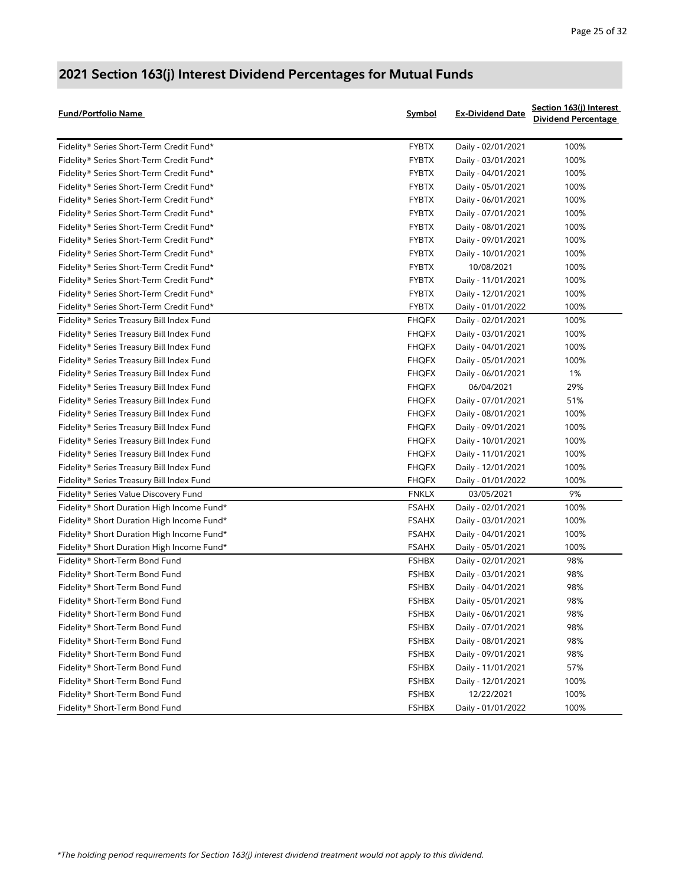## 2021 Section 163(j) Interest Dividend Percentages for Mutual Funds

| Fund/Portfolio Name | Symbol | Ex-Dividend Date | Section 163(j) Interest Dividend Percentage |
|---|---|---|---|
| Fidelity® Series Short-Term Credit Fund* | FYBTX | Daily - 02/01/2021 | 100% |
| Fidelity® Series Short-Term Credit Fund* | FYBTX | Daily - 03/01/2021 | 100% |
| Fidelity® Series Short-Term Credit Fund* | FYBTX | Daily - 04/01/2021 | 100% |
| Fidelity® Series Short-Term Credit Fund* | FYBTX | Daily - 05/01/2021 | 100% |
| Fidelity® Series Short-Term Credit Fund* | FYBTX | Daily - 06/01/2021 | 100% |
| Fidelity® Series Short-Term Credit Fund* | FYBTX | Daily - 07/01/2021 | 100% |
| Fidelity® Series Short-Term Credit Fund* | FYBTX | Daily - 08/01/2021 | 100% |
| Fidelity® Series Short-Term Credit Fund* | FYBTX | Daily - 09/01/2021 | 100% |
| Fidelity® Series Short-Term Credit Fund* | FYBTX | Daily - 10/01/2021 | 100% |
| Fidelity® Series Short-Term Credit Fund* | FYBTX | 10/08/2021 | 100% |
| Fidelity® Series Short-Term Credit Fund* | FYBTX | Daily - 11/01/2021 | 100% |
| Fidelity® Series Short-Term Credit Fund* | FYBTX | Daily - 12/01/2021 | 100% |
| Fidelity® Series Short-Term Credit Fund* | FYBTX | Daily - 01/01/2022 | 100% |
| Fidelity® Series Treasury Bill Index Fund | FHQFX | Daily - 02/01/2021 | 100% |
| Fidelity® Series Treasury Bill Index Fund | FHQFX | Daily - 03/01/2021 | 100% |
| Fidelity® Series Treasury Bill Index Fund | FHQFX | Daily - 04/01/2021 | 100% |
| Fidelity® Series Treasury Bill Index Fund | FHQFX | Daily - 05/01/2021 | 100% |
| Fidelity® Series Treasury Bill Index Fund | FHQFX | Daily - 06/01/2021 | 1% |
| Fidelity® Series Treasury Bill Index Fund | FHQFX | 06/04/2021 | 29% |
| Fidelity® Series Treasury Bill Index Fund | FHQFX | Daily - 07/01/2021 | 51% |
| Fidelity® Series Treasury Bill Index Fund | FHQFX | Daily - 08/01/2021 | 100% |
| Fidelity® Series Treasury Bill Index Fund | FHQFX | Daily - 09/01/2021 | 100% |
| Fidelity® Series Treasury Bill Index Fund | FHQFX | Daily - 10/01/2021 | 100% |
| Fidelity® Series Treasury Bill Index Fund | FHQFX | Daily - 11/01/2021 | 100% |
| Fidelity® Series Treasury Bill Index Fund | FHQFX | Daily - 12/01/2021 | 100% |
| Fidelity® Series Treasury Bill Index Fund | FHQFX | Daily - 01/01/2022 | 100% |
| Fidelity® Series Value Discovery Fund | FNKLX | 03/05/2021 | 9% |
| Fidelity® Short Duration High Income Fund* | FSAHX | Daily - 02/01/2021 | 100% |
| Fidelity® Short Duration High Income Fund* | FSAHX | Daily - 03/01/2021 | 100% |
| Fidelity® Short Duration High Income Fund* | FSAHX | Daily - 04/01/2021 | 100% |
| Fidelity® Short Duration High Income Fund* | FSAHX | Daily - 05/01/2021 | 100% |
| Fidelity® Short-Term Bond Fund | FSHBX | Daily - 02/01/2021 | 98% |
| Fidelity® Short-Term Bond Fund | FSHBX | Daily - 03/01/2021 | 98% |
| Fidelity® Short-Term Bond Fund | FSHBX | Daily - 04/01/2021 | 98% |
| Fidelity® Short-Term Bond Fund | FSHBX | Daily - 05/01/2021 | 98% |
| Fidelity® Short-Term Bond Fund | FSHBX | Daily - 06/01/2021 | 98% |
| Fidelity® Short-Term Bond Fund | FSHBX | Daily - 07/01/2021 | 98% |
| Fidelity® Short-Term Bond Fund | FSHBX | Daily - 08/01/2021 | 98% |
| Fidelity® Short-Term Bond Fund | FSHBX | Daily - 09/01/2021 | 98% |
| Fidelity® Short-Term Bond Fund | FSHBX | Daily - 11/01/2021 | 57% |
| Fidelity® Short-Term Bond Fund | FSHBX | Daily - 12/01/2021 | 100% |
| Fidelity® Short-Term Bond Fund | FSHBX | 12/22/2021 | 100% |
| Fidelity® Short-Term Bond Fund | FSHBX | Daily - 01/01/2022 | 100% |

*The holding period requirements for Section 163(j) interest dividend treatment would not apply to this dividend.*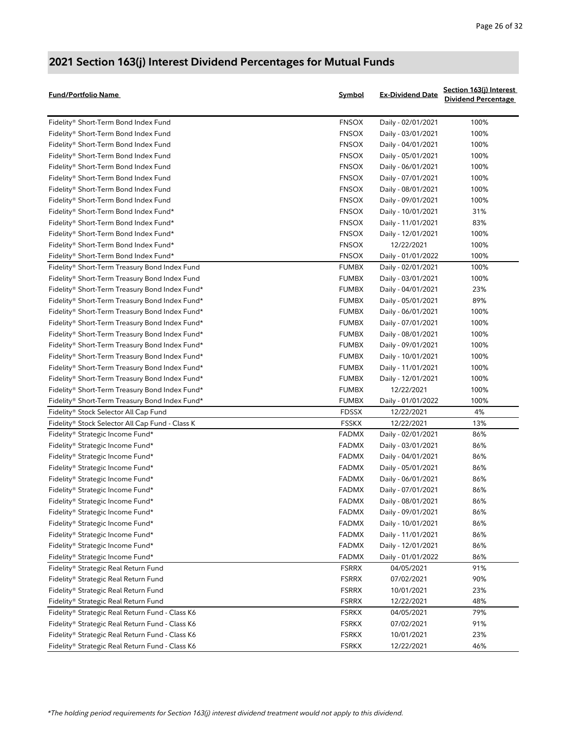## 2021 Section 163(j) Interest Dividend Percentages for Mutual Funds

| Fund/Portfolio Name | Symbol | Ex-Dividend Date | Section 163(j) Interest Dividend Percentage |
|---|---|---|---|
| Fidelity® Short-Term Bond Index Fund | FNSOX | Daily - 02/01/2021 | 100% |
| Fidelity® Short-Term Bond Index Fund | FNSOX | Daily - 03/01/2021 | 100% |
| Fidelity® Short-Term Bond Index Fund | FNSOX | Daily - 04/01/2021 | 100% |
| Fidelity® Short-Term Bond Index Fund | FNSOX | Daily - 05/01/2021 | 100% |
| Fidelity® Short-Term Bond Index Fund | FNSOX | Daily - 06/01/2021 | 100% |
| Fidelity® Short-Term Bond Index Fund | FNSOX | Daily - 07/01/2021 | 100% |
| Fidelity® Short-Term Bond Index Fund | FNSOX | Daily - 08/01/2021 | 100% |
| Fidelity® Short-Term Bond Index Fund | FNSOX | Daily - 09/01/2021 | 100% |
| Fidelity® Short-Term Bond Index Fund* | FNSOX | Daily - 10/01/2021 | 31% |
| Fidelity® Short-Term Bond Index Fund* | FNSOX | Daily - 11/01/2021 | 83% |
| Fidelity® Short-Term Bond Index Fund* | FNSOX | Daily - 12/01/2021 | 100% |
| Fidelity® Short-Term Bond Index Fund* | FNSOX | 12/22/2021 | 100% |
| Fidelity® Short-Term Bond Index Fund* | FNSOX | Daily - 01/01/2022 | 100% |
| Fidelity® Short-Term Treasury Bond Index Fund | FUMBX | Daily - 02/01/2021 | 100% |
| Fidelity® Short-Term Treasury Bond Index Fund | FUMBX | Daily - 03/01/2021 | 100% |
| Fidelity® Short-Term Treasury Bond Index Fund* | FUMBX | Daily - 04/01/2021 | 23% |
| Fidelity® Short-Term Treasury Bond Index Fund* | FUMBX | Daily - 05/01/2021 | 89% |
| Fidelity® Short-Term Treasury Bond Index Fund* | FUMBX | Daily - 06/01/2021 | 100% |
| Fidelity® Short-Term Treasury Bond Index Fund* | FUMBX | Daily - 07/01/2021 | 100% |
| Fidelity® Short-Term Treasury Bond Index Fund* | FUMBX | Daily - 08/01/2021 | 100% |
| Fidelity® Short-Term Treasury Bond Index Fund* | FUMBX | Daily - 09/01/2021 | 100% |
| Fidelity® Short-Term Treasury Bond Index Fund* | FUMBX | Daily - 10/01/2021 | 100% |
| Fidelity® Short-Term Treasury Bond Index Fund* | FUMBX | Daily - 11/01/2021 | 100% |
| Fidelity® Short-Term Treasury Bond Index Fund* | FUMBX | Daily - 12/01/2021 | 100% |
| Fidelity® Short-Term Treasury Bond Index Fund* | FUMBX | 12/22/2021 | 100% |
| Fidelity® Short-Term Treasury Bond Index Fund* | FUMBX | Daily - 01/01/2022 | 100% |
| Fidelity® Stock Selector All Cap Fund | FDSSX | 12/22/2021 | 4% |
| Fidelity® Stock Selector All Cap Fund - Class K | FSSKX | 12/22/2021 | 13% |
| Fidelity® Strategic Income Fund* | FADMX | Daily - 02/01/2021 | 86% |
| Fidelity® Strategic Income Fund* | FADMX | Daily - 03/01/2021 | 86% |
| Fidelity® Strategic Income Fund* | FADMX | Daily - 04/01/2021 | 86% |
| Fidelity® Strategic Income Fund* | FADMX | Daily - 05/01/2021 | 86% |
| Fidelity® Strategic Income Fund* | FADMX | Daily - 06/01/2021 | 86% |
| Fidelity® Strategic Income Fund* | FADMX | Daily - 07/01/2021 | 86% |
| Fidelity® Strategic Income Fund* | FADMX | Daily - 08/01/2021 | 86% |
| Fidelity® Strategic Income Fund* | FADMX | Daily - 09/01/2021 | 86% |
| Fidelity® Strategic Income Fund* | FADMX | Daily - 10/01/2021 | 86% |
| Fidelity® Strategic Income Fund* | FADMX | Daily - 11/01/2021 | 86% |
| Fidelity® Strategic Income Fund* | FADMX | Daily - 12/01/2021 | 86% |
| Fidelity® Strategic Income Fund* | FADMX | Daily - 01/01/2022 | 86% |
| Fidelity® Strategic Real Return Fund | FSRRX | 04/05/2021 | 91% |
| Fidelity® Strategic Real Return Fund | FSRRX | 07/02/2021 | 90% |
| Fidelity® Strategic Real Return Fund | FSRRX | 10/01/2021 | 23% |
| Fidelity® Strategic Real Return Fund | FSRRX | 12/22/2021 | 48% |
| Fidelity® Strategic Real Return Fund - Class K6 | FSRKX | 04/05/2021 | 79% |
| Fidelity® Strategic Real Return Fund - Class K6 | FSRKX | 07/02/2021 | 91% |
| Fidelity® Strategic Real Return Fund - Class K6 | FSRKX | 10/01/2021 | 23% |
| Fidelity® Strategic Real Return Fund - Class K6 | FSRKX | 12/22/2021 | 46% |

*\*The holding period requirements for Section 163(j) interest dividend treatment would not apply to this dividend.*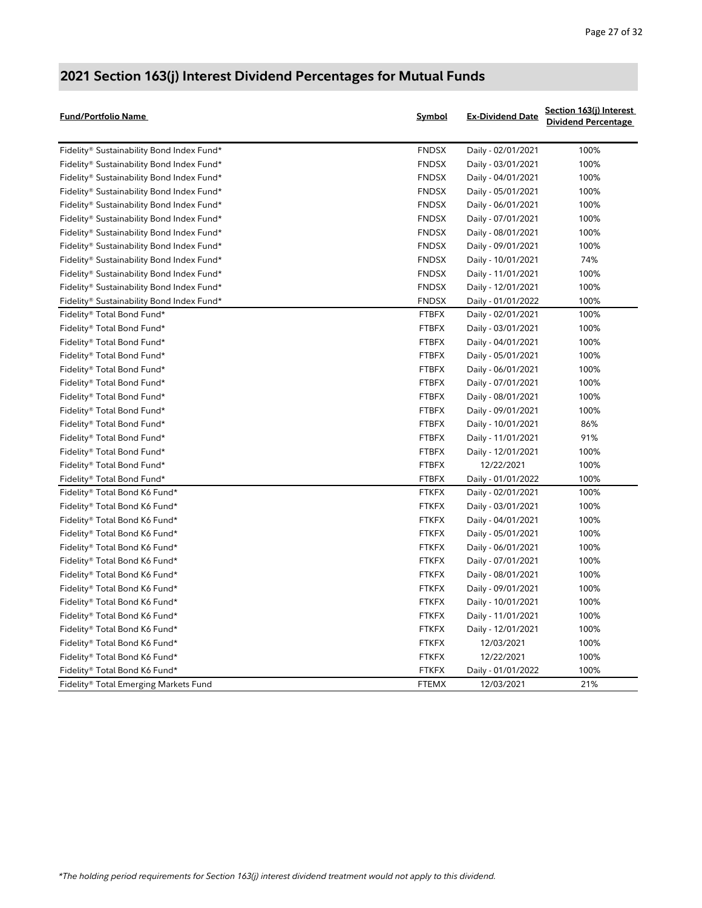## 2021 Section 163(j) Interest Dividend Percentages for Mutual Funds

| Fund/Portfolio Name | Symbol | Ex-Dividend Date | Section 163(j) Interest Dividend Percentage |
|---|---|---|---|
| Fidelity® Sustainability Bond Index Fund* | FNDSX | Daily - 02/01/2021 | 100% |
| Fidelity® Sustainability Bond Index Fund* | FNDSX | Daily - 03/01/2021 | 100% |
| Fidelity® Sustainability Bond Index Fund* | FNDSX | Daily - 04/01/2021 | 100% |
| Fidelity® Sustainability Bond Index Fund* | FNDSX | Daily - 05/01/2021 | 100% |
| Fidelity® Sustainability Bond Index Fund* | FNDSX | Daily - 06/01/2021 | 100% |
| Fidelity® Sustainability Bond Index Fund* | FNDSX | Daily - 07/01/2021 | 100% |
| Fidelity® Sustainability Bond Index Fund* | FNDSX | Daily - 08/01/2021 | 100% |
| Fidelity® Sustainability Bond Index Fund* | FNDSX | Daily - 09/01/2021 | 100% |
| Fidelity® Sustainability Bond Index Fund* | FNDSX | Daily - 10/01/2021 | 74% |
| Fidelity® Sustainability Bond Index Fund* | FNDSX | Daily - 11/01/2021 | 100% |
| Fidelity® Sustainability Bond Index Fund* | FNDSX | Daily - 12/01/2021 | 100% |
| Fidelity® Sustainability Bond Index Fund* | FNDSX | Daily - 01/01/2022 | 100% |
| Fidelity® Total Bond Fund* | FTBFX | Daily - 02/01/2021 | 100% |
| Fidelity® Total Bond Fund* | FTBFX | Daily - 03/01/2021 | 100% |
| Fidelity® Total Bond Fund* | FTBFX | Daily - 04/01/2021 | 100% |
| Fidelity® Total Bond Fund* | FTBFX | Daily - 05/01/2021 | 100% |
| Fidelity® Total Bond Fund* | FTBFX | Daily - 06/01/2021 | 100% |
| Fidelity® Total Bond Fund* | FTBFX | Daily - 07/01/2021 | 100% |
| Fidelity® Total Bond Fund* | FTBFX | Daily - 08/01/2021 | 100% |
| Fidelity® Total Bond Fund* | FTBFX | Daily - 09/01/2021 | 100% |
| Fidelity® Total Bond Fund* | FTBFX | Daily - 10/01/2021 | 86% |
| Fidelity® Total Bond Fund* | FTBFX | Daily - 11/01/2021 | 91% |
| Fidelity® Total Bond Fund* | FTBFX | Daily - 12/01/2021 | 100% |
| Fidelity® Total Bond Fund* | FTBFX | 12/22/2021 | 100% |
| Fidelity® Total Bond Fund* | FTBFX | Daily - 01/01/2022 | 100% |
| Fidelity® Total Bond K6 Fund* | FTKFX | Daily - 02/01/2021 | 100% |
| Fidelity® Total Bond K6 Fund* | FTKFX | Daily - 03/01/2021 | 100% |
| Fidelity® Total Bond K6 Fund* | FTKFX | Daily - 04/01/2021 | 100% |
| Fidelity® Total Bond K6 Fund* | FTKFX | Daily - 05/01/2021 | 100% |
| Fidelity® Total Bond K6 Fund* | FTKFX | Daily - 06/01/2021 | 100% |
| Fidelity® Total Bond K6 Fund* | FTKFX | Daily - 07/01/2021 | 100% |
| Fidelity® Total Bond K6 Fund* | FTKFX | Daily - 08/01/2021 | 100% |
| Fidelity® Total Bond K6 Fund* | FTKFX | Daily - 09/01/2021 | 100% |
| Fidelity® Total Bond K6 Fund* | FTKFX | Daily - 10/01/2021 | 100% |
| Fidelity® Total Bond K6 Fund* | FTKFX | Daily - 11/01/2021 | 100% |
| Fidelity® Total Bond K6 Fund* | FTKFX | Daily - 12/01/2021 | 100% |
| Fidelity® Total Bond K6 Fund* | FTKFX | 12/03/2021 | 100% |
| Fidelity® Total Bond K6 Fund* | FTKFX | 12/22/2021 | 100% |
| Fidelity® Total Bond K6 Fund* | FTKFX | Daily - 01/01/2022 | 100% |
| Fidelity® Total Emerging Markets Fund | FTEMX | 12/03/2021 | 21% |

*The holding period requirements for Section 163(j) interest dividend treatment would not apply to this dividend.*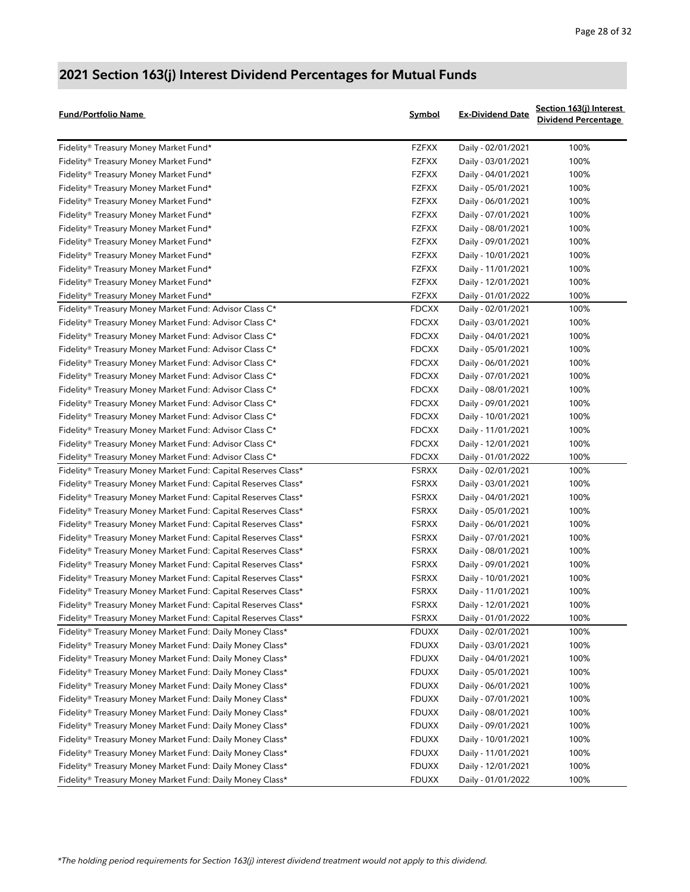## 2021 Section 163(j) Interest Dividend Percentages for Mutual Funds

| Fund/Portfolio Name | Symbol | Ex-Dividend Date | Section 163(j) Interest Dividend Percentage |
|---|---|---|---|
| Fidelity® Treasury Money Market Fund* | FZFXX | Daily - 02/01/2021 | 100% |
| Fidelity® Treasury Money Market Fund* | FZFXX | Daily - 03/01/2021 | 100% |
| Fidelity® Treasury Money Market Fund* | FZFXX | Daily - 04/01/2021 | 100% |
| Fidelity® Treasury Money Market Fund* | FZFXX | Daily - 05/01/2021 | 100% |
| Fidelity® Treasury Money Market Fund* | FZFXX | Daily - 06/01/2021 | 100% |
| Fidelity® Treasury Money Market Fund* | FZFXX | Daily - 07/01/2021 | 100% |
| Fidelity® Treasury Money Market Fund* | FZFXX | Daily - 08/01/2021 | 100% |
| Fidelity® Treasury Money Market Fund* | FZFXX | Daily - 09/01/2021 | 100% |
| Fidelity® Treasury Money Market Fund* | FZFXX | Daily - 10/01/2021 | 100% |
| Fidelity® Treasury Money Market Fund* | FZFXX | Daily - 11/01/2021 | 100% |
| Fidelity® Treasury Money Market Fund* | FZFXX | Daily - 12/01/2021 | 100% |
| Fidelity® Treasury Money Market Fund* | FZFXX | Daily - 01/01/2022 | 100% |
| Fidelity® Treasury Money Market Fund: Advisor Class C* | FDCXX | Daily - 02/01/2021 | 100% |
| Fidelity® Treasury Money Market Fund: Advisor Class C* | FDCXX | Daily - 03/01/2021 | 100% |
| Fidelity® Treasury Money Market Fund: Advisor Class C* | FDCXX | Daily - 04/01/2021 | 100% |
| Fidelity® Treasury Money Market Fund: Advisor Class C* | FDCXX | Daily - 05/01/2021 | 100% |
| Fidelity® Treasury Money Market Fund: Advisor Class C* | FDCXX | Daily - 06/01/2021 | 100% |
| Fidelity® Treasury Money Market Fund: Advisor Class C* | FDCXX | Daily - 07/01/2021 | 100% |
| Fidelity® Treasury Money Market Fund: Advisor Class C* | FDCXX | Daily - 08/01/2021 | 100% |
| Fidelity® Treasury Money Market Fund: Advisor Class C* | FDCXX | Daily - 09/01/2021 | 100% |
| Fidelity® Treasury Money Market Fund: Advisor Class C* | FDCXX | Daily - 10/01/2021 | 100% |
| Fidelity® Treasury Money Market Fund: Advisor Class C* | FDCXX | Daily - 11/01/2021 | 100% |
| Fidelity® Treasury Money Market Fund: Advisor Class C* | FDCXX | Daily - 12/01/2021 | 100% |
| Fidelity® Treasury Money Market Fund: Advisor Class C* | FDCXX | Daily - 01/01/2022 | 100% |
| Fidelity® Treasury Money Market Fund: Capital Reserves Class* | FSRXX | Daily - 02/01/2021 | 100% |
| Fidelity® Treasury Money Market Fund: Capital Reserves Class* | FSRXX | Daily - 03/01/2021 | 100% |
| Fidelity® Treasury Money Market Fund: Capital Reserves Class* | FSRXX | Daily - 04/01/2021 | 100% |
| Fidelity® Treasury Money Market Fund: Capital Reserves Class* | FSRXX | Daily - 05/01/2021 | 100% |
| Fidelity® Treasury Money Market Fund: Capital Reserves Class* | FSRXX | Daily - 06/01/2021 | 100% |
| Fidelity® Treasury Money Market Fund: Capital Reserves Class* | FSRXX | Daily - 07/01/2021 | 100% |
| Fidelity® Treasury Money Market Fund: Capital Reserves Class* | FSRXX | Daily - 08/01/2021 | 100% |
| Fidelity® Treasury Money Market Fund: Capital Reserves Class* | FSRXX | Daily - 09/01/2021 | 100% |
| Fidelity® Treasury Money Market Fund: Capital Reserves Class* | FSRXX | Daily - 10/01/2021 | 100% |
| Fidelity® Treasury Money Market Fund: Capital Reserves Class* | FSRXX | Daily - 11/01/2021 | 100% |
| Fidelity® Treasury Money Market Fund: Capital Reserves Class* | FSRXX | Daily - 12/01/2021 | 100% |
| Fidelity® Treasury Money Market Fund: Capital Reserves Class* | FSRXX | Daily - 01/01/2022 | 100% |
| Fidelity® Treasury Money Market Fund: Daily Money Class* | FDUXX | Daily - 02/01/2021 | 100% |
| Fidelity® Treasury Money Market Fund: Daily Money Class* | FDUXX | Daily - 03/01/2021 | 100% |
| Fidelity® Treasury Money Market Fund: Daily Money Class* | FDUXX | Daily - 04/01/2021 | 100% |
| Fidelity® Treasury Money Market Fund: Daily Money Class* | FDUXX | Daily - 05/01/2021 | 100% |
| Fidelity® Treasury Money Market Fund: Daily Money Class* | FDUXX | Daily - 06/01/2021 | 100% |
| Fidelity® Treasury Money Market Fund: Daily Money Class* | FDUXX | Daily - 07/01/2021 | 100% |
| Fidelity® Treasury Money Market Fund: Daily Money Class* | FDUXX | Daily - 08/01/2021 | 100% |
| Fidelity® Treasury Money Market Fund: Daily Money Class* | FDUXX | Daily - 09/01/2021 | 100% |
| Fidelity® Treasury Money Market Fund: Daily Money Class* | FDUXX | Daily - 10/01/2021 | 100% |
| Fidelity® Treasury Money Market Fund: Daily Money Class* | FDUXX | Daily - 11/01/2021 | 100% |
| Fidelity® Treasury Money Market Fund: Daily Money Class* | FDUXX | Daily - 12/01/2021 | 100% |
| Fidelity® Treasury Money Market Fund: Daily Money Class* | FDUXX | Daily - 01/01/2022 | 100% |

*\*The holding period requirements for Section 163(j) interest dividend treatment would not apply to this dividend.*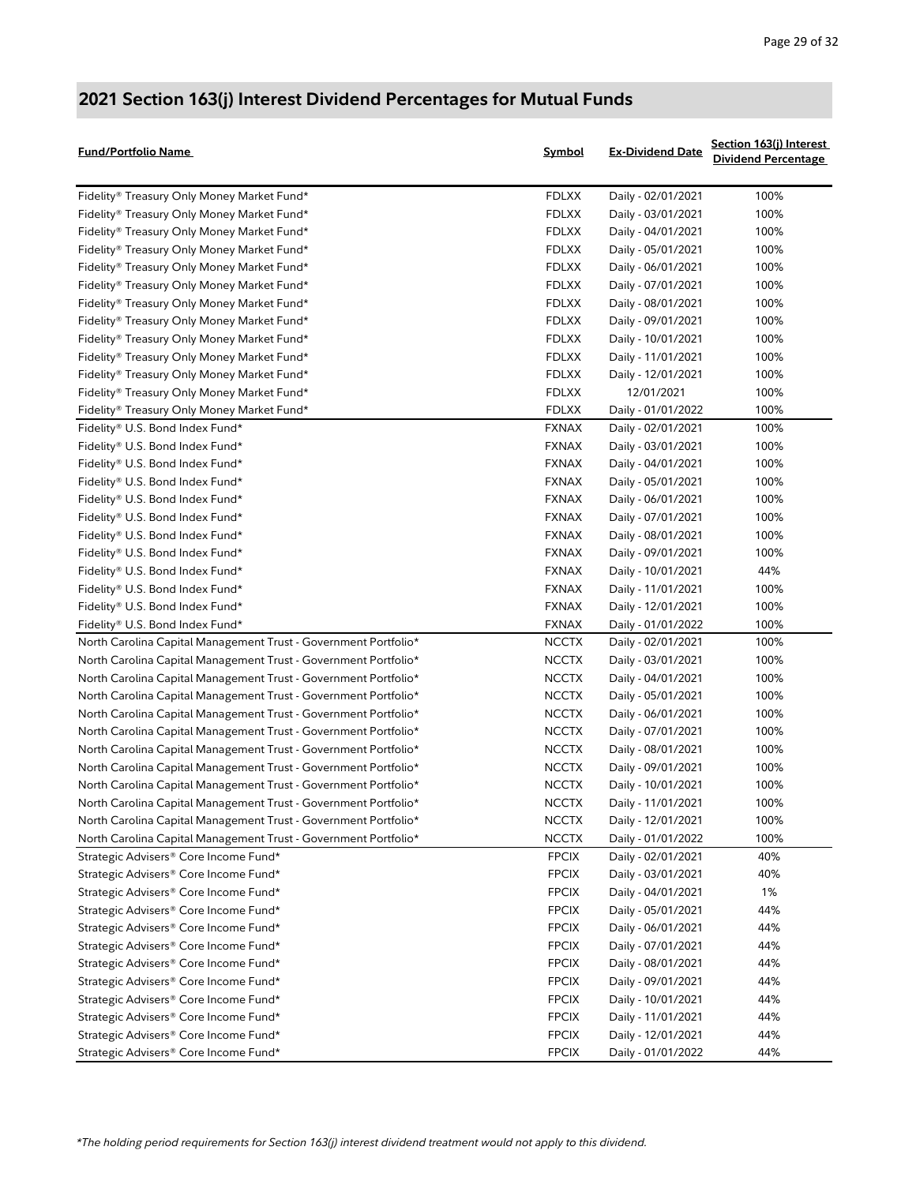## 2021 Section 163(j) Interest Dividend Percentages for Mutual Funds

| Fund/Portfolio Name | Symbol | Ex-Dividend Date | Section 163(j) Interest Dividend Percentage |
|---|---|---|---|
| Fidelity® Treasury Only Money Market Fund* | FDLXX | Daily - 02/01/2021 | 100% |
| Fidelity® Treasury Only Money Market Fund* | FDLXX | Daily - 03/01/2021 | 100% |
| Fidelity® Treasury Only Money Market Fund* | FDLXX | Daily - 04/01/2021 | 100% |
| Fidelity® Treasury Only Money Market Fund* | FDLXX | Daily - 05/01/2021 | 100% |
| Fidelity® Treasury Only Money Market Fund* | FDLXX | Daily - 06/01/2021 | 100% |
| Fidelity® Treasury Only Money Market Fund* | FDLXX | Daily - 07/01/2021 | 100% |
| Fidelity® Treasury Only Money Market Fund* | FDLXX | Daily - 08/01/2021 | 100% |
| Fidelity® Treasury Only Money Market Fund* | FDLXX | Daily - 09/01/2021 | 100% |
| Fidelity® Treasury Only Money Market Fund* | FDLXX | Daily - 10/01/2021 | 100% |
| Fidelity® Treasury Only Money Market Fund* | FDLXX | Daily - 11/01/2021 | 100% |
| Fidelity® Treasury Only Money Market Fund* | FDLXX | Daily - 12/01/2021 | 100% |
| Fidelity® Treasury Only Money Market Fund* | FDLXX | 12/01/2021 | 100% |
| Fidelity® Treasury Only Money Market Fund* | FDLXX | Daily - 01/01/2022 | 100% |
| Fidelity® U.S. Bond Index Fund* | FXNAX | Daily - 02/01/2021 | 100% |
| Fidelity® U.S. Bond Index Fund* | FXNAX | Daily - 03/01/2021 | 100% |
| Fidelity® U.S. Bond Index Fund* | FXNAX | Daily - 04/01/2021 | 100% |
| Fidelity® U.S. Bond Index Fund* | FXNAX | Daily - 05/01/2021 | 100% |
| Fidelity® U.S. Bond Index Fund* | FXNAX | Daily - 06/01/2021 | 100% |
| Fidelity® U.S. Bond Index Fund* | FXNAX | Daily - 07/01/2021 | 100% |
| Fidelity® U.S. Bond Index Fund* | FXNAX | Daily - 08/01/2021 | 100% |
| Fidelity® U.S. Bond Index Fund* | FXNAX | Daily - 09/01/2021 | 100% |
| Fidelity® U.S. Bond Index Fund* | FXNAX | Daily - 10/01/2021 | 44% |
| Fidelity® U.S. Bond Index Fund* | FXNAX | Daily - 11/01/2021 | 100% |
| Fidelity® U.S. Bond Index Fund* | FXNAX | Daily - 12/01/2021 | 100% |
| Fidelity® U.S. Bond Index Fund* | FXNAX | Daily - 01/01/2022 | 100% |
| North Carolina Capital Management Trust - Government Portfolio* | NCCTX | Daily - 02/01/2021 | 100% |
| North Carolina Capital Management Trust - Government Portfolio* | NCCTX | Daily - 03/01/2021 | 100% |
| North Carolina Capital Management Trust - Government Portfolio* | NCCTX | Daily - 04/01/2021 | 100% |
| North Carolina Capital Management Trust - Government Portfolio* | NCCTX | Daily - 05/01/2021 | 100% |
| North Carolina Capital Management Trust - Government Portfolio* | NCCTX | Daily - 06/01/2021 | 100% |
| North Carolina Capital Management Trust - Government Portfolio* | NCCTX | Daily - 07/01/2021 | 100% |
| North Carolina Capital Management Trust - Government Portfolio* | NCCTX | Daily - 08/01/2021 | 100% |
| North Carolina Capital Management Trust - Government Portfolio* | NCCTX | Daily - 09/01/2021 | 100% |
| North Carolina Capital Management Trust - Government Portfolio* | NCCTX | Daily - 10/01/2021 | 100% |
| North Carolina Capital Management Trust - Government Portfolio* | NCCTX | Daily - 11/01/2021 | 100% |
| North Carolina Capital Management Trust - Government Portfolio* | NCCTX | Daily - 12/01/2021 | 100% |
| North Carolina Capital Management Trust - Government Portfolio* | NCCTX | Daily - 01/01/2022 | 100% |
| Strategic Advisers® Core Income Fund* | FPCIX | Daily - 02/01/2021 | 40% |
| Strategic Advisers® Core Income Fund* | FPCIX | Daily - 03/01/2021 | 40% |
| Strategic Advisers® Core Income Fund* | FPCIX | Daily - 04/01/2021 | 1% |
| Strategic Advisers® Core Income Fund* | FPCIX | Daily - 05/01/2021 | 44% |
| Strategic Advisers® Core Income Fund* | FPCIX | Daily - 06/01/2021 | 44% |
| Strategic Advisers® Core Income Fund* | FPCIX | Daily - 07/01/2021 | 44% |
| Strategic Advisers® Core Income Fund* | FPCIX | Daily - 08/01/2021 | 44% |
| Strategic Advisers® Core Income Fund* | FPCIX | Daily - 09/01/2021 | 44% |
| Strategic Advisers® Core Income Fund* | FPCIX | Daily - 10/01/2021 | 44% |
| Strategic Advisers® Core Income Fund* | FPCIX | Daily - 11/01/2021 | 44% |
| Strategic Advisers® Core Income Fund* | FPCIX | Daily - 12/01/2021 | 44% |
| Strategic Advisers® Core Income Fund* | FPCIX | Daily - 01/01/2022 | 44% |

*\*The holding period requirements for Section 163(j) interest dividend treatment would not apply to this dividend.*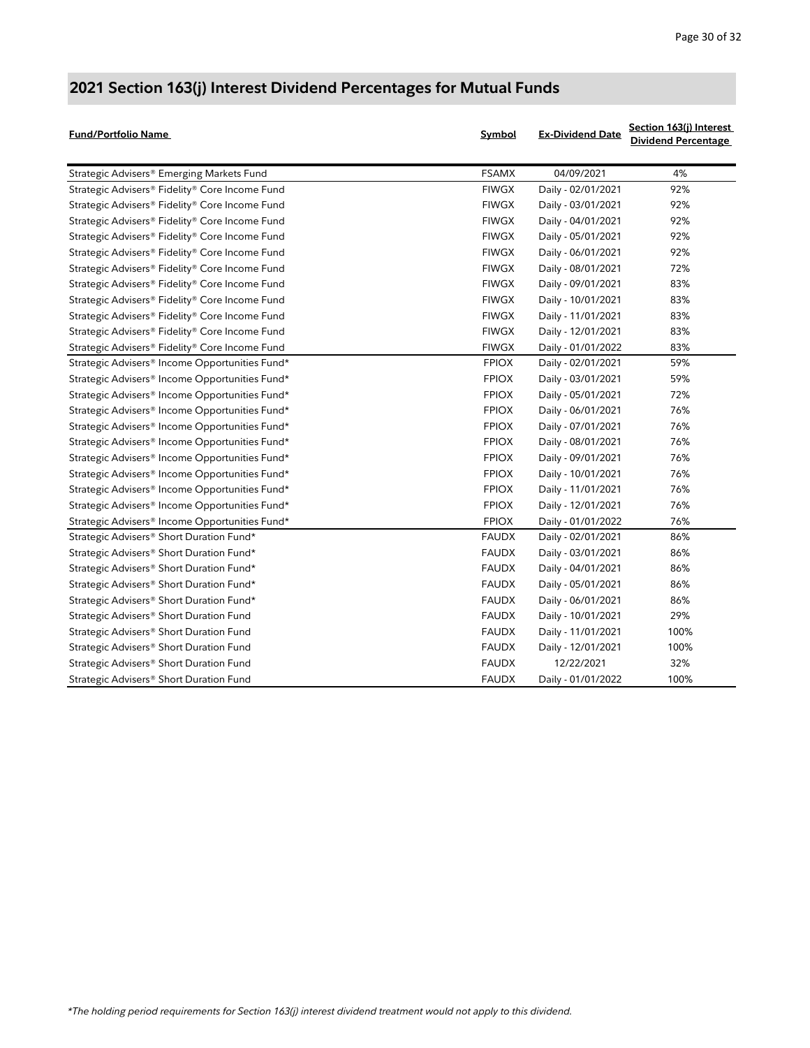## 2021 Section 163(j) Interest Dividend Percentages for Mutual Funds

| Fund/Portfolio Name | Symbol | Ex-Dividend Date | Section 163(j) Interest Dividend Percentage |
|---|---|---|---|
| Strategic Advisers® Emerging Markets Fund | FSAMX | 04/09/2021 | 4% |
| Strategic Advisers® Fidelity® Core Income Fund | FIWGX | Daily - 02/01/2021 | 92% |
| Strategic Advisers® Fidelity® Core Income Fund | FIWGX | Daily - 03/01/2021 | 92% |
| Strategic Advisers® Fidelity® Core Income Fund | FIWGX | Daily - 04/01/2021 | 92% |
| Strategic Advisers® Fidelity® Core Income Fund | FIWGX | Daily - 05/01/2021 | 92% |
| Strategic Advisers® Fidelity® Core Income Fund | FIWGX | Daily - 06/01/2021 | 92% |
| Strategic Advisers® Fidelity® Core Income Fund | FIWGX | Daily - 08/01/2021 | 72% |
| Strategic Advisers® Fidelity® Core Income Fund | FIWGX | Daily - 09/01/2021 | 83% |
| Strategic Advisers® Fidelity® Core Income Fund | FIWGX | Daily - 10/01/2021 | 83% |
| Strategic Advisers® Fidelity® Core Income Fund | FIWGX | Daily - 11/01/2021 | 83% |
| Strategic Advisers® Fidelity® Core Income Fund | FIWGX | Daily - 12/01/2021 | 83% |
| Strategic Advisers® Fidelity® Core Income Fund | FIWGX | Daily - 01/01/2022 | 83% |
| Strategic Advisers® Income Opportunities Fund* | FPIOX | Daily - 02/01/2021 | 59% |
| Strategic Advisers® Income Opportunities Fund* | FPIOX | Daily - 03/01/2021 | 59% |
| Strategic Advisers® Income Opportunities Fund* | FPIOX | Daily - 05/01/2021 | 72% |
| Strategic Advisers® Income Opportunities Fund* | FPIOX | Daily - 06/01/2021 | 76% |
| Strategic Advisers® Income Opportunities Fund* | FPIOX | Daily - 07/01/2021 | 76% |
| Strategic Advisers® Income Opportunities Fund* | FPIOX | Daily - 08/01/2021 | 76% |
| Strategic Advisers® Income Opportunities Fund* | FPIOX | Daily - 09/01/2021 | 76% |
| Strategic Advisers® Income Opportunities Fund* | FPIOX | Daily - 10/01/2021 | 76% |
| Strategic Advisers® Income Opportunities Fund* | FPIOX | Daily - 11/01/2021 | 76% |
| Strategic Advisers® Income Opportunities Fund* | FPIOX | Daily - 12/01/2021 | 76% |
| Strategic Advisers® Income Opportunities Fund* | FPIOX | Daily - 01/01/2022 | 76% |
| Strategic Advisers® Short Duration Fund* | FAUDX | Daily - 02/01/2021 | 86% |
| Strategic Advisers® Short Duration Fund* | FAUDX | Daily - 03/01/2021 | 86% |
| Strategic Advisers® Short Duration Fund* | FAUDX | Daily - 04/01/2021 | 86% |
| Strategic Advisers® Short Duration Fund* | FAUDX | Daily - 05/01/2021 | 86% |
| Strategic Advisers® Short Duration Fund* | FAUDX | Daily - 06/01/2021 | 86% |
| Strategic Advisers® Short Duration Fund | FAUDX | Daily - 10/01/2021 | 29% |
| Strategic Advisers® Short Duration Fund | FAUDX | Daily - 11/01/2021 | 100% |
| Strategic Advisers® Short Duration Fund | FAUDX | Daily - 12/01/2021 | 100% |
| Strategic Advisers® Short Duration Fund | FAUDX | 12/22/2021 | 32% |
| Strategic Advisers® Short Duration Fund | FAUDX | Daily - 01/01/2022 | 100% |

*\*The holding period requirements for Section 163(j) interest dividend treatment would not apply to this dividend.*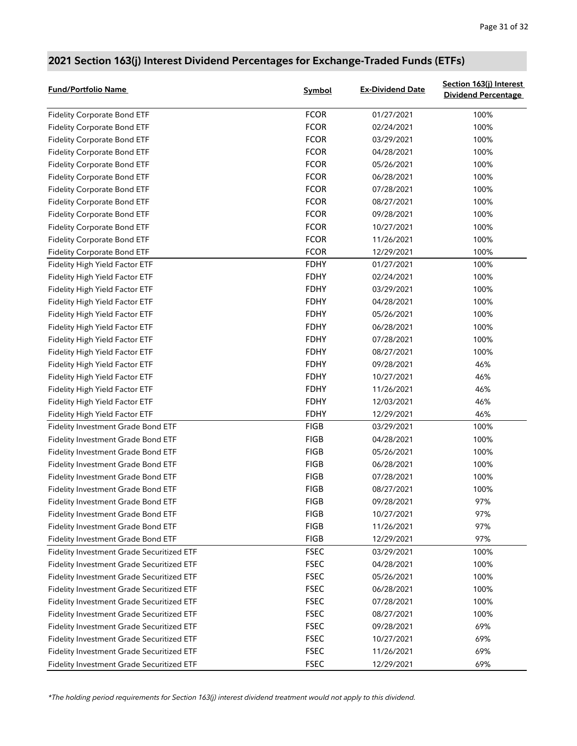## 2021 Section 163(j) Interest Dividend Percentages for Exchange-Traded Funds (ETFs)

| Fund/Portfolio Name | Symbol | Ex-Dividend Date | Section 163(j) Interest Dividend Percentage |
|---|---|---|---|
| Fidelity Corporate Bond ETF | FCOR | 01/27/2021 | 100% |
| Fidelity Corporate Bond ETF | FCOR | 02/24/2021 | 100% |
| Fidelity Corporate Bond ETF | FCOR | 03/29/2021 | 100% |
| Fidelity Corporate Bond ETF | FCOR | 04/28/2021 | 100% |
| Fidelity Corporate Bond ETF | FCOR | 05/26/2021 | 100% |
| Fidelity Corporate Bond ETF | FCOR | 06/28/2021 | 100% |
| Fidelity Corporate Bond ETF | FCOR | 07/28/2021 | 100% |
| Fidelity Corporate Bond ETF | FCOR | 08/27/2021 | 100% |
| Fidelity Corporate Bond ETF | FCOR | 09/28/2021 | 100% |
| Fidelity Corporate Bond ETF | FCOR | 10/27/2021 | 100% |
| Fidelity Corporate Bond ETF | FCOR | 11/26/2021 | 100% |
| Fidelity Corporate Bond ETF | FCOR | 12/29/2021 | 100% |
| Fidelity High Yield Factor ETF | FDHY | 01/27/2021 | 100% |
| Fidelity High Yield Factor ETF | FDHY | 02/24/2021 | 100% |
| Fidelity High Yield Factor ETF | FDHY | 03/29/2021 | 100% |
| Fidelity High Yield Factor ETF | FDHY | 04/28/2021 | 100% |
| Fidelity High Yield Factor ETF | FDHY | 05/26/2021 | 100% |
| Fidelity High Yield Factor ETF | FDHY | 06/28/2021 | 100% |
| Fidelity High Yield Factor ETF | FDHY | 07/28/2021 | 100% |
| Fidelity High Yield Factor ETF | FDHY | 08/27/2021 | 100% |
| Fidelity High Yield Factor ETF | FDHY | 09/28/2021 | 46% |
| Fidelity High Yield Factor ETF | FDHY | 10/27/2021 | 46% |
| Fidelity High Yield Factor ETF | FDHY | 11/26/2021 | 46% |
| Fidelity High Yield Factor ETF | FDHY | 12/03/2021 | 46% |
| Fidelity High Yield Factor ETF | FDHY | 12/29/2021 | 46% |
| Fidelity Investment Grade Bond ETF | FIGB | 03/29/2021 | 100% |
| Fidelity Investment Grade Bond ETF | FIGB | 04/28/2021 | 100% |
| Fidelity Investment Grade Bond ETF | FIGB | 05/26/2021 | 100% |
| Fidelity Investment Grade Bond ETF | FIGB | 06/28/2021 | 100% |
| Fidelity Investment Grade Bond ETF | FIGB | 07/28/2021 | 100% |
| Fidelity Investment Grade Bond ETF | FIGB | 08/27/2021 | 100% |
| Fidelity Investment Grade Bond ETF | FIGB | 09/28/2021 | 97% |
| Fidelity Investment Grade Bond ETF | FIGB | 10/27/2021 | 97% |
| Fidelity Investment Grade Bond ETF | FIGB | 11/26/2021 | 97% |
| Fidelity Investment Grade Bond ETF | FIGB | 12/29/2021 | 97% |
| Fidelity Investment Grade Securitized ETF | FSEC | 03/29/2021 | 100% |
| Fidelity Investment Grade Securitized ETF | FSEC | 04/28/2021 | 100% |
| Fidelity Investment Grade Securitized ETF | FSEC | 05/26/2021 | 100% |
| Fidelity Investment Grade Securitized ETF | FSEC | 06/28/2021 | 100% |
| Fidelity Investment Grade Securitized ETF | FSEC | 07/28/2021 | 100% |
| Fidelity Investment Grade Securitized ETF | FSEC | 08/27/2021 | 100% |
| Fidelity Investment Grade Securitized ETF | FSEC | 09/28/2021 | 69% |
| Fidelity Investment Grade Securitized ETF | FSEC | 10/27/2021 | 69% |
| Fidelity Investment Grade Securitized ETF | FSEC | 11/26/2021 | 69% |
| Fidelity Investment Grade Securitized ETF | FSEC | 12/29/2021 | 69% |

*\*The holding period requirements for Section 163(j) interest dividend treatment would not apply to this dividend.*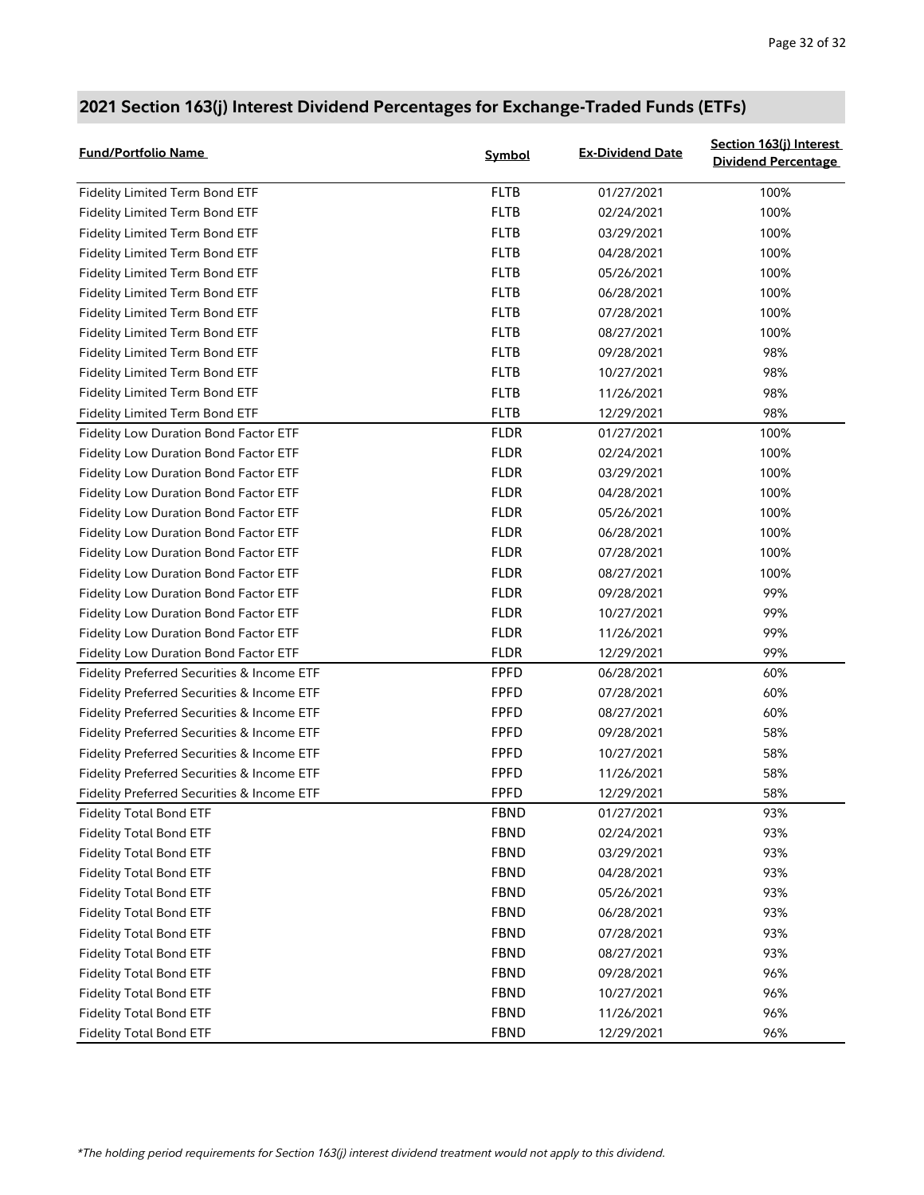## 2021 Section 163(j) Interest Dividend Percentages for Exchange-Traded Funds (ETFs)

| Fund/Portfolio Name | Symbol | Ex-Dividend Date | Section 163(j) Interest Dividend Percentage |
|---|---|---|---|
| Fidelity Limited Term Bond ETF | FLTB | 01/27/2021 | 100% |
| Fidelity Limited Term Bond ETF | FLTB | 02/24/2021 | 100% |
| Fidelity Limited Term Bond ETF | FLTB | 03/29/2021 | 100% |
| Fidelity Limited Term Bond ETF | FLTB | 04/28/2021 | 100% |
| Fidelity Limited Term Bond ETF | FLTB | 05/26/2021 | 100% |
| Fidelity Limited Term Bond ETF | FLTB | 06/28/2021 | 100% |
| Fidelity Limited Term Bond ETF | FLTB | 07/28/2021 | 100% |
| Fidelity Limited Term Bond ETF | FLTB | 08/27/2021 | 100% |
| Fidelity Limited Term Bond ETF | FLTB | 09/28/2021 | 98% |
| Fidelity Limited Term Bond ETF | FLTB | 10/27/2021 | 98% |
| Fidelity Limited Term Bond ETF | FLTB | 11/26/2021 | 98% |
| Fidelity Limited Term Bond ETF | FLTB | 12/29/2021 | 98% |
| Fidelity Low Duration Bond Factor ETF | FLDR | 01/27/2021 | 100% |
| Fidelity Low Duration Bond Factor ETF | FLDR | 02/24/2021 | 100% |
| Fidelity Low Duration Bond Factor ETF | FLDR | 03/29/2021 | 100% |
| Fidelity Low Duration Bond Factor ETF | FLDR | 04/28/2021 | 100% |
| Fidelity Low Duration Bond Factor ETF | FLDR | 05/26/2021 | 100% |
| Fidelity Low Duration Bond Factor ETF | FLDR | 06/28/2021 | 100% |
| Fidelity Low Duration Bond Factor ETF | FLDR | 07/28/2021 | 100% |
| Fidelity Low Duration Bond Factor ETF | FLDR | 08/27/2021 | 100% |
| Fidelity Low Duration Bond Factor ETF | FLDR | 09/28/2021 | 99% |
| Fidelity Low Duration Bond Factor ETF | FLDR | 10/27/2021 | 99% |
| Fidelity Low Duration Bond Factor ETF | FLDR | 11/26/2021 | 99% |
| Fidelity Low Duration Bond Factor ETF | FLDR | 12/29/2021 | 99% |
| Fidelity Preferred Securities & Income ETF | FPFD | 06/28/2021 | 60% |
| Fidelity Preferred Securities & Income ETF | FPFD | 07/28/2021 | 60% |
| Fidelity Preferred Securities & Income ETF | FPFD | 08/27/2021 | 60% |
| Fidelity Preferred Securities & Income ETF | FPFD | 09/28/2021 | 58% |
| Fidelity Preferred Securities & Income ETF | FPFD | 10/27/2021 | 58% |
| Fidelity Preferred Securities & Income ETF | FPFD | 11/26/2021 | 58% |
| Fidelity Preferred Securities & Income ETF | FPFD | 12/29/2021 | 58% |
| Fidelity Total Bond ETF | FBND | 01/27/2021 | 93% |
| Fidelity Total Bond ETF | FBND | 02/24/2021 | 93% |
| Fidelity Total Bond ETF | FBND | 03/29/2021 | 93% |
| Fidelity Total Bond ETF | FBND | 04/28/2021 | 93% |
| Fidelity Total Bond ETF | FBND | 05/26/2021 | 93% |
| Fidelity Total Bond ETF | FBND | 06/28/2021 | 93% |
| Fidelity Total Bond ETF | FBND | 07/28/2021 | 93% |
| Fidelity Total Bond ETF | FBND | 08/27/2021 | 93% |
| Fidelity Total Bond ETF | FBND | 09/28/2021 | 96% |
| Fidelity Total Bond ETF | FBND | 10/27/2021 | 96% |
| Fidelity Total Bond ETF | FBND | 11/26/2021 | 96% |
| Fidelity Total Bond ETF | FBND | 12/29/2021 | 96% |

*\*The holding period requirements for Section 163(j) interest dividend treatment would not apply to this dividend.*